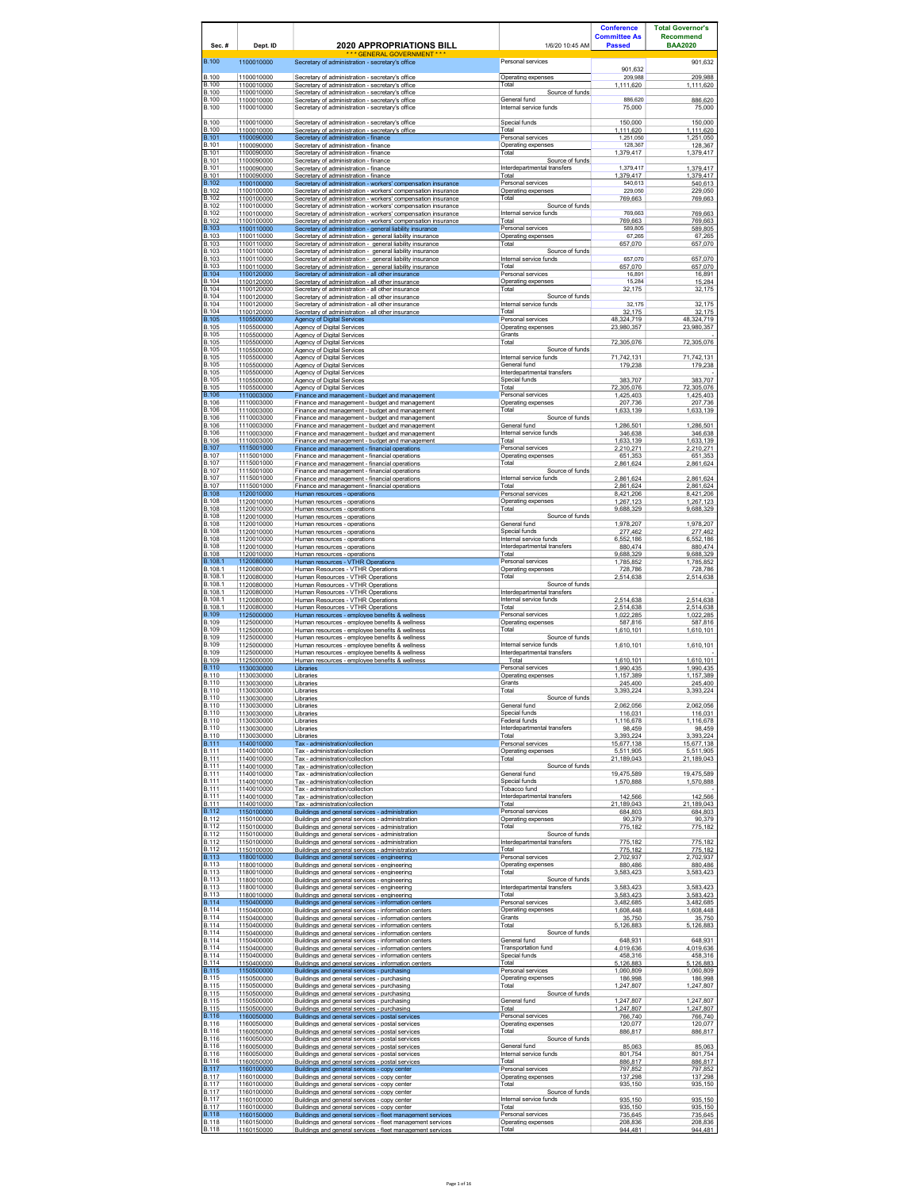| Sec. # | Dept. ID | 2020 APPROPRIATIONS BILL | 1/6/20 10:45 AM | Conference Committee As Passed | Total Governor's Recommend BAA2020 |
|---|---|---|---|---|---|
| | | *** GENERAL GOVERNMENT *** | | | |
| B.100 | 1100010000 | Secretary of administration - secretary's office | Personal services | 901,632 | 901,632 |
| B.100 | 1100010000 | Secretary of administration - secretary's office | Operating expenses | 209,988 | 209,988 |
| B.100 | 1100010000 | Secretary of administration - secretary's office | Total | 1,111,620 | 1,111,620 |
| B.100 | 1100010000 | Secretary of administration - secretary's office | Source of funds | | |
| B.100 | 1100010000 | Secretary of administration - secretary's office | General fund | 886,620 | 886,620 |
| B.100 | 1100010000 | Secretary of administration - secretary's office | Internal service funds | 75,000 | 75,000 |
| B.100 | 1100010000 | Secretary of administration - secretary's office | Special funds | 150,000 | 150,000 |
| B.100 | 1100010000 | Secretary of administration - secretary's office | Total | 1,111,620 | 1,111,620 |
| B.101 | 1100090000 | Secretary of administration - finance | Personal services | 1,251,050 | 1,251,050 |
| B.101 | 1100090000 | Secretary of administration - finance | Operating expenses | 128,367 | 128,367 |
| B.101 | 1100090000 | Secretary of administration - finance | Total | 1,379,417 | 1,379,417 |
| B.101 | 1100090000 | Secretary of administration - finance | Source of funds | | |
| B.101 | 1100090000 | Secretary of administration - finance | Interdepartmental transfers | 1,379,417 | 1,379,417 |
| B.101 | 1100090000 | Secretary of administration - finance | Total | 1,379,417 | 1,379,417 |
| B.102 | 1100100000 | Secretary of administration - workers' compensation insurance | Personal services | 540,613 | 540,613 |
| B.102 | 1100100000 | Secretary of administration - workers' compensation insurance | Operating expenses | 229,050 | 229,050 |
| B.102 | 1100100000 | Secretary of administration - workers' compensation insurance | Total | 769,663 | 769,663 |
| B.102 | 1100100000 | Secretary of administration - workers' compensation insurance | Source of funds | | |
| B.102 | 1100100000 | Secretary of administration - workers' compensation insurance | Internal service funds | 769,663 | 769,663 |
| B.102 | 1100100000 | Secretary of administration - workers' compensation insurance | Total | 769,663 | 769,663 |
| B.103 | 1100110000 | Secretary of administration - general liability insurance | Personal services | 589,805 | 589,805 |
| B.103 | 1100110000 | Secretary of administration - general liability insurance | Operating expenses | 67,265 | 67,265 |
| B.103 | 1100110000 | Secretary of administration - general liability insurance | Total | 657,070 | 657,070 |
| B.103 | 1100110000 | Secretary of administration - general liability insurance | Source of funds | | |
| B.103 | 1100110000 | Secretary of administration - general liability insurance | Internal service funds | 657,070 | 657,070 |
| B.103 | 1100110000 | Secretary of administration - general liability insurance | Total | 657,070 | 657,070 |
| B.104 | 1100120000 | Secretary of administration - all other insurance | Personal services | 16,891 | 16,891 |
| B.104 | 1100120000 | Secretary of administration - all other insurance | Operating expenses | 15,284 | 15,284 |
| B.104 | 1100120000 | Secretary of administration - all other insurance | Total | 32,175 | 32,175 |
| B.104 | 1100120000 | Secretary of administration - all other insurance | Source of funds | | |
| B.104 | 1100120000 | Secretary of administration - all other insurance | Internal service funds | 32,175 | 32,175 |
| B.104 | 1100120000 | Secretary of administration - all other insurance | Total | 32,175 | 32,175 |
| B.105 | 1105500000 | Agency of Digital Services | Personal services | 48,324,719 | 48,324,719 |
| B.105 | 1105500000 | Agency of Digital Services | Operating expenses | 23,980,357 | 23,980,357 |
| B.105 | 1105500000 | Agency of Digital Services | Grants | | - |
| B.105 | 1105500000 | Agency of Digital Services | Total | 72,305,076 | 72,305,076 |
| B.105 | 1105500000 | Agency of Digital Services | Source of funds | | |
| B.105 | 1105500000 | Agency of Digital Services | Internal service funds | 71,742,131 | 71,742,131 |
| B.105 | 1105500000 | Agency of Digital Services | General fund | 179,238 | 179,238 |
| B.105 | 1105500000 | Agency of Digital Services | Interdepartmental transfers | | - |
| B.105 | 1105500000 | Agency of Digital Services | Special funds | 383,707 | 383,707 |
| B.105 | 1105500000 | Agency of Digital Services | Total | 72,305,076 | 72,305,076 |
| B.106 | 1110003000 | Finance and management - budget and management | Personal services | 1,425,403 | 1,425,403 |
| B.106 | 1110003000 | Finance and management - budget and management | Operating expenses | 207,736 | 207,736 |
| B.106 | 1110003000 | Finance and management - budget and management | Total | 1,633,139 | 1,633,139 |
| B.106 | 1110003000 | Finance and management - budget and management | Source of funds | | |
| B.106 | 1110003000 | Finance and management - budget and management | General fund | 1,286,501 | 1,286,501 |
| B.106 | 1110003000 | Finance and management - budget and management | Internal service funds | 346,638 | 346,638 |
| B.106 | 1110003000 | Finance and management - budget and management | Total | 1,633,139 | 1,633,139 |
| B.107 | 1115001000 | Finance and management - financial operations | Personal services | 2,210,271 | 2,210,271 |
| B.107 | 1115001000 | Finance and management - financial operations | Operating expenses | 651,353 | 651,353 |
| B.107 | 1115001000 | Finance and management - financial operations | Total | 2,861,624 | 2,861,624 |
| B.107 | 1115001000 | Finance and management - financial operations | Source of funds | | |
| B.107 | 1115001000 | Finance and management - financial operations | Internal service funds | 2,861,624 | 2,861,624 |
| B.107 | 1115001000 | Finance and management - financial operations | Total | 2,861,624 | 2,861,624 |
| B.108 | 1120010000 | Human resources - operations | Personal services | 8,421,206 | 8,421,206 |
| B.108 | 1120010000 | Human resources - operations | Operating expenses | 1,267,123 | 1,267,123 |
| B.108 | 1120010000 | Human resources - operations | Total | 9,688,329 | 9,688,329 |
| B.108 | 1120010000 | Human resources - operations | Source of funds | | |
| B.108 | 1120010000 | Human resources - operations | General fund | 1,978,207 | 1,978,207 |
| B.108 | 1120010000 | Human resources - operations | Special funds | 277,462 | 277,462 |
| B.108 | 1120010000 | Human resources - operations | Internal service funds | 6,552,186 | 6,552,186 |
| B.108 | 1120010000 | Human resources - operations | Interdepartmental transfers | 880,474 | 880,474 |
| B.108 | 1120010000 | Human resources - operations | Total | 9,688,329 | 9,688,329 |
| B.108.1 | 1120080000 | Human resources - VTHR Operations | Personal services | 1,785,852 | 1,785,852 |
| B.108.1 | 1120080000 | Human Resources - VTHR Operations | Operating expenses | 728,786 | 728,786 |
| B.108.1 | 1120080000 | Human Resources - VTHR Operations | Total | 2,514,638 | 2,514,638 |
| B.108.1 | 1120080000 | Human Resources - VTHR Operations | Source of funds | | |
| B.108.1 | 1120080000 | Human Resources - VTHR Operations | Interdepartmental transfers | | - |
| B.108.1 | 1120080000 | Human Resources - VTHR Operations | Internal service funds | 2,514,638 | 2,514,638 |
| B.108.1 | 1120080000 | Human Resources - VTHR Operations | Total | 2,514,638 | 2,514,638 |
| B.109 | 1125000000 | Human resources - employee benefits & wellness | Personal services | 1,022,285 | 1,022,285 |
| B.109 | 1125000000 | Human resources - employee benefits & wellness | Operating expenses | 587,816 | 587,816 |
| B.109 | 1125000000 | Human resources - employee benefits & wellness | Total | 1,610,101 | 1,610,101 |
| B.109 | 1125000000 | Human resources - employee benefits & wellness | Source of funds | | |
| B.109 | 1125000000 | Human resources - employee benefits & wellness | Internal service funds | 1,610,101 | 1,610,101 |
| B.109 | 1125000000 | Human resources - employee benefits & wellness | Interdepartmental transfers | | - |
| B.109 | 1125000000 | Human resources - employee benefits & wellness | Total | 1,610,101 | 1,610,101 |
| B.110 | 1130030000 | Libraries | Personal services | 1,990,435 | 1,990,435 |
| B.110 | 1130030000 | Libraries | Operating expenses | 1,157,389 | 1,157,389 |
| B.110 | 1130030000 | Libraries | Grants | 245,400 | 245,400 |
| B.110 | 1130030000 | Libraries | Total | 3,393,224 | 3,393,224 |
| B.110 | 1130030000 | Libraries | Source of funds | | |
| B.110 | 1130030000 | Libraries | General fund | 2,062,056 | 2,062,056 |
| B.110 | 1130030000 | Libraries | Special funds | 116,031 | 116,031 |
| B.110 | 1130030000 | Libraries | Federal funds | 1,116,678 | 1,116,678 |
| B.110 | 1130030000 | Libraries | Interdepartmental transfers | 98,459 | 98,459 |
| B.110 | 1130030000 | Libraries | Total | 3,393,224 | 3,393,224 |
| B.111 | 1140010000 | Tax - administration/collection | Personal services | 15,677,138 | 15,677,138 |
| B.111 | 1140010000 | Tax - administration/collection | Operating expenses | 5,511,905 | 5,511,905 |
| B.111 | 1140010000 | Tax - administration/collection | Total | 21,189,043 | 21,189,043 |
| B.111 | 1140010000 | Tax - administration/collection | Source of funds | | |
| B.111 | 1140010000 | Tax - administration/collection | General fund | 19,475,589 | 19,475,589 |
| B.111 | 1140010000 | Tax - administration/collection | Special funds | 1,570,888 | 1,570,888 |
| B.111 | 1140010000 | Tax - administration/collection | Tobacco fund | | - |
| B.111 | 1140010000 | Tax - administration/collection | Interdepartmental transfers | 142,566 | 142,566 |
| B.111 | 1140010000 | Tax - administration/collection | Total | 21,189,043 | 21,189,043 |
| B.112 | 1150100000 | Buildings and general services - administration | Personal services | 684,803 | 684,803 |
| B.112 | 1150100000 | Buildings and general services - administration | Operating expenses | 90,379 | 90,379 |
| B.112 | 1150100000 | Buildings and general services - administration | Total | 775,182 | 775,182 |
| B.112 | 1150100000 | Buildings and general services - administration | Source of funds | | |
| B.112 | 1150100000 | Buildings and general services - administration | Interdepartmental transfers | 775,182 | 775,182 |
| B.112 | 1150100000 | Buildings and general services - administration | Total | 775,182 | 775,182 |
| B.113 | 1180010000 | Buildings and general services - engineering | Personal services | 2,702,937 | 2,702,937 |
| B.113 | 1180010000 | Buildings and general services - engineering | Operating expenses | 880,486 | 880,486 |
| B.113 | 1180010000 | Buildings and general services - engineering | Total | 3,583,423 | 3,583,423 |
| B.113 | 1180010000 | Buildings and general services - engineering | Source of funds | | |
| B.113 | 1180010000 | Buildings and general services - engineering | Interdepartmental transfers | 3,583,423 | 3,583,423 |
| B.113 | 1180010000 | Buildings and general services - engineering | Total | 3,583,423 | 3,583,423 |
| B.114 | 1150400000 | Buildings and general services - information centers | Personal services | 3,482,685 | 3,482,685 |
| B.114 | 1150400000 | Buildings and general services - information centers | Operating expenses | 1,608,448 | 1,608,448 |
| B.114 | 1150400000 | Buildings and general services - information centers | Grants | 35,750 | 35,750 |
| B.114 | 1150400000 | Buildings and general services - information centers | Total | 5,126,883 | 5,126,883 |
| B.114 | 1150400000 | Buildings and general services - information centers | Source of funds | | |
| B.114 | 1150400000 | Buildings and general services - information centers | General fund | 648,931 | 648,931 |
| B.114 | 1150400000 | Buildings and general services - information centers | Transportation fund | 4,019,636 | 4,019,636 |
| B.114 | 1150400000 | Buildings and general services - information centers | Special funds | 458,316 | 458,316 |
| B.114 | 1150400000 | Buildings and general services - information centers | Total | 5,126,883 | 5,126,883 |
| B.115 | 1150500000 | Buildings and general services - purchasing | Personal services | 1,060,809 | 1,060,809 |
| B.115 | 1150500000 | Buildings and general services - purchasing | Operating expenses | 186,998 | 186,998 |
| B.115 | 1150500000 | Buildings and general services - purchasing | Total | 1,247,807 | 1,247,807 |
| B.115 | 1150500000 | Buildings and general services - purchasing | Source of funds | | |
| B.115 | 1150500000 | Buildings and general services - purchasing | General fund | 1,247,807 | 1,247,807 |
| B.115 | 1150500000 | Buildings and general services - purchasing | Total | 1,247,807 | 1,247,807 |
| B.116 | 1160050000 | Buildings and general services - postal services | Personal services | 766,740 | 766,740 |
| B.116 | 1160050000 | Buildings and general services - postal services | Operating expenses | 120,077 | 120,077 |
| B.116 | 1160050000 | Buildings and general services - postal services | Total | 886,817 | 886,817 |
| B.116 | 1160050000 | Buildings and general services - postal services | Source of funds | | |
| B.116 | 1160050000 | Buildings and general services - postal services | General fund | 85,063 | 85,063 |
| B.116 | 1160050000 | Buildings and general services - postal services | Internal service funds | 801,754 | 801,754 |
| B.116 | 1160050000 | Buildings and general services - postal services | Total | 886,817 | 886,817 |
| B.117 | 1160100000 | Buildings and general services - copy center | Personal services | 797,852 | 797,852 |
| B.117 | 1160100000 | Buildings and general services - copy center | Operating expenses | 137,298 | 137,298 |
| B.117 | 1160100000 | Buildings and general services - copy center | Total | 935,150 | 935,150 |
| B.117 | 1160100000 | Buildings and general services - copy center | Source of funds | | |
| B.117 | 1160100000 | Buildings and general services - copy center | Internal service funds | 935,150 | 935,150 |
| B.117 | 1160100000 | Buildings and general services - copy center | Total | 935,150 | 935,150 |
| B.118 | 1160150000 | Buildings and general services - fleet management services | Personal services | 735,645 | 735,645 |
| B.118 | 1160150000 | Buildings and general services - fleet management services | Operating expenses | 208,836 | 208,836 |
| B.118 | 1160150000 | Buildings and general services - fleet management services | Total | 944,481 | 944,481 |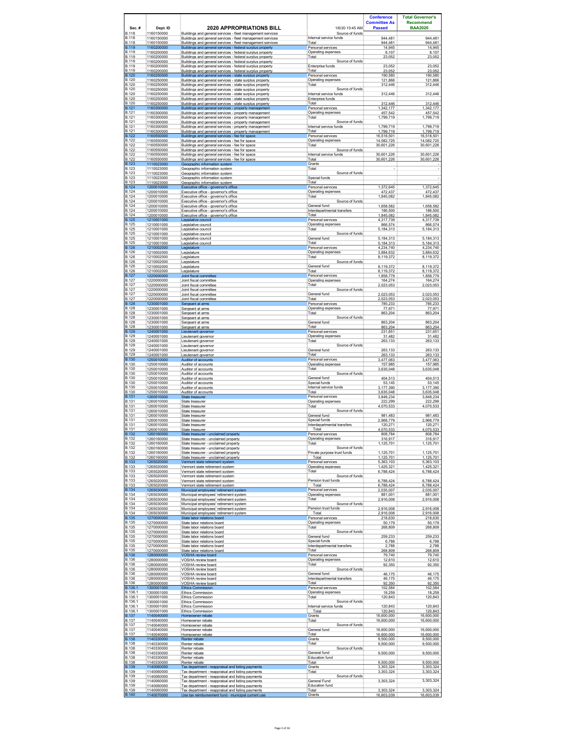| Sec. # | Dept. ID | 2020 APPROPRIATIONS BILL | 1/6/20 10:45 AM | Conference Committee As Passed | Total Governor's Recommend BAA2020 |
|---|---|---|---|---|---|
| B.118 | 1160150000 | Buildings and general services - fleet management services | Source of funds | | |
| B.118 | 1160150000 | Buildings and general services - fleet management services | Internal service funds | 944,481 | 944,481 |
| B.118 | 1160150000 | Buildings and general services - fleet management services | Total | 944,481 | 944,481 |
| B.119 | 1160200000 | Buildings and general services - federal surplus property | Personal services | 14,945 | 14,945 |
| B.119 | 1160200000 | Buildings and general services - federal surplus property | Operating expenses | 8,107 | 8,107 |
| B.119 | 1160200000 | Buildings and general services - federal surplus property | Total | 23,052 | 23,052 |
| B.119 | 1160200000 | Buildings and general services - federal surplus property | Source of funds | | |
| B.119 | 1160200000 | Buildings and general services - federal surplus property | Enterprise funds | 23,052 | 23,052 |
| B.119 | 1160200000 | Buildings and general services - federal surplus property | Total | 23,052 | 23,052 |
| B.120 | 1160250000 | Buildings and general services - state surplus property | Personal services | 190,580 | 190,580 |
| B.120 | 1160250000 | Buildings and general services - state surplus property | Operating expenses | 121,866 | 121,866 |
| B.120 | 1160250000 | Buildings and general services - state surplus property | Total | 312,446 | 312,446 |
| B.120 | 1160250000 | Buildings and general services - state surplus property | Source of funds | | |
| B.120 | 1160250000 | Buildings and general services - state surplus property | Internal service funds | 312,446 | 312,446 |
| B.120 | 1160250000 | Buildings and general services - state surplus property | Enterprise funds | | |
| B.120 | 1160250000 | Buildings and general services - state surplus property | Total | 312,446 | 312,446 |
| B.121 | 1160300000 | Buildings and general services - property management | Personal services | 1,342,177 | 1,342,177 |
| B.121 | 1160300000 | Buildings and general services - property management | Operating expenses | 457,542 | 457,542 |
| B.121 | 1160300000 | Buildings and general services - property management | Total | 1,799,719 | 1,799,719 |
| B.121 | 1160300000 | Buildings and general services - property management | Source of funds | | |
| B.121 | 1160300000 | Buildings and general services - property management | Internal service funds | 1,799,719 | 1,799,719 |
| B.121 | 1160300000 | Buildings and general services - property management | Total | 1,799,719 | 1,799,719 |
| B.122 | 1160550000 | Buildings and general services - fee for space | Personal services | 16,518,501 | 16,518,501 |
| B.122 | 1160550000 | Buildings and general services - fee for space | Operating expenses | 14,082,725 | 14,082,725 |
| B.122 | 1160550000 | Buildings and general services - fee for space | Total | 30,601,226 | 30,601,226 |
| B.122 | 1160550000 | Buildings and general services - fee for space | Source of funds | | |
| B.122 | 1160550000 | Buildings and general services - fee for space | Internal service funds | 30,601,226 | 30,601,226 |
| B.122 | 1160550000 | Buildings and general services - fee for space | Total | 30,601,226 | 30,601,226 |
| B.123 | 1110023000 | Geographic information system | Grants | | - |
| B.123 | 1110023000 | Geographic information system | Total | - | - |
| B.123 | 1110023000 | Geographic information system | Source of funds | | |
| B.123 | 1110023000 | Geographic information system | Special funds | | - |
| B.123 | 1110023000 | Geographic information system | Total | - | - |
| B.124 | 1200010000 | Executive office - governor's office | Personal services | 1,372,645 | 1,372,645 |
| B.124 | 1200010000 | Executive office - governor's office | Operating expenses | 472,437 | 472,437 |
| B.124 | 1200010000 | Executive office - governor's office | Total | 1,845,082 | 1,845,082 |
| B.124 | 1200010000 | Executive office - governor's office | Source of funds | | |
| B.124 | 1200010000 | Executive office - governor's office | General fund | 1,658,582 | 1,658,582 |
| B.124 | 1200010000 | Executive office - governor's office | Interdepartmental transfers | 186,500 | 186,500 |
| B.124 | 1200010000 | Executive office - governor's office | Total | 1,845,082 | 1,845,082 |
| B.125 | 1210001000 | Legislative council | Personal services | 4,317,739 | 4,317,739 |
| B.125 | 1210001000 | Legislative council | Operating expenses | 866,574 | 866,574 |
| B.125 | 1210001000 | Legislative council | Total | 5,184,313 | 5,184,313 |
| B.125 | 1210001000 | Legislative council | Source of funds | | |
| B.125 | 1210001000 | Legislative council | General fund | 5,184,313 | 5,184,313 |
| B.125 | 1210001000 | Legislative council | Total | 5,184,313 | 5,184,313 |
| B.126 | 1210002000 | Legislature | Personal services | 4,234,740 | 4,234,740 |
| B.126 | 1210002000 | Legislature | Operating expenses | 3,884,632 | 3,884,632 |
| B.126 | 1210002000 | Legislature | Total | 8,119,372 | 8,119,372 |
| B.126 | 1210002000 | Legislature | Source of funds | | |
| B.126 | 1210002000 | Legislature | General fund | 8,119,372 | 8,119,372 |
| B.126 | 1210002000 | Legislature | Total | 8,119,372 | 8,119,372 |
| B.127 | 1220000000 | Joint fiscal committee | Personal services | 1,858,779 | 1,858,779 |
| B.127 | 1220000000 | Joint fiscal committee | Operating expenses | 164,274 | 164,274 |
| B.127 | 1220000000 | Joint fiscal committee | Total | 2,023,053 | 2,023,053 |
| B.127 | 1220000000 | Joint fiscal committee | Source of funds | | |
| B.127 | 1220000000 | Joint fiscal committee | General fund | 2,023,053 | 2,023,053 |
| B.127 | 1220000000 | Joint fiscal committee | Total | 2,023,053 | 2,023,053 |
| B.128 | 1230001000 | Sergeant at arms | Personal services | 785,233 | 785,233 |
| B.128 | 1230001000 | Sergeant at arms | Operating expenses | 77,971 | 77,971 |
| B.128 | 1230001000 | Sergeant at arms | Total | 863,204 | 863,204 |
| B.128 | 1230001000 | Sergeant at arms | Source of funds | | |
| B.128 | 1230001000 | Sergeant at arms | General fund | 863,204 | 863,204 |
| B.128 | 1230001000 | Sergeant at arms | Total | 863,204 | 863,204 |
| B.129 | 1240001000 | Lieutenant governor | Personal services | 231,651 | 231,651 |
| B.129 | 1240001000 | Lieutenant governor | Operating expenses | 31,482 | 31,482 |
| B.129 | 1240001000 | Lieutenant governor | Total | 263,133 | 263,133 |
| B.129 | 1240001000 | Lieutenant governor | Source of funds | | |
| B.129 | 1240001000 | Lieutenant governor | General fund | 263,133 | 263,133 |
| B.129 | 1240001000 | Lieutenant governor | Total | 263,133 | 263,133 |
| B.130 | 1250010000 | Auditor of accounts | Personal services | 3,477,063 | 3,477,063 |
| B.130 | 1250010000 | Auditor of accounts | Operating expenses | 157,985 | 157,985 |
| B.130 | 1250010000 | Auditor of accounts | Total | 3,635,048 | 3,635,048 |
| B.130 | 1250010000 | Auditor of accounts | Source of funds | | |
| B.130 | 1250010000 | Auditor of accounts | General fund | 404,513 | 404,513 |
| B.130 | 1250010000 | Auditor of accounts | Special funds | 53,145 | 53,145 |
| B.130 | 1250010000 | Auditor of accounts | Internal service funds | 3,177,390 | 3,177,390 |
| B.130 | 1250010000 | Auditor of accounts | Total | 3,635,048 | 3,635,048 |
| B.131 | 1260010000 | State treasurer | Personal services | 3,848,234 | 3,848,234 |
| B.131 | 1260010000 | State treasurer | Operating expenses | 222,299 | 222,299 |
| B.131 | 1260010000 | State treasurer | Total | 4,070,533 | 4,070,533 |
| B.131 | 1260010000 | State treasurer | Source of funds | | |
| B.131 | 1260010000 | State treasurer | General fund | 981,483 | 981,483 |
| B.131 | 1260010000 | State treasurer | Special funds | 2,968,779 | 2,968,779 |
| B.131 | 1260010000 | State treasurer | Interdepartmental transfers | 120,271 | 120,271 |
| B.131 | 1260010000 | State treasurer | Total | 4,070,533 | 4,070,533 |
| B.132 | 1260160000 | State treasurer - unclaimed property | Personal services | 808,784 | 808,784 |
| B.132 | 1260160000 | State treasurer - unclaimed property | Operating expenses | 316,917 | 316,917 |
| B.132 | 1260160000 | State treasurer - unclaimed property | Total | 1,125,701 | 1,125,701 |
| B.132 | 1260160000 | State treasurer - unclaimed property | Source of funds | | |
| B.132 | 1260160000 | State treasurer - unclaimed property | Private purpose trust funds | 1,125,701 | 1,125,701 |
| B.132 | 1260160000 | State treasurer - unclaimed property | Total | 1,125,701 | 1,125,701 |
| B.133 | 1265020000 | Vermont state retirement system | Personal services | 5,363,103 | 5,363,103 |
| B.133 | 1265020000 | Vermont state retirement system | Operating expenses | 1,425,321 | 1,425,321 |
| B.133 | 1265020000 | Vermont state retirement system | Total | 6,788,424 | 6,788,424 |
| B.133 | 1265020000 | Vermont state retirement system | Source of funds | | |
| B.133 | 1265020000 | Vermont state retirement system | Pension trust funds | 6,788,424 | 6,788,424 |
| B.133 | 1265020000 | Vermont state retirement system | Total | 6,788,424 | 6,788,424 |
| B.134 | 1265030000 | Municipal employees' retirement system | Personal services | 2,035,007 | 2,035,007 |
| B.134 | 1265030000 | Municipal employees' retirement system | Operating expenses | 881,001 | 881,001 |
| B.134 | 1265030000 | Municipal employees' retirement system | Total | 2,916,008 | 2,916,008 |
| B.134 | 1265030000 | Municipal employees' retirement system | Source of funds | | |
| B.134 | 1265030000 | Municipal employees' retirement system | Pension trust funds | 2,916,008 | 2,916,008 |
| B.134 | 1265030000 | Municipal employees' retirement system | Total | 2,916,008 | 2,916,008 |
| B.135 | 1270000000 | State labor relations board | Personal services | 218,630 | 218,630 |
| B.135 | 1270000000 | State labor relations board | Operating expenses | 50,179 | 50,179 |
| B.135 | 1270000000 | State labor relations board | Total | 268,809 | 268,809 |
| B.135 | 1270000000 | State labor relations board | Source of funds | | |
| B.135 | 1270000000 | State labor relations board | General fund | 259,233 | 259,233 |
| B.135 | 1270000000 | State labor relations board | Special funds | 6,788 | 6,788 |
| B.135 | 1270000000 | State labor relations board | Interdepartmental transfers | 2,788 | 2,788 |
| B.135 | 1270000000 | State labor relations board | Total | 268,809 | 268,809 |
| B.136 | 1280000000 | VOSHA review board | Personal services | 79,740 | 79,740 |
| B.136 | 1280000000 | VOSHA review board | Operating expenses | 12,610 | 12,610 |
| B.136 | 1280000000 | VOSHA review board | Total | 92,350 | 92,350 |
| B.136 | 1280000000 | VOSHA review board | Source of funds | | |
| B.136 | 1280000000 | VOSHA review board | General fund | 46,175 | 46,175 |
| B.136 | 1280000000 | VOSHA review board | Interdepartmental transfers | 46,175 | 46,175 |
| B.136 | 1280000000 | VOSHA review board | Total | 92,350 | 92,350 |
| B.136.1 | 1300001000 | Ethics Commission | Personal services | 102,584 | 102,584 |
| B.136.1 | 1300001000 | Ethics Commission | Operating expenses | 18,259 | 18,259 |
| B.136.1 | 1300001000 | Ethics Commission | Total | 120,843 | 120,843 |
| B.136.1 | 1300001000 | Ethics Commission | Source of funds | | |
| B.136.1 | 1300001000 | Ethics Commission | Internal service funds | 120,843 | 120,843 |
| B.136.1 | 1300001000 | Ethics Commission | Total | 120,843 | 120,843 |
| B.137 | 1140040000 | Homeowner rebate | Grants | 16,600,000 | 16,600,000 |
| B.137 | 1140040000 | Homeowner rebate | Total | 16,600,000 | 16,600,000 |
| B.137 | 1140040000 | Homeowner rebate | Source of funds | | |
| B.137 | 1140040000 | Homeowner rebate | General fund | 16,600,000 | 16,600,000 |
| B.137 | 1140040000 | Homeowner rebate | Total | 16,600,000 | 16,600,000 |
| B.138 | 1140330000 | Renter rebate | Grants | 9,500,000 | 9,500,000 |
| B.138 | 1140330000 | Renter rebate | Total | 9,500,000 | 9,500,000 |
| B.138 | 1140330000 | Renter rebate | Source of funds | | |
| B.138 | 1140330000 | Renter rebate | General fund | 9,500,000 | 9,500,000 |
| B.138 | 1140330000 | Renter rebate | Education fund | | - |
| B.138 | 1140330000 | Renter rebate | Total | 9,500,000 | 9,500,000 |
| B.139 | 1140060000 | Tax department - reappraisal and listing payments | Grants | 3,303,324 | 3,303,324 |
| B.139 | 1140060000 | Tax department - reappraisal and listing payments | Total | 3,303,324 | 3,303,324 |
| B.139 | 1140060000 | Tax department - reappraisal and listing payments | Source of funds | | |
| B.139 | 1140060000 | Tax department - reappraisal and listing payments | General Fund | 3,303,324 | 3,303,324 |
| B.139 | 1140060000 | Tax department - reappraisal and listing payments | Education fund | | - |
| B.139 | 1140060000 | Tax department - reappraisal and listing payments | Total | 3,303,324 | 3,303,324 |
| B.140 | 1140070000 | Use tax reimbursement fund - municipal current use | Grants | 16,603,039 | 16,603,039 |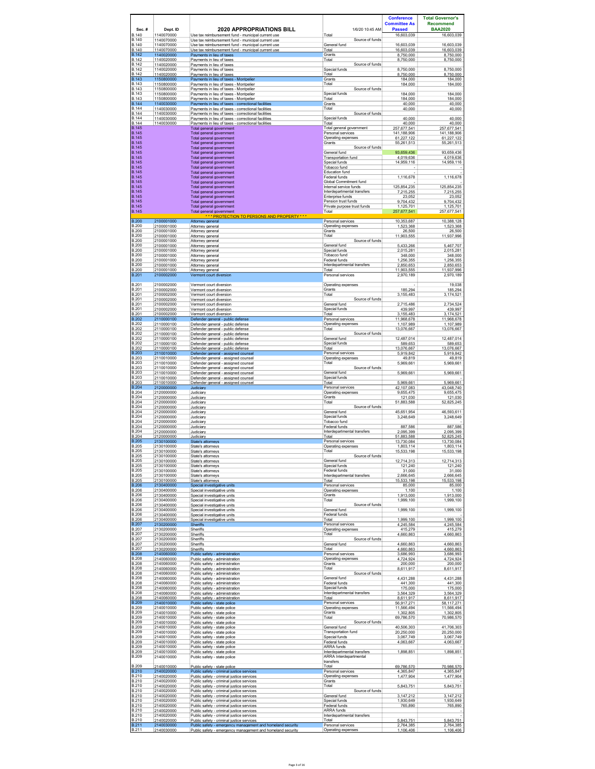| Sec. # | Dept. ID | 2020 APPROPRIATIONS BILL | 1/6/20 10:45 AM | Conference Committee As Passed | Total Governor's Recommend BAA2020 |
|---|---|---|---|---|---|
| B.140 | 1140070000 | Use tax reimbursement fund - municipal current use | Total | 16,603,039 | 16,603,039 |
| B.140 | 1140070000 | Use tax reimbursement fund - municipal current use | Source of funds | | |
| B.140 | 1140070000 | Use tax reimbursement fund - municipal current use | General fund | 16,603,039 | 16,603,039 |
| B.140 | 1140070000 | Use tax reimbursement fund - municipal current use | Total | 16,603,039 | 16,603,039 |
| B.142 | 1140020000 | Payments in lieu of taxes | Grants | 8,750,000 | 8,750,000 |
| B.142 | 1140020000 | Payments in lieu of taxes | Total | 8,750,000 | 8,750,000 |
| B.142 | 1140020000 | Payments in lieu of taxes | Source of funds | | |
| B.142 | 1140020000 | Payments in lieu of taxes | Special funds | 8,750,000 | 8,750,000 |
| B.142 | 1140020000 | Payments in lieu of taxes | Total | 8,750,000 | 8,750,000 |
| B.143 | 1150800000 | Payments in lieu of taxes - Montpelier | Grants | 184,000 | 184,000 |
| B.143 | 1150800000 | Payments in lieu of taxes - Montpelier | Total | 184,000 | 184,000 |
| B.143 | 1150800000 | Payments in lieu of taxes - Montpelier | Source of funds | | |
| B.143 | 1150800000 | Payments in lieu of taxes - Montpelier | Special funds | 184,000 | 184,000 |
| B.143 | 1150800000 | Payments in lieu of taxes - Montpelier | Total | 184,000 | 184,000 |
| B.144 | 1140030000 | Payments in lieu of taxes - correctional facilities | Grants | 40,000 | 40,000 |
| B.144 | 1140030000 | Payments in lieu of taxes - correctional facilities | Total | 40,000 | 40,000 |
| B.144 | 1140030000 | Payments in lieu of taxes - correctional facilities | Source of funds | | |
| B.144 | 1140030000 | Payments in lieu of taxes - correctional facilities | Special funds | 40,000 | 40,000 |
| B.144 | 1140030000 | Payments in lieu of taxes - correctional facilities | Total | 40,000 | 40,000 |
| B.145 | | Total general government | Total general government | 257,677,541 | 257,677,541 |
| B.145 | | Total general government | Personal services | 141,188,906 | 141,188,906 |
| B.145 | | Total general government | Operating expenses | 61,227,122 | 61,227,122 |
| B.145 | | Total general government | Grants | 55,261,513 | 55,261,513 |
| B.145 | | Total general government | Source of funds | | |
| B.145 | | Total general government | General fund | 93,659,436 | 93,659,436 |
| B.145 | | Total general government | Transportation fund | 4,019,636 | 4,019,636 |
| B.145 | | Total general government | Special funds | 14,959,116 | 14,959,116 |
| B.145 | | Total general government | Tobacco fund | - | - |
| B.145 | | Total general government | Education fund | - | - |
| B.145 | | Total general government | Federal funds | 1,116,678 | 1,116,678 |
| B.145 | | Total general government | Global Commitment fund | - | - |
| B.145 | | Total general government | Internal service funds | 125,854,235 | 125,854,235 |
| B.145 | | Total general government | Interdepartmental transfers | 7,215,255 | 7,215,255 |
| B.145 | | Total general government | Enterprise funds | 23,052 | 23,052 |
| B.145 | | Total general government | Pension trust funds | 9,704,432 | 9,704,432 |
| B.145 | | Total general government | Private purpose trust funds | 1,125,701 | 1,125,701 |
| B.145 | | Total general government | Total | 257,677,541 | 257,677,541 |
| | | *** PROTECTION TO PERSONS AND PROPERTY *** | | | |
| B.200 | 2100001000 | Attorney general | Personal services | 10,353,687 | 10,388,128 |
| B.200 | 2100001000 | Attorney general | Operating expenses | 1,523,368 | 1,523,368 |
| B.200 | 2100001000 | Attorney general | Grants | 26,500 | 26,500 |
| B.200 | 2100001000 | Attorney general | Total | 11,903,555 | 11,937,996 |
| B.200 | 2100001000 | Attorney general | Source of funds | | |
| B.200 | 2100001000 | Attorney general | General fund | 5,433,266 | 5,467,707 |
| B.200 | 2100001000 | Attorney general | Special funds | 2,015,281 | 2,015,281 |
| B.200 | 2100001000 | Attorney general | Tobacco fund | 348,000 | 348,000 |
| B.200 | 2100001000 | Attorney general | Federal funds | 1,256,355 | 1,256,355 |
| B.200 | 2100001000 | Attorney general | Interdepartmental transfers | 2,850,653 | 2,850,653 |
| B.200 | 2100001000 | Attorney general | Total | 11,903,555 | 11,937,996 |
| B.201 | 2100002000 | Vermont court diversion | Personal services | 2,970,189 | 2,970,189 |
| B.201 | 2100002000 | Vermont court diversion | Operating expenses | - | 19,038 |
| B.201 | 2100002000 | Vermont court diversion | Grants | 185,294 | 185,294 |
| B.201 | 2100002000 | Vermont court diversion | Total | 3,155,483 | 3,174,521 |
| B.201 | 2100002000 | Vermont court diversion | Source of funds | | |
| B.201 | 2100002000 | Vermont court diversion | General fund | 2,715,486 | 2,734,524 |
| B.201 | 2100002000 | Vermont court diversion | Special funds | 439,997 | 439,997 |
| B.201 | 2100002000 | Vermont court diversion | Total | 3,155,483 | 3,174,521 |
| B.202 | 2110000100 | Defender general - public defense | Personal services | 11,968,678 | 11,968,678 |
| B.202 | 2110000100 | Defender general - public defense | Operating expenses | 1,107,989 | 1,107,989 |
| B.202 | 2110000100 | Defender general - public defense | Total | 13,076,667 | 13,076,667 |
| B.202 | 2110000100 | Defender general - public defense | Source of funds | | |
| B.202 | 2110000100 | Defender general - public defense | General fund | 12,487,014 | 12,487,014 |
| B.202 | 2110000100 | Defender general - public defense | Special funds | 589,653 | 589,653 |
| B.202 | 2110000100 | Defender general - public defense | Total | 13,076,667 | 13,076,667 |
| B.203 | 2110010000 | Defender general - assigned counsel | Personal services | 5,919,842 | 5,919,842 |
| B.203 | 2110010000 | Defender general - assigned counsel | Operating expenses | 49,819 | 49,819 |
| B.203 | 2110010000 | Defender general - assigned counsel | Total | 5,969,661 | 5,969,661 |
| B.203 | 2110010000 | Defender general - assigned counsel | Source of funds | | |
| B.203 | 2110010000 | Defender general - assigned counsel | General fund | 5,969,661 | 5,969,661 |
| B.203 | 2110010000 | Defender general - assigned counsel | Special funds | - | - |
| B.203 | 2110010000 | Defender general - assigned counsel | Total | 5,969,661 | 5,969,661 |
| B.204 | 2120000000 | Judiciary | Personal services | 42,107,083 | 43,048,740 |
| B.204 | 2120000000 | Judiciary | Operating expenses | 9,655,475 | 9,655,475 |
| B.204 | 2120000000 | Judiciary | Grants | 121,030 | 121,030 |
| B.204 | 2120000000 | Judiciary | Total | 51,883,588 | 52,825,245 |
| B.204 | 2120000000 | Judiciary | Source of funds | | |
| B.204 | 2120000000 | Judiciary | General fund | 45,651,954 | 46,593,611 |
| B.204 | 2120000000 | Judiciary | Special funds | 3,248,649 | 3,248,649 |
| B.204 | 2120000000 | Judiciary | Tobacco fund | - | - |
| B.204 | 2120000000 | Judiciary | Federal funds | 887,586 | 887,586 |
| B.204 | 2120000000 | Judiciary | Interdepartmental transfers | 2,095,399 | 2,095,399 |
| B.204 | 2120000000 | Judiciary | Total | 51,883,588 | 52,825,245 |
| B.205 | 2130100000 | State's attorneys | Personal services | 13,730,084 | 13,730,084 |
| B.205 | 2130100000 | State's attorneys | Operating expenses | 1,803,114 | 1,803,114 |
| B.205 | 2130100000 | State's attorneys | Total | 15,533,198 | 15,533,198 |
| B.205 | 2130100000 | State's attorneys | Source of funds | | |
| B.205 | 2130100000 | State's attorneys | General fund | 12,714,313 | 12,714,313 |
| B.205 | 2130100000 | State's attorneys | Special funds | 121,240 | 121,240 |
| B.205 | 2130100000 | State's attorneys | Federal funds | 31,000 | 31,000 |
| B.205 | 2130100000 | State's attorneys | Interdepartmental transfers | 2,666,645 | 2,666,645 |
| B.205 | 2130100000 | State's attorneys | Total | 15,533,198 | 15,533,198 |
| B.206 | 2130400000 | Special investigative units | Personal services | 85,000 | 85,000 |
| B.206 | 2130400000 | Special investigative units | Operating expenses | 1,100 | 1,100 |
| B.206 | 2130400000 | Special investigative units | Grants | 1,913,000 | 1,913,000 |
| B.206 | 2130400000 | Special investigative units | Total | 1,999,100 | 1,999,100 |
| B.206 | 2130400000 | Special investigative units | Source of funds | | |
| B.206 | 2130400000 | Special investigative units | General fund | 1,999,100 | 1,999,100 |
| B.206 | 2130400000 | Special investigative units | Federal funds | - | - |
| B.206 | 2130400000 | Special investigative units | Total | 1,999,100 | 1,999,100 |
| B.207 | 2130200000 | Sheriffs | Personal services | 4,245,584 | 4,245,584 |
| B.207 | 2130200000 | Sheriffs | Operating expenses | 415,279 | 415,279 |
| B.207 | 2130200000 | Sheriffs | Total | 4,660,863 | 4,660,863 |
| B.207 | 2130200000 | Sheriffs | Source of funds | | |
| B.207 | 2130200000 | Sheriffs | General fund | 4,660,863 | 4,660,863 |
| B.207 | 2130200000 | Sheriffs | Total | 4,660,863 | 4,660,863 |
| B.208 | 2140060000 | Public safety - administration | Personal services | 3,686,993 | 3,686,993 |
| B.208 | 2140060000 | Public safety - administration | Operating expenses | 4,724,924 | 4,724,924 |
| B.208 | 2140060000 | Public safety - administration | Grants | 200,000 | 200,000 |
| B.208 | 2140060000 | Public safety - administration | Total | 8,611,917 | 8,611,917 |
| B.208 | 2140060000 | Public safety - administration | Source of funds | | |
| B.208 | 2140060000 | Public safety - administration | General fund | 4,431,288 | 4,431,288 |
| B.208 | 2140060000 | Public safety - administration | Federal funds | 441,300 | 441,300 |
| B.208 | 2140060000 | Public safety - administration | Special funds | 175,000 | 175,000 |
| B.208 | 2140060000 | Public safety - administration | Interdepartmental transfers | 3,564,329 | 3,564,329 |
| B.208 | 2140060000 | Public safety - administration | Total | 8,611,917 | 8,611,917 |
| B.209 | 2140010000 | Public safety - state police | Personal services | 56,917,271 | 58,117,271 |
| B.209 | 2140010000 | Public safety - state police | Operating expenses | 11,566,494 | 11,566,494 |
| B.209 | 2140010000 | Public safety - state police | Grants | 1,302,805 | 1,302,805 |
| B.209 | 2140010000 | Public safety - state police | Total | 69,786,570 | 70,986,570 |
| B.209 | 2140010000 | Public safety - state police | Source of funds | | |
| B.209 | 2140010000 | Public safety - state police | General fund | 40,506,303 | 41,706,303 |
| B.209 | 2140010000 | Public safety - state police | Transportation fund | 20,250,000 | 20,250,000 |
| B.209 | 2140010000 | Public safety - state police | Special funds | 3,067,749 | 3,067,749 |
| B.209 | 2140010000 | Public safety - state police | Federal funds | 4,063,667 | 4,063,667 |
| B.209 | 2140010000 | Public safety - state police | ARRA funds | - | - |
| B.209 | 2140010000 | Public safety - state police | Interdepartmental transfers | 1,898,851 | 1,898,851 |
| B.209 | 2140010000 | Public safety - state police | ARRA Interdepartmental transfers | - | - |
| B.209 | 2140010000 | Public safety - state police | Total | 69,786,570 | 70,986,570 |
| B.210 | 2140020000 | Public safety - criminal justice services | Personal services | 4,365,847 | 4,365,847 |
| B.210 | 2140020000 | Public safety - criminal justice services | Operating expenses | 1,477,904 | 1,477,904 |
| B.210 | 2140020000 | Public safety - criminal justice services | Grants | - | - |
| B.210 | 2140020000 | Public safety - criminal justice services | Total | 5,843,751 | 5,843,751 |
| B.210 | 2140020000 | Public safety - criminal justice services | Source of funds | | |
| B.210 | 2140020000 | Public safety - criminal justice services | General fund | 3,147,212 | 3,147,212 |
| B.210 | 2140020000 | Public safety - criminal justice services | Special funds | 1,930,649 | 1,930,649 |
| B.210 | 2140020000 | Public safety - criminal justice services | Federal funds | 765,890 | 765,890 |
| B.210 | 2140020000 | Public safety - criminal justice services | ARRA funds | - | - |
| B.210 | 2140020000 | Public safety - criminal justice services | Interdepartmental transfers | - | - |
| B.210 | 2140020000 | Public safety - criminal justice services | Total | 5,843,751 | 5,843,751 |
| B.211 | 2140030000 | Public safety - emergency management and homeland security | Personal services | 2,764,385 | 2,764,385 |
| B.211 | 2140030000 | Public safety - emergency management and homeland security | Operating expenses | 1,106,406 | 1,106,406 |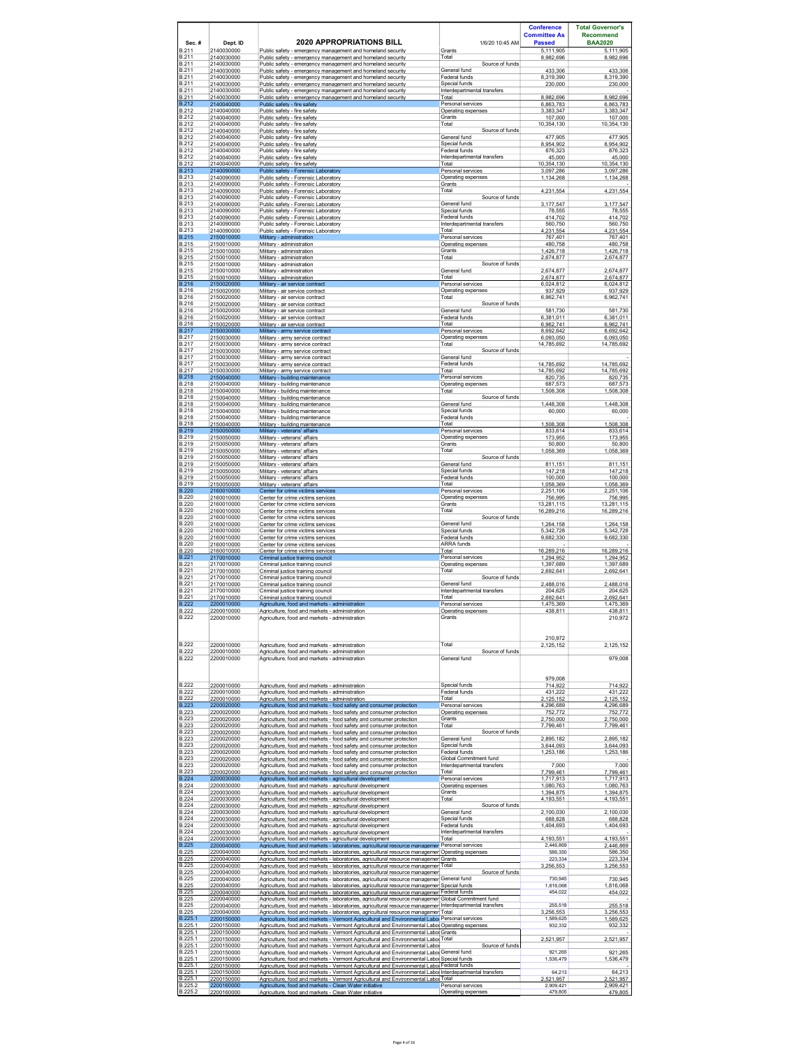| Sec. # | Dept. ID | 2020 APPROPRIATIONS BILL | 1/6/20 10:45 AM | Conference Committee As Passed | Total Governor's Recommend BAA2020 |
|---|---|---|---|---|---|
| B.211 | 2140030000 | Public safety - emergency management and homeland security | Grants | 5,111,905 | 5,111,905 |
| B.211 | 2140030000 | Public safety - emergency management and homeland security | Total | 8,982,696 | 8,982,696 |
| B.211 | 2140030000 | Public safety - emergency management and homeland security | Source of funds | | |
| B.211 | 2140030000 | Public safety - emergency management and homeland security | General fund | 433,306 | 433,306 |
| B.211 | 2140030000 | Public safety - emergency management and homeland security | Federal funds | 8,319,390 | 8,319,390 |
| B.211 | 2140030000 | Public safety - emergency management and homeland security | Special funds | 230,000 | 230,000 |
| B.211 | 2140030000 | Public safety - emergency management and homeland security | Interdepartmental transfers | - | - |
| B.211 | 2140030000 | Public safety - emergency management and homeland security | Total | 8,982,696 | 8,982,696 |
| B.212 | 2140040000 | Public safety - fire safety | Personal services | 6,863,783 | 6,863,783 |
| B.212 | 2140040000 | Public safety - fire safety | Operating expenses | 3,383,347 | 3,383,347 |
| B.212 | 2140040000 | Public safety - fire safety | Grants | 107,000 | 107,000 |
| B.212 | 2140040000 | Public safety - fire safety | Total | 10,354,130 | 10,354,130 |
| B.212 | 2140040000 | Public safety - fire safety | Source of funds | | |
| B.212 | 2140040000 | Public safety - fire safety | General fund | 477,905 | 477,905 |
| B.212 | 2140040000 | Public safety - fire safety | Special funds | 8,954,902 | 8,954,902 |
| B.212 | 2140040000 | Public safety - fire safety | Federal funds | 876,323 | 876,323 |
| B.212 | 2140040000 | Public safety - fire safety | Interdepartmental transfers | 45,000 | 45,000 |
| B.212 | 2140040000 | Public safety - fire safety | Total | 10,354,130 | 10,354,130 |
| B.213 | 2140090000 | Public safety - Forensic Laboratory | Personal services | 3,097,286 | 3,097,286 |
| B.213 | 2140090000 | Public safety - Forensic Laboratory | Operating expenses | 1,134,268 | 1,134,268 |
| B.213 | 2140090000 | Public safety - Forensic Laboratory | Grants | | - |
| B.213 | 2140090000 | Public safety - Forensic Laboratory | Total | 4,231,554 | 4,231,554 |
| B.213 | 2140090000 | Public safety - Forensic Laboratory | Source of funds | | |
| B.213 | 2140090000 | Public safety - Forensic Laboratory | General fund | 3,177,547 | 3,177,547 |
| B.213 | 2140090000 | Public safety - Forensic Laboratory | Special funds | 78,555 | 78,555 |
| B.213 | 2140090000 | Public safety - Forensic Laboratory | Federal funds | 414,702 | 414,702 |
| B.213 | 2140090000 | Public safety - Forensic Laboratory | Interdepartmental transfers | 560,750 | 560,750 |
| B.213 | 2140090000 | Public safety - Forensic Laboratory | Total | 4,231,554 | 4,231,554 |
| B.215 | 2150010000 | Military - administration | Personal services | 767,401 | 767,401 |
| B.215 | 2150010000 | Military - administration | Operating expenses | 480,758 | 480,758 |
| B.215 | 2150010000 | Military - administration | Grants | 1,426,718 | 1,426,718 |
| B.215 | 2150010000 | Military - administration | Total | 2,674,877 | 2,674,877 |
| B.215 | 2150010000 | Military - administration | Source of funds | | |
| B.215 | 2150010000 | Military - administration | General fund | 2,674,877 | 2,674,877 |
| B.215 | 2150010000 | Military - administration | Total | 2,674,877 | 2,674,877 |
| B.216 | 2150020000 | Military - air service contract | Personal services | 6,024,812 | 6,024,812 |
| B.216 | 2150020000 | Military - air service contract | Operating expenses | 937,929 | 937,929 |
| B.216 | 2150020000 | Military - air service contract | Total | 6,962,741 | 6,962,741 |
| B.216 | 2150020000 | Military - air service contract | Source of funds | | |
| B.216 | 2150020000 | Military - air service contract | General fund | 581,730 | 581,730 |
| B.216 | 2150020000 | Military - air service contract | Federal funds | 6,381,011 | 6,381,011 |
| B.216 | 2150020000 | Military - air service contract | Total | 6,962,741 | 6,962,741 |
| B.217 | 2150030000 | Military - army service contract | Personal services | 8,692,642 | 8,692,642 |
| B.217 | 2150030000 | Military - army service contract | Operating expenses | 6,093,050 | 6,093,050 |
| B.217 | 2150030000 | Military - army service contract | Total | 14,785,692 | 14,785,692 |
| B.217 | 2150030000 | Military - army service contract | Source of funds | | |
| B.217 | 2150030000 | Military - army service contract | General fund | | - |
| B.217 | 2150030000 | Military - army service contract | Federal funds | 14,785,692 | 14,785,692 |
| B.217 | 2150030000 | Military - army service contract | Total | 14,785,692 | 14,785,692 |
| B.218 | 2150040000 | Military - building maintenance | Personal services | 820,735 | 820,735 |
| B.218 | 2150040000 | Military - building maintenance | Operating expenses | 687,573 | 687,573 |
| B.218 | 2150040000 | Military - building maintenance | Total | 1,508,308 | 1,508,308 |
| B.218 | 2150040000 | Military - building maintenance | Source of funds | | |
| B.218 | 2150040000 | Military - building maintenance | General fund | 1,448,308 | 1,448,308 |
| B.218 | 2150040000 | Military - building maintenance | Special funds | 60,000 | 60,000 |
| B.218 | 2150040000 | Military - building maintenance | Federal funds | | - |
| B.218 | 2150040000 | Military - building maintenance | Total | 1,508,308 | 1,508,308 |
| B.219 | 2150050000 | Military - veterans' affairs | Personal services | 833,614 | 833,614 |
| B.219 | 2150050000 | Military - veterans' affairs | Operating expenses | 173,955 | 173,955 |
| B.219 | 2150050000 | Military - veterans' affairs | Grants | 50,800 | 50,800 |
| B.219 | 2150050000 | Military - veterans' affairs | Total | 1,058,369 | 1,058,369 |
| B.219 | 2150050000 | Military - veterans' affairs | Source of funds | | |
| B.219 | 2150050000 | Military - veterans' affairs | General fund | 811,151 | 811,151 |
| B.219 | 2150050000 | Military - veterans' affairs | Special funds | 147,218 | 147,218 |
| B.219 | 2150050000 | Military - veterans' affairs | Federal funds | 100,000 | 100,000 |
| B.219 | 2150050000 | Military - veterans' affairs | Total | 1,058,369 | 1,058,369 |
| B.220 | 2160010000 | Center for crime victims services | Personal services | 2,251,106 | 2,251,106 |
| B.220 | 2160010000 | Center for crime victims services | Operating expenses | 756,995 | 756,995 |
| B.220 | 2160010000 | Center for crime victims services | Grants | 13,281,115 | 13,281,115 |
| B.220 | 2160010000 | Center for crime victims services | Total | 16,289,216 | 16,289,216 |
| B.220 | 2160010000 | Center for crime victims services | Source of funds | | |
| B.220 | 2160010000 | Center for crime victims services | General fund | 1,264,158 | 1,264,158 |
| B.220 | 2160010000 | Center for crime victims services | Special funds | 5,342,728 | 5,342,728 |
| B.220 | 2160010000 | Center for crime victims services | Federal funds | 9,682,330 | 9,682,330 |
| B.220 | 2160010000 | Center for crime victims services | ARRA funds | - | - |
| B.220 | 2160010000 | Center for crime victims services | Total | 16,289,216 | 16,289,216 |
| B.221 | 2170010000 | Criminal justice training council | Personal services | 1,294,952 | 1,294,952 |
| B.221 | 2170010000 | Criminal justice training council | Operating expenses | 1,397,689 | 1,397,689 |
| B.221 | 2170010000 | Criminal justice training council | Total | 2,692,641 | 2,692,641 |
| B.221 | 2170010000 | Criminal justice training council | Source of funds | | |
| B.221 | 2170010000 | Criminal justice training council | General fund | 2,488,016 | 2,488,016 |
| B.221 | 2170010000 | Criminal justice training council | Interdepartmental transfers | 204,625 | 204,625 |
| B.221 | 2170010000 | Criminal justice training council | Total | 2,692,641 | 2,692,641 |
| B.222 | 2200010000 | Agriculture, food and markets - administration | Personal services | 1,475,369 | 1,475,369 |
| B.222 | 2200010000 | Agriculture, food and markets - administration | Operating expenses | 438,811 | 438,811 |
| B.222 | 2200010000 | Agriculture, food and markets - administration | Grants | 210,972 | 210,972 |
| B.222 | 2200010000 | Agriculture, food and markets - administration | Total | 2,125,152 | 2,125,152 |
| B.222 | 2200010000 | Agriculture, food and markets - administration | Source of funds | | |
| B.222 | 2200010000 | Agriculture, food and markets - administration | General fund | 979,008 | 979,008 |
| B.222 | 2200010000 | Agriculture, food and markets - administration | Special funds | 714,922 | 714,922 |
| B.222 | 2200010000 | Agriculture, food and markets - administration | Federal funds | 431,222 | 431,222 |
| B.222 | 2200010000 | Agriculture, food and markets - administration | Total | 2,125,152 | 2,125,152 |
| B.223 | 2200020000 | Agriculture, food and markets - food safety and consumer protection | Personal services | 4,296,689 | 4,296,689 |
| B.223 | 2200020000 | Agriculture, food and markets - food safety and consumer protection | Operating expenses | 752,772 | 752,772 |
| B.223 | 2200020000 | Agriculture, food and markets - food safety and consumer protection | Grants | 2,750,000 | 2,750,000 |
| B.223 | 2200020000 | Agriculture, food and markets - food safety and consumer protection | Total | 7,799,461 | 7,799,461 |
| B.223 | 2200020000 | Agriculture, food and markets - food safety and consumer protection | Source of funds | | |
| B.223 | 2200020000 | Agriculture, food and markets - food safety and consumer protection | General fund | 2,895,182 | 2,895,182 |
| B.223 | 2200020000 | Agriculture, food and markets - food safety and consumer protection | Special funds | 3,644,093 | 3,644,093 |
| B.223 | 2200020000 | Agriculture, food and markets - food safety and consumer protection | Federal funds | 1,253,186 | 1,253,186 |
| B.223 | 2200020000 | Agriculture, food and markets - food safety and consumer protection | Global Commitment fund | | - |
| B.223 | 2200020000 | Agriculture, food and markets - food safety and consumer protection | Interdepartmental transfers | 7,000 | 7,000 |
| B.223 | 2200020000 | Agriculture, food and markets - food safety and consumer protection | Total | 7,799,461 | 7,799,461 |
| B.224 | 2200030000 | Agriculture, food and markets - agricultural development | Personal services | 1,717,913 | 1,717,913 |
| B.224 | 2200030000 | Agriculture, food and markets - agricultural development | Operating expenses | 1,080,763 | 1,080,763 |
| B.224 | 2200030000 | Agriculture, food and markets - agricultural development | Grants | 1,394,875 | 1,394,875 |
| B.224 | 2200030000 | Agriculture, food and markets - agricultural development | Total | 4,193,551 | 4,193,551 |
| B.224 | 2200030000 | Agriculture, food and markets - agricultural development | Source of funds | | |
| B.224 | 2200030000 | Agriculture, food and markets - agricultural development | General fund | 2,100,030 | 2,100,030 |
| B.224 | 2200030000 | Agriculture, food and markets - agricultural development | Special funds | 688,828 | 688,828 |
| B.224 | 2200030000 | Agriculture, food and markets - agricultural development | Federal funds | 1,404,693 | 1,404,693 |
| B.224 | 2200030000 | Agriculture, food and markets - agricultural development | Interdepartmental transfers | | - |
| B.224 | 2200030000 | Agriculture, food and markets - agricultural development | Total | 4,193,551 | 4,193,551 |
| B.225 | 2200040000 | Agriculture, food and markets - laboratories, agricultural resource managemen | Personal services | 2,446,869 | 2,446,869 |
| B.225 | 2200040000 | Agriculture, food and markets - laboratories, agricultural resource managemen | Operating expenses | 586,350 | 586,350 |
| B.225 | 2200040000 | Agriculture, food and markets - laboratories, agricultural resource managemen | Grants | 223,334 | 223,334 |
| B.225 | 2200040000 | Agriculture, food and markets - laboratories, agricultural resource managemen | Total | 3,256,553 | 3,256,553 |
| B.225 | 2200040000 | Agriculture, food and markets - laboratories, agricultural resource managemen | Source of funds | | |
| B.225 | 2200040000 | Agriculture, food and markets - laboratories, agricultural resource managemen | General fund | 730,945 | 730,945 |
| B.225 | 2200040000 | Agriculture, food and markets - laboratories, agricultural resource managemen | Special funds | 1,816,068 | 1,816,068 |
| B.225 | 2200040000 | Agriculture, food and markets - laboratories, agricultural resource managemen | Federal funds | 454,022 | 454,022 |
| B.225 | 2200040000 | Agriculture, food and markets - laboratories, agricultural resource managemen | Global Commitment fund | | - |
| B.225 | 2200040000 | Agriculture, food and markets - laboratories, agricultural resource managemen | Interdepartmental transfers | 255,518 | 255,518 |
| B.225 | 2200040000 | Agriculture, food and markets - laboratories, agricultural resource managemen | Total | 3,256,553 | 3,256,553 |
| B.225.1 | 2200150000 | Agriculture, food and markets - Vermont Agricultural and Environmental Labor | Personal services | 1,589,625 | 1,589,625 |
| B.225.1 | 2200150000 | Agriculture, food and markets - Vermont Agricultural and Environmental Labor | Operating expenses | 932,332 | 932,332 |
| B.225.1 | 2200150000 | Agriculture, food and markets - Vermont Agricultural and Environmental Labor | Grants | | - |
| B.225.1 | 2200150000 | Agriculture, food and markets - Vermont Agricultural and Environmental Labor | Total | 2,521,957 | 2,521,957 |
| B.225.1 | 2200150000 | Agriculture, food and markets - Vermont Agricultural and Environmental Labor | Source of funds | | |
| B.225.1 | 2200150000 | Agriculture, food and markets - Vermont Agricultural and Environmental Labor | General fund | 921,265 | 921,265 |
| B.225.1 | 2200150000 | Agriculture, food and markets - Vermont Agricultural and Environmental Labor | Special funds | 1,536,479 | 1,536,479 |
| B.225.1 | 2200150000 | Agriculture, food and markets - Vermont Agricultural and Environmental Labor | Federal funds | | - |
| B.225.1 | 2200150000 | Agriculture, food and markets - Vermont Agricultural and Environmental Labor | Interdepartmental transfers | 64,213 | 64,213 |
| B.225.1 | 2200150000 | Agriculture, food and markets - Vermont Agricultural and Environmental Labor | Total | 2,521,957 | 2,521,957 |
| B.225.2 | 2200160000 | Agriculture, food and markets - Clean Water initiative | Personal services | 2,909,421 | 2,909,421 |
| B.225.2 | 2200160000 | Agriculture, food and markets - Clean Water initiative | Operating expenses | 479,805 | 479,805 |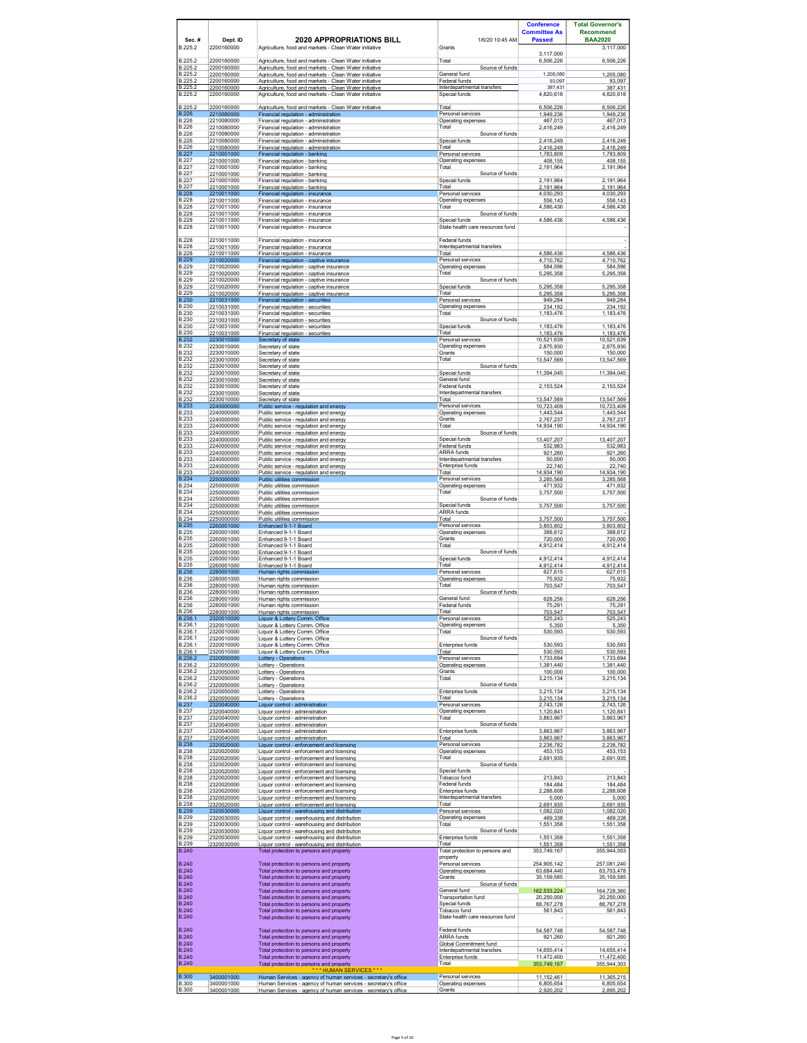| Sec. # | Dept. ID | 2020 APPROPRIATIONS BILL | 1/6/20 10:45 AM | Conference Committee As Passed | Total Governor's Recommend BAA2020 |
|---|---|---|---|---|---|
| B.225.2 | 2200160000 | Agriculture, food and markets - Clean Water initiative | Grants | 3,117,000 | 3,117,000 |
| B.225.2 | 2200160000 | Agriculture, food and markets - Clean Water initiative | Total | 6,506,226 | 6,506,226 |
| B.225.2 | 2200160000 | Agriculture, food and markets - Clean Water initiative | Source of funds | | |
| B.225.2 | 2200160000 | Agriculture, food and markets - Clean Water initiative | General fund | 1,205,080 | 1,205,080 |
| B.225.2 | 2200160000 | Agriculture, food and markets - Clean Water initiative | Federal funds | 93,097 | 93,097 |
| B.225.2 | 2200160000 | Agriculture, food and markets - Clean Water initiative | Interdepartmental transfers | 387,431 | 387,431 |
| B.225.2 | 2200160000 | Agriculture, food and markets - Clean Water initiative | Special funds | 4,820,618 | 4,820,618 |
| B.225.2 | 2200160000 | Agriculture, food and markets - Clean Water initiative | Total | 6,506,226 | 6,506,226 |
| B.226 | 2210080000 | Financial regulation - administration | Personal services | 1,949,236 | 1,949,236 |
| B.226 | 2210080000 | Financial regulation - administration | Operating expenses | 467,013 | 467,013 |
| B.226 | 2210080000 | Financial regulation - administration | Total | 2,416,249 | 2,416,249 |
| B.226 | 2210080000 | Financial regulation - administration | Source of funds | | |
| B.226 | 2210080000 | Financial regulation - administration | Special funds | 2,416,249 | 2,416,249 |
| B.226 | 2210080000 | Financial regulation - administration | Total | 2,416,249 | 2,416,249 |
| B.227 | 2210001000 | Financial regulation - banking | Personal services | 1,783,809 | 1,783,809 |
| B.227 | 2210001000 | Financial regulation - banking | Operating expenses | 408,155 | 408,155 |
| B.227 | 2210001000 | Financial regulation - banking | Total | 2,191,964 | 2,191,964 |
| B.227 | 2210001000 | Financial regulation - banking | Source of funds | | |
| B.227 | 2210001000 | Financial regulation - banking | Special funds | 2,191,964 | 2,191,964 |
| B.227 | 2210001000 | Financial regulation - banking | Total | 2,191,964 | 2,191,964 |
| B.228 | 2210011000 | Financial regulation - insurance | Personal services | 4,030,293 | 4,030,293 |
| B.228 | 2210011000 | Financial regulation - insurance | Operating expenses | 556,143 | 556,143 |
| B.228 | 2210011000 | Financial regulation - insurance | Total | 4,586,436 | 4,586,436 |
| B.228 | 2210011000 | Financial regulation - insurance | Source of funds | | |
| B.228 | 2210011000 | Financial regulation - insurance | Special funds | 4,586,436 | 4,586,436 |
| B.228 | 2210011000 | Financial regulation - insurance | State health care resources fund | | - |
| B.228 | 2210011000 | Financial regulation - insurance | Federal funds | | - |
| B.228 | 2210011000 | Financial regulation - insurance | Interdepartmental transfers | | - |
| B.228 | 2210011000 | Financial regulation - insurance | Total | 4,586,436 | 4,586,436 |
| B.229 | 2210020000 | Financial regulation - captive insurance | Personal services | 4,710,762 | 4,710,762 |
| B.229 | 2210020000 | Financial regulation - captive insurance | Operating expenses | 584,596 | 584,596 |
| B.229 | 2210020000 | Financial regulation - captive insurance | Total | 5,295,358 | 5,295,358 |
| B.229 | 2210020000 | Financial regulation - captive insurance | Source of funds | | |
| B.229 | 2210020000 | Financial regulation - captive insurance | Special funds | 5,295,358 | 5,295,358 |
| B.229 | 2210020000 | Financial regulation - captive insurance | Total | 5,295,358 | 5,295,358 |
| B.230 | 2210031000 | Financial regulation - securities | Personal services | 949,284 | 949,284 |
| B.230 | 2210031000 | Financial regulation - securities | Operating expenses | 234,192 | 234,192 |
| B.230 | 2210031000 | Financial regulation - securities | Total | 1,183,476 | 1,183,476 |
| B.230 | 2210031000 | Financial regulation - securities | Source of funds | | |
| B.230 | 2210031000 | Financial regulation - securities | Special funds | 1,183,476 | 1,183,476 |
| B.230 | 2210031000 | Financial regulation - securities | Total | 1,183,476 | 1,183,476 |
| B.232 | 2230010000 | Secretary of state | Personal services | 10,521,639 | 10,521,639 |
| B.232 | 2230010000 | Secretary of state | Operating expenses | 2,875,930 | 2,875,930 |
| B.232 | 2230010000 | Secretary of state | Grants | 150,000 | 150,000 |
| B.232 | 2230010000 | Secretary of state | Total | 13,547,569 | 13,547,569 |
| B.232 | 2230010000 | Secretary of state | Source of funds | | |
| B.232 | 2230010000 | Secretary of state | Special funds | 11,394,045 | 11,394,045 |
| B.232 | 2230010000 | Secretary of state | General fund | | - |
| B.232 | 2230010000 | Secretary of state | Federal funds | 2,153,524 | 2,153,524 |
| B.232 | 2230010000 | Secretary of state | Interdepartmental transfers | | - |
| B.232 | 2230010000 | Secretary of state | Total | 13,547,569 | 13,547,569 |
| B.233 | 2240000000 | Public service - regulation and energy | Personal services | 10,723,409 | 10,723,409 |
| B.233 | 2240000000 | Public service - regulation and energy | Operating expenses | 1,443,544 | 1,443,544 |
| B.233 | 2240000000 | Public service - regulation and energy | Grants | 2,767,237 | 2,767,237 |
| B.233 | 2240000000 | Public service - regulation and energy | Total | 14,934,190 | 14,934,190 |
| B.233 | 2240000000 | Public service - regulation and energy | Source of funds | | |
| B.233 | 2240000000 | Public service - regulation and energy | Special funds | 13,407,207 | 13,407,207 |
| B.233 | 2240000000 | Public service - regulation and energy | Federal funds | 532,983 | 532,983 |
| B.233 | 2240000000 | Public service - regulation and energy | ARRA funds | 921,260 | 921,260 |
| B.233 | 2240000000 | Public service - regulation and energy | Interdepartmental transfers | 50,000 | 50,000 |
| B.233 | 2240000000 | Public service - regulation and energy | Enterprise funds | 22,740 | 22,740 |
| B.233 | 2240000000 | Public service - regulation and energy | Total | 14,934,190 | 14,934,190 |
| B.234 | 2250000000 | Public utilities commission | Personal services | 3,285,568 | 3,285,568 |
| B.234 | 2250000000 | Public utilities commission | Operating expenses | 471,932 | 471,932 |
| B.234 | 2250000000 | Public utilities commission | Total | 3,757,500 | 3,757,500 |
| B.234 | 2250000000 | Public utilities commission | Source of funds | | |
| B.234 | 2250000000 | Public utilities commission | Special funds | 3,757,500 | 3,757,500 |
| B.234 | 2250000000 | Public utilities commission | ARRA funds | | - |
| B.234 | 2250000000 | Public utilities commission | Total | 3,757,500 | 3,757,500 |
| B.235 | 2260001000 | Enhanced 9-1-1 Board | Personal services | 3,803,802 | 3,803,802 |
| B.235 | 2260001000 | Enhanced 9-1-1 Board | Operating expenses | 388,612 | 388,612 |
| B.235 | 2260001000 | Enhanced 9-1-1 Board | Grants | 720,000 | 720,000 |
| B.235 | 2260001000 | Enhanced 9-1-1 Board | Total | 4,912,414 | 4,912,414 |
| B.235 | 2260001000 | Enhanced 9-1-1 Board | Source of funds | | |
| B.235 | 2260001000 | Enhanced 9-1-1 Board | Special funds | 4,912,414 | 4,912,414 |
| B.235 | 2260001000 | Enhanced 9-1-1 Board | Total | 4,912,414 | 4,912,414 |
| B.236 | 2280001000 | Human rights commission | Personal services | 627,615 | 627,615 |
| B.236 | 2280001000 | Human rights commission | Operating expenses | 75,932 | 75,932 |
| B.236 | 2280001000 | Human rights commission | Total | 703,547 | 703,547 |
| B.236 | 2280001000 | Human rights commission | Source of funds | | |
| B.236 | 2280001000 | Human rights commission | General fund | 628,256 | 628,256 |
| B.236 | 2280001000 | Human rights commission | Federal funds | 75,291 | 75,291 |
| B.236 | 2280001000 | Human rights commission | Total | 703,547 | 703,547 |
| B.236.1 | 2320010000 | Liquor & Lottery Comm. Office | Personal services | 525,243 | 525,243 |
| B.236.1 | 2320010000 | Liquor & Lottery Comm. Office | Operating expenses | 5,350 | 5,350 |
| B.236.1 | 2320010000 | Liquor & Lottery Comm. Office | Total | 530,593 | 530,593 |
| B.236.1 | 2320010000 | Liquor & Lottery Comm. Office | Source of funds | | |
| B.236.1 | 2320010000 | Liquor & Lottery Comm. Office | Enterprise funds | 530,593 | 530,593 |
| B.236.1 | 2320010000 | Liquor & Lottery Comm. Office | Total | 530,593 | 530,593 |
| B.236.2 | 2320050000 | Lottery - Operations | Personal services | 1,733,694 | 1,733,694 |
| B.236.2 | 2320050000 | Lottery - Operations | Operating expenses | 1,381,440 | 1,381,440 |
| B.236.2 | 2320050000 | Lottery - Operations | Grants | 100,000 | 100,000 |
| B.236.2 | 2320050000 | Lottery - Operations | Total | 3,215,134 | 3,215,134 |
| B.236.2 | 2320050000 | Lottery - Operations | Source of funds | | |
| B.236.2 | 2320050000 | Lottery - Operations | Enterprise funds | 3,215,134 | 3,215,134 |
| B.236.2 | 2320050000 | Lottery - Operations | Total | 3,215,134 | 3,215,134 |
| B.237 | 2320040000 | Liquor control - administration | Personal services | 2,743,126 | 2,743,126 |
| B.237 | 2320040000 | Liquor control - administration | Operating expenses | 1,120,841 | 1,120,841 |
| B.237 | 2320040000 | Liquor control - administration | Total | 3,863,967 | 3,863,967 |
| B.237 | 2320040000 | Liquor control - administration | Source of funds | | |
| B.237 | 2320040000 | Liquor control - administration | Enterprise funds | 3,863,967 | 3,863,967 |
| B.237 | 2320040000 | Liquor control - administration | Total | 3,863,967 | 3,863,967 |
| B.238 | 2320020000 | Liquor control - enforcement and licensing | Personal services | 2,238,782 | 2,238,782 |
| B.238 | 2320020000 | Liquor control - enforcement and licensing | Operating expenses | 453,153 | 453,153 |
| B.238 | 2320020000 | Liquor control - enforcement and licensing | Total | 2,691,935 | 2,691,935 |
| B.238 | 2320020000 | Liquor control - enforcement and licensing | Source of funds | | |
| B.238 | 2320020000 | Liquor control - enforcement and licensing | Special funds | | - |
| B.238 | 2320020000 | Liquor control - enforcement and licensing | Tobacco fund | 213,843 | 213,843 |
| B.238 | 2320020000 | Liquor control - enforcement and licensing | Federal funds | 184,484 | 184,484 |
| B.238 | 2320020000 | Liquor control - enforcement and licensing | Enterprise funds | 2,288,608 | 2,288,608 |
| B.238 | 2320020000 | Liquor control - enforcement and licensing | Interdepartmental transfers | 5,000 | 5,000 |
| B.238 | 2320020000 | Liquor control - enforcement and licensing | Total | 2,691,935 | 2,691,935 |
| B.239 | 2320030000 | Liquor control - warehousing and distribution | Personal services | 1,082,020 | 1,082,020 |
| B.239 | 2320030000 | Liquor control - warehousing and distribution | Operating expenses | 469,338 | 469,338 |
| B.239 | 2320030000 | Liquor control - warehousing and distribution | Total | 1,551,358 | 1,551,358 |
| B.239 | 2320030000 | Liquor control - warehousing and distribution | Source of funds | | |
| B.239 | 2320030000 | Liquor control - warehousing and distribution | Enterprise funds | 1,551,358 | 1,551,358 |
| B.239 | 2320030000 | Liquor control - warehousing and distribution | Total | 1,551,358 | 1,551,358 |
| B.240 | | Total protection to persons and property | Total protection to persons and property | 353,749,167 | 355,944,303 |
| B.240 | | Total protection to persons and property | Personal services | 254,905,142 | 257,081,240 |
| B.240 | | Total protection to persons and property | Operating expenses | 63,684,440 | 63,703,478 |
| B.240 | | Total protection to persons and property | Grants | 35,159,585 | 35,159,585 |
| B.240 | | Total protection to persons and property | Source of funds | | |
| B.240 | | Total protection to persons and property | General fund | 162,533,224 | 164,728,360 |
| B.240 | | Total protection to persons and property | Transportation fund | 20,250,000 | 20,250,000 |
| B.240 | | Total protection to persons and property | Special funds | 88,767,278 | 88,767,278 |
| B.240 | | Total protection to persons and property | Tobacco fund | 561,843 | 561,843 |
| B.240 | | Total protection to persons and property | State health care resources fund | - | - |
| B.240 | | Total protection to persons and property | Federal funds | 54,587,748 | 54,587,748 |
| B.240 | | Total protection to persons and property | ARRA funds | 921,260 | 921,260 |
| B.240 | | Total protection to persons and property | Global Commitment fund | - | - |
| B.240 | | Total protection to persons and property | Interdepartmental transfers | 14,655,414 | 14,655,414 |
| B.240 | | Total protection to persons and property | Enterprise funds | 11,472,400 | 11,472,400 |
| B.240 | | Total protection to persons and property | Total | 353,749,167 | 355,944,303 |
| | | | *** HUMAN SERVICES *** | | |
| B.300 | 3400001000 | Human Services - agency of human services - secretary's office | Personal services | 11,152,461 | 11,365,215 |
| B.300 | 3400001000 | Human Services - agency of human services - secretary's office | Operating expenses | 6,805,654 | 6,805,654 |
| B.300 | 3400001000 | Human Services - agency of human services - secretary's office | Grants | 2,920,202 | 2,895,202 |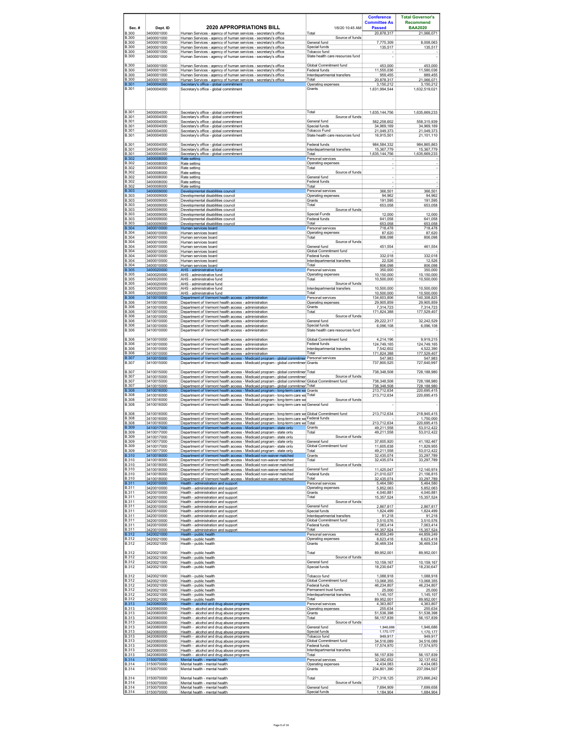| Sec. # | Dept. ID | 2020 APPROPRIATIONS BILL | 1/6/20 10:45 AM | Conference Committee As Passed | Total Governor's Recommend BAA2020 |
|---|---|---|---|---|---|
| B.300 | 3400001000 | Human Services - agency of human services - secretary's office | Total | 20,878,317 | 21,066,071 |
| B.300 | 3400001000 | Human Services - agency of human services - secretary's office | Source of funds | | |
| B.300 | 3400001000 | Human Services - agency of human services - secretary's office | General fund | 7,775,309 | 8,008,063 |
| B.300 | 3400001000 | Human Services - agency of human services - secretary's office | Special funds | 135,517 | 135,517 |
| B.300 | 3400001000 | Human Services - agency of human services - secretary's office | Tobacco fund | - | - |
| B.300 | 3400001000 | Human Services - agency of human services - secretary's office | State health care resources fund | - | - |
| B.300 | 3400001000 | Human Services - agency of human services - secretary's office | Global Commitment fund | 453,000 | 453,000 |
| B.300 | 3400001000 | Human Services - agency of human services - secretary's office | Federal funds | 11,555,036 | 11,580,036 |
| B.300 | 3400001000 | Human Services - agency of human services - secretary's office | Interdepartmental transfers | 959,455 | 889,455 |
| B.300 | 3400001000 | Human Services - agency of human services - secretary's office | Total | 20,878,317 | 21,066,071 |
| B.301 | 3400004000 | Secretary's office - global commitment | Operating expenses | 3,150,212 | 3,150,212 |
| B.301 | 3400004000 | Secretary's office - global commitment | Grants | 1,631,994,544 | 1,632,519,021 |
| B.301 | 3400004000 | Secretary's office - global commitment | Total | 1,635,144,756 | 1,635,669,233 |
| B.301 | 3400004000 | Secretary's office - global commitment | Source of funds | | |
| B.301 | 3400004000 | Secretary's office - global commitment | General fund | 562,258,602 | 558,315,939 |
| B.301 | 3400004000 | Secretary's office - global commitment | Special funds | 34,969,169 | 34,969,169 |
| B.301 | 3400004000 | Secretary's office - global commitment | Tobacco Fund | 21,049,373 | 21,049,373 |
| B.301 | 3400004000 | Secretary's office - global commitment | State health care resources fund | 16,915,501 | 21,101,110 |
| B.301 | 3400004000 | Secretary's office - global commitment | Federal funds | 984,584,332 | 984,865,863 |
| B.301 | 3400004000 | Secretary's office - global commitment | Interdepartmental transfers | 15,367,779 | 15,367,779 |
| B.301 | 3400004000 | Secretary's office - global commitment | Total | 1,635,144,756 | 1,635,669,233 |
| B.302 | 3400008000 | Rate setting | Personal services | - | - |
| B.302 | 3400008000 | Rate setting | Operating expenses | - | - |
| B.302 | 3400008000 | Rate setting | Total | - | - |
| B.302 | 3400008000 | Rate setting | Source of funds | | |
| B.302 | 3400008000 | Rate setting | General fund | - | - |
| B.302 | 3400008000 | Rate setting | Federal funds | - | - |
| B.302 | 3400008000 | Rate setting | Total | - | - |
| B.303 | 3400009000 | Developmental disabilities council | Personal services | 366,501 | 366,501 |
| B.303 | 3400009000 | Developmental disabilities council | Operating expenses | 94,962 | 94,962 |
| B.303 | 3400009000 | Developmental disabilities council | Grants | 191,595 | 191,595 |
| B.303 | 3400009000 | Developmental disabilities council | Total | 653,058 | 653,058 |
| B.303 | 3400009000 | Developmental disabilities council | Source of funds | | |
| B.303 | 3400009000 | Developmental disabilities council | Special Funds | 12,000 | 12,000 |
| B.303 | 3400009000 | Developmental disabilities council | Federal funds | 641,058 | 641,058 |
| B.303 | 3400009000 | Developmental disabilities council | Total | 653,058 | 653,058 |
| B.304 | 3400010000 | Human services board | Personal services | 718,478 | 718,478 |
| B.304 | 3400010000 | Human services board | Operating expenses | 87,620 | 87,620 |
| B.304 | 3400010000 | Human services board | Total | 806,098 | 806,098 |
| B.304 | 3400010000 | Human services board | Source of funds | | |
| B.304 | 3400010000 | Human services board | General fund | 451,554 | 461,554 |
| B.304 | 3400010000 | Human services board | Global Commitment fund | - | - |
| B.304 | 3400010000 | Human services board | Federal funds | 332,018 | 332,018 |
| B.304 | 3400010000 | Human services board | Interdepartmental transfers | 22,526 | 12,526 |
| B.304 | 3400010000 | Human services board | Total | 806,098 | 806,098 |
| B.305 | 3400020000 | AHS - administrative fund | Personal services | 350,000 | 350,000 |
| B.305 | 3400020000 | AHS - administrative fund | Operating expenses | 10,150,000 | 10,150,000 |
| B.305 | 3400020000 | AHS - administrative fund | Total | 10,500,000 | 10,500,000 |
| B.305 | 3400020000 | AHS - administrative fund | Source of funds | | |
| B.305 | 3400020000 | AHS - administrative fund | Interdepartmental transfers | 10,500,000 | 10,500,000 |
| B.305 | 3400020000 | AHS - administrative fund | Total | 10,500,000 | 10,500,000 |
| B.306 | 3410010000 | Department of Vermont health access - administration | Personal services | 134,603,806 | 140,308,825 |
| B.306 | 3410010000 | Department of Vermont health access - administration | Operating expenses | 29,905,859 | 29,905,859 |
| B.306 | 3410010000 | Department of Vermont health access - administration | Grants | 7,314,723 | 7,314,723 |
| B.306 | 3410010000 | Department of Vermont health access - administration | Total | 171,824,388 | 177,529,407 |
| B.306 | 3410010000 | Department of Vermont health access - administration | Source of funds | | |
| B.306 | 3410010000 | Department of Vermont health access - administration | General fund | 29,222,317 | 32,242,529 |
| B.306 | 3410010000 | Department of Vermont health access - administration | Special funds | 6,096,108 | 6,096,108 |
| B.306 | 3410010000 | Department of Vermont health access - administration | State health care resources fund | - | - |
| B.306 | 3410010000 | Department of Vermont health access - administration | Global Commitment fund | 4,214,196 | 9,919,215 |
| B.306 | 3410010000 | Department of Vermont health access - administration | Federal funds | 124,749,165 | 124,749,165 |
| B.306 | 3410010000 | Department of Vermont health access - administration | Interdepartmental transfers | 7,542,602 | 4,522,390 |
| B.306 | 3410010000 | Department of Vermont health access - administration | Total | 171,824,388 | 177,529,407 |
| B.307 | 3410015000 | Department of Vermont health access - Medicaid program - global commitment | Personal services | 547,983 | 547,983 |
| B.307 | 3410015000 | Department of Vermont health access - Medicaid program - global commitment | Grants | 737,800,525 | 727,640,997 |
| B.307 | 3410015000 | Department of Vermont health access - Medicaid program - global commitment | Total | 738,348,508 | 728,188,980 |
| B.307 | 3410015000 | Department of Vermont health access - Medicaid program - global commitment | Source of funds | | |
| B.307 | 3410015000 | Department of Vermont health access - Medicaid program - global commitment | Global Commitment fund | 738,348,508 | 728,188,980 |
| B.307 | 3410015000 | Department of Vermont health access - Medicaid program - global commitment | Total | 738,348,508 | 728,188,980 |
| B.308 | 3410016000 | Department of Vermont health access - Medicaid program - long-term care waiver | Grants | 213,712,634 | 220,695,415 |
| B.308 | 3410016000 | Department of Vermont health access - Medicaid program - long-term care waiver | Total | 213,712,634 | 220,695,415 |
| B.308 | 3410016000 | Department of Vermont health access - Medicaid program - long-term care waiver | Source of funds | | |
| B.308 | 3410016000 | Department of Vermont health access - Medicaid program - long-term care waiver | General fund | - | - |
| B.308 | 3410016000 | Department of Vermont health access - Medicaid program - long-term care waiver | Global Commitment fund | 213,712,634 | 218,945,415 |
| B.308 | 3410016000 | Department of Vermont health access - Medicaid program - long-term care waiver | Federal funds | - | 1,750,000 |
| B.308 | 3410016000 | Department of Vermont health access - Medicaid program - long-term care waiver | Total | 213,712,634 | 220,695,415 |
| B.309 | 3410017000 | Department of Vermont health access - Medicaid program - state only | Grants | 49,211,558 | 53,012,422 |
| B.309 | 3410017000 | Department of Vermont health access - Medicaid program - state only | Total | 49,211,558 | 53,012,422 |
| B.309 | 3410017000 | Department of Vermont health access - Medicaid program - state only | Source of funds | | |
| B.309 | 3410017000 | Department of Vermont health access - Medicaid program - state only | General fund | 37,605,920 | 41,182,467 |
| B.309 | 3410017000 | Department of Vermont health access - Medicaid program - state only | Global Commitment fund | 11,605,638 | 11,829,955 |
| B.309 | 3410017000 | Department of Vermont health access - Medicaid program - state only | Total | 49,211,558 | 53,012,422 |
| B.310 | 3410018000 | Department of Vermont health access - Medicaid non-waiver matched | Grants | 32,435,074 | 33,297,789 |
| B.310 | 3410018000 | Department of Vermont health access - Medicaid non-waiver matched | Total | 32,435,074 | 33,297,789 |
| B.310 | 3410018000 | Department of Vermont health access - Medicaid non-waiver matched | Source of funds | | |
| B.310 | 3410018000 | Department of Vermont health access - Medicaid non-waiver matched | General fund | 11,425,047 | 12,140,974 |
| B.310 | 3410018000 | Department of Vermont health access - Medicaid non-waiver matched | Federal funds | 21,010,027 | 21,156,815 |
| B.310 | 3410018000 | Department of Vermont health access - Medicaid non-waiver matched | Total | 32,435,074 | 33,297,789 |
| B.311 | 3420010000 | Health - administration and support | Personal services | 5,464,580 | 5,464,580 |
| B.311 | 3420010000 | Health - administration and support | Operating expenses | 5,852,063 | 5,852,063 |
| B.311 | 3420010000 | Health - administration and support | Grants | 4,040,881 | 4,040,881 |
| B.311 | 3420010000 | Health - administration and support | Total | 15,357,524 | 15,357,524 |
| B.311 | 3420010000 | Health - administration and support | Source of funds | | |
| B.311 | 3420010000 | Health - administration and support | General fund | 2,867,817 | 2,867,817 |
| B.311 | 3420010000 | Health - administration and support | Special funds | 1,824,499 | 1,824,499 |
| B.311 | 3420010000 | Health - administration and support | Interdepartmental transfers | 91,218 | 91,218 |
| B.311 | 3420010000 | Health - administration and support | Global Commitment fund | 3,510,576 | 3,510,576 |
| B.311 | 3420010000 | Health - administration and support | Federal funds | 7,063,414 | 7,063,414 |
| B.311 | 3420010000 | Health - administration and support | Total | 15,357,524 | 15,357,524 |
| B.312 | 3420021000 | Health - public health | Personal services | 44,859,249 | 44,859,249 |
| B.312 | 3420021000 | Health - public health | Operating expenses | 8,623,418 | 8,623,418 |
| B.312 | 3420021000 | Health - public health | Grants | 36,469,334 | 36,469,334 |
| B.312 | 3420021000 | Health - public health | Total | 89,952,001 | 89,952,001 |
| B.312 | 3420021000 | Health - public health | Source of funds | | |
| B.312 | 3420021000 | Health - public health | General fund | 10,159,167 | 10,159,167 |
| B.312 | 3420021000 | Health - public health | Special funds | 18,230,647 | 18,230,647 |
| B.312 | 3420021000 | Health - public health | Tobacco fund | 1,088,918 | 1,088,918 |
| B.312 | 3420021000 | Health - public health | Global Commitment fund | 13,068,355 | 13,068,355 |
| B.312 | 3420021000 | Health - public health | Federal funds | 46,234,807 | 46,234,807 |
| B.312 | 3420021000 | Health - public health | Permanent trust funds | 25,000 | 25,000 |
| B.312 | 3420021000 | Health - public health | Interdepartmental transfers | 1,145,107 | 1,145,107 |
| B.312 | 3420021000 | Health - public health | Total | 89,952,001 | 89,952,001 |
| B.313 | 3420060000 | Health - alcohol and drug abuse programs | Personal services | 4,363,807 | 4,363,807 |
| B.313 | 3420060000 | Health - alcohol and drug abuse programs | Operating expenses | 255,634 | 255,634 |
| B.313 | 3420060000 | Health - alcohol and drug abuse programs | Grants | 51,538,398 | 51,538,398 |
| B.313 | 3420060000 | Health - alcohol and drug abuse programs | Total | 56,157,839 | 56,157,839 |
| B.313 | 3420060000 | Health - alcohol and drug abuse programs | Source of funds | | |
| B.313 | 3420060000 | Health - alcohol and drug abuse programs | General fund | 1,946,686 | 1,946,686 |
| B.313 | 3420060000 | Health - alcohol and drug abuse programs | Special funds | 1,170,177 | 1,170,177 |
| B.313 | 3420060000 | Health - alcohol and drug abuse programs | Tobacco fund | 949,917 | 949,917 |
| B.313 | 3420060000 | Health - alcohol and drug abuse programs | Global Commitment fund | 34,516,089 | 34,516,089 |
| B.313 | 3420060000 | Health - alcohol and drug abuse programs | Federal funds | 17,574,970 | 17,574,970 |
| B.313 | 3420060000 | Health - alcohol and drug abuse programs | Interdepartmental transfers | - | - |
| B.313 | 3420060000 | Health - alcohol and drug abuse programs | Total | 56,157,839 | 56,157,839 |
| B.314 | 3150070000 | Mental health - mental health | Personal services | 32,082,652 | 32,137,652 |
| B.314 | 3150070000 | Mental health - mental health | Operating expenses | 4,434,083 | 4,434,083 |
| B.314 | 3150070000 | Mental health - mental health | Grants | 234,801,390 | 237,094,507 |
| B.314 | 3150070000 | Mental health - mental health | Total | 271,318,125 | 273,666,242 |
| B.314 | 3150070000 | Mental health - mental health | Source of funds | | |
| B.314 | 3150070000 | Mental health - mental health | General fund | 7,694,909 | 7,699,658 |
| B.314 | 3150070000 | Mental health - mental health | Special funds | 1,184,904 | 1,684,904 |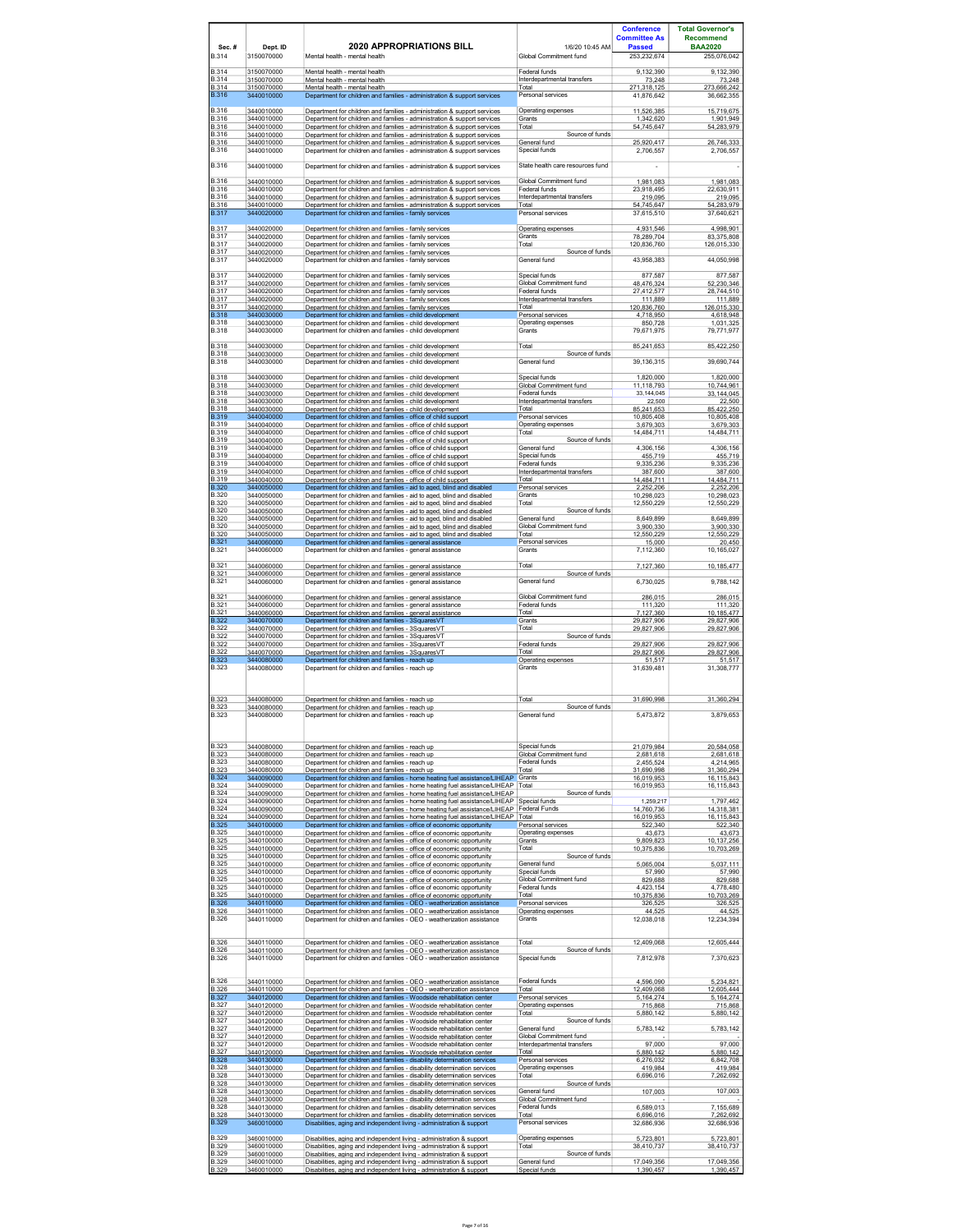| Sec. # | Dept. ID | 2020 APPROPRIATIONS BILL | 1/6/20 10:45 AM | Conference Committee As Passed | Total Governor's Recommend BAA2020 |
|---|---|---|---|---|---|
| B.314 | 3150070000 | Mental health - mental health | Global Commitment fund | 253,232,674 | 255,076,042 |
| B.314 | 3150070000 | Mental health - mental health | Federal funds | 9,132,390 | 9,132,390 |
| B.314 | 3150070000 | Mental health - mental health | Interdepartmental transfers | 73,248 | 73,248 |
| B.314 | 3150070000 | Mental health - mental health | Total | 271,318,125 | 273,666,242 |
| B.316 | 3440010000 | Department for children and families - administration & support services | Personal services | 41,876,642 | 36,662,355 |
| B.316 | 3440010000 | Department for children and families - administration & support services | Operating expenses | 11,526,385 | 15,719,675 |
| B.316 | 3440010000 | Department for children and families - administration & support services | Grants | 1,342,620 | 1,901,949 |
| B.316 | 3440010000 | Department for children and families - administration & support services | Total | 54,745,647 | 54,283,979 |
| B.316 | 3440010000 | Department for children and families - administration & support services | Source of funds | | |
| B.316 | 3440010000 | Department for children and families - administration & support services | General fund | 25,920,417 | 26,746,333 |
| B.316 | 3440010000 | Department for children and families - administration & support services | Special funds | 2,706,557 | 2,706,557 |
| B.316 | 3440010000 | Department for children and families - administration & support services | State health care resources fund | - | - |
| B.316 | 3440010000 | Department for children and families - administration & support services | Global Commitment fund | 1,981,083 | 1,981,083 |
| B.316 | 3440010000 | Department for children and families - administration & support services | Federal funds | 23,918,495 | 22,630,911 |
| B.316 | 3440010000 | Department for children and families - administration & support services | Interdepartmental transfers | 219,095 | 219,095 |
| B.316 | 3440010000 | Department for children and families - administration & support services | Total | 54,745,647 | 54,283,979 |
| B.317 | 3440020000 | Department for children and families - family services | Personal services | 37,615,510 | 37,640,621 |
| B.317 | 3440020000 | Department for children and families - family services | Operating expenses | 4,931,546 | 4,998,901 |
| B.317 | 3440020000 | Department for children and families - family services | Grants | 78,289,704 | 83,375,808 |
| B.317 | 3440020000 | Department for children and families - family services | Total | 120,836,760 | 126,015,330 |
| B.317 | 3440020000 | Department for children and families - family services | Source of funds | | |
| B.317 | 3440020000 | Department for children and families - family services | General fund | 43,958,383 | 44,050,998 |
| B.317 | 3440020000 | Department for children and families - family services | Special funds | 877,587 | 877,587 |
| B.317 | 3440020000 | Department for children and families - family services | Global Commitment fund | 48,476,324 | 52,230,346 |
| B.317 | 3440020000 | Department for children and families - family services | Federal funds | 27,412,577 | 28,744,510 |
| B.317 | 3440020000 | Department for children and families - family services | Interdepartmental transfers | 111,889 | 111,889 |
| B.317 | 3440020000 | Department for children and families - family services | Total | 120,836,760 | 126,015,330 |
| B.318 | 3440030000 | Department for children and families - child development | Personal services | 4,718,950 | 4,618,948 |
| B.318 | 3440030000 | Department for children and families - child development | Operating expenses | 850,728 | 1,031,325 |
| B.318 | 3440030000 | Department for children and families - child development | Grants | 79,671,975 | 79,771,977 |
| B.318 | 3440030000 | Department for children and families - child development | Total | 85,241,653 | 85,422,250 |
| B.318 | 3440030000 | Department for children and families - child development | Source of funds | | |
| B.318 | 3440030000 | Department for children and families - child development | General fund | 39,136,315 | 39,690,744 |
| B.318 | 3440030000 | Department for children and families - child development | Special funds | 1,820,000 | 1,820,000 |
| B.318 | 3440030000 | Department for children and families - child development | Global Commitment fund | 11,118,793 | 10,744,961 |
| B.318 | 3440030000 | Department for children and families - child development | Federal funds | 33,144,045 | 33,144,045 |
| B.318 | 3440030000 | Department for children and families - child development | Interdepartmental transfers | 22,500 | 22,500 |
| B.318 | 3440030000 | Department for children and families - child development | Total | 85,241,653 | 85,422,250 |
| B.319 | 3440040000 | Department for children and families - office of child support | Personal services | 10,805,408 | 10,805,408 |
| B.319 | 3440040000 | Department for children and families - office of child support | Operating expenses | 3,679,303 | 3,679,303 |
| B.319 | 3440040000 | Department for children and families - office of child support | Total | 14,484,711 | 14,484,711 |
| B.319 | 3440040000 | Department for children and families - office of child support | Source of funds | | |
| B.319 | 3440040000 | Department for children and families - office of child support | General fund | 4,306,156 | 4,306,156 |
| B.319 | 3440040000 | Department for children and families - office of child support | Special funds | 455,719 | 455,719 |
| B.319 | 3440040000 | Department for children and families - office of child support | Federal funds | 9,335,236 | 9,335,236 |
| B.319 | 3440040000 | Department for children and families - office of child support | Interdepartmental transfers | 387,600 | 387,600 |
| B.319 | 3440040000 | Department for children and families - office of child support | Total | 14,484,711 | 14,484,711 |
| B.320 | 3440050000 | Department for children and families - aid to aged, blind and disabled | Personal services | 2,252,206 | 2,252,206 |
| B.320 | 3440050000 | Department for children and families - aid to aged, blind and disabled | Grants | 10,298,023 | 10,298,023 |
| B.320 | 3440050000 | Department for children and families - aid to aged, blind and disabled | Total | 12,550,229 | 12,550,229 |
| B.320 | 3440050000 | Department for children and families - aid to aged, blind and disabled | Source of funds | | |
| B.320 | 3440050000 | Department for children and families - aid to aged, blind and disabled | General fund | 8,649,899 | 8,649,899 |
| B.320 | 3440050000 | Department for children and families - aid to aged, blind and disabled | Global Commitment fund | 3,900,330 | 3,900,330 |
| B.320 | 3440050000 | Department for children and families - aid to aged, blind and disabled | Total | 12,550,229 | 12,550,229 |
| B.321 | 3440060000 | Department for children and families - general assistance | Personal services | 15,000 | 20,450 |
| B.321 | 3440060000 | Department for children and families - general assistance | Grants | 7,112,360 | 10,165,027 |
| B.321 | 3440060000 | Department for children and families - general assistance | Total | 7,127,360 | 10,185,477 |
| B.321 | 3440060000 | Department for children and families - general assistance | Source of funds | | |
| B.321 | 3440060000 | Department for children and families - general assistance | General fund | 6,730,025 | 9,788,142 |
| B.321 | 3440060000 | Department for children and families - general assistance | Global Commitment fund | 286,015 | 286,015 |
| B.321 | 3440060000 | Department for children and families - general assistance | Federal funds | 111,320 | 111,320 |
| B.321 | 3440060000 | Department for children and families - general assistance | Total | 7,127,360 | 10,185,477 |
| B.322 | 3440070000 | Department for children and families - 3SquaresVT | Grants | 29,827,906 | 29,827,906 |
| B.322 | 3440070000 | Department for children and families - 3SquaresVT | Total | 29,827,906 | 29,827,906 |
| B.322 | 3440070000 | Department for children and families - 3SquaresVT | Source of funds | | |
| B.322 | 3440070000 | Department for children and families - 3SquaresVT | Federal funds | 29,827,906 | 29,827,906 |
| B.322 | 3440070000 | Department for children and families - 3SquaresVT | Total | 29,827,906 | 29,827,906 |
| B.323 | 3440080000 | Department for children and families - reach up | Operating expenses | 51,517 | 51,517 |
| B.323 | 3440080000 | Department for children and families - reach up | Grants | 31,639,481 | 31,308,777 |
| B.323 | 3440080000 | Department for children and families - reach up | Total | 31,690,998 | 31,360,294 |
| B.323 | 3440080000 | Department for children and families - reach up | Source of funds | | |
| B.323 | 3440080000 | Department for children and families - reach up | General fund | 5,473,872 | 3,879,653 |
| B.323 | 3440080000 | Department for children and families - reach up | Special funds | 21,079,984 | 20,584,058 |
| B.323 | 3440080000 | Department for children and families - reach up | Global Commitment fund | 2,681,618 | 2,681,618 |
| B.323 | 3440080000 | Department for children and families - reach up | Federal funds | 2,455,524 | 4,214,965 |
| B.323 | 3440080000 | Department for children and families - reach up | Total | 31,690,998 | 31,360,294 |
| B.324 | 3440090000 | Department for children and families - home heating fuel assistance/LIHEAP | Grants | 16,019,953 | 16,115,843 |
| B.324 | 3440090000 | Department for children and families - home heating fuel assistance/LIHEAP | Total | 16,019,953 | 16,115,843 |
| B.324 | 3440090000 | Department for children and families - home heating fuel assistance/LIHEAP | Source of funds | | |
| B.324 | 3440090000 | Department for children and families - home heating fuel assistance/LIHEAP | Special funds | 1,259,217 | 1,797,462 |
| B.324 | 3440090000 | Department for children and families - home heating fuel assistance/LIHEAP | Federal Funds | 14,760,736 | 14,318,381 |
| B.324 | 3440090000 | Department for children and families - home heating fuel assistance/LIHEAP | Total | 16,019,953 | 16,115,843 |
| B.325 | 3440100000 | Department for children and families - office of economic opportunity | Personal services | 522,340 | 522,340 |
| B.325 | 3440100000 | Department for children and families - office of economic opportunity | Operating expenses | 43,673 | 43,673 |
| B.325 | 3440100000 | Department for children and families - office of economic opportunity | Grants | 9,809,823 | 10,137,256 |
| B.325 | 3440100000 | Department for children and families - office of economic opportunity | Total | 10,375,836 | 10,703,269 |
| B.325 | 3440100000 | Department for children and families - office of economic opportunity | Source of funds | | |
| B.325 | 3440100000 | Department for children and families - office of economic opportunity | General fund | 5,065,004 | 5,037,111 |
| B.325 | 3440100000 | Department for children and families - office of economic opportunity | Special funds | 57,990 | 57,990 |
| B.325 | 3440100000 | Department for children and families - office of economic opportunity | Global Commitment fund | 829,688 | 829,688 |
| B.325 | 3440100000 | Department for children and families - office of economic opportunity | Federal funds | 4,423,154 | 4,778,480 |
| B.325 | 3440100000 | Department for children and families - office of economic opportunity | Total | 10,375,836 | 10,703,269 |
| B.326 | 3440110000 | Department for children and families - OEO - weatherization assistance | Personal services | 326,525 | 326,525 |
| B.326 | 3440110000 | Department for children and families - OEO - weatherization assistance | Operating expenses | 44,525 | 44,525 |
| B.326 | 3440110000 | Department for children and families - OEO - weatherization assistance | Grants | 12,038,018 | 12,234,394 |
| B.326 | 3440110000 | Department for children and families - OEO - weatherization assistance | Total | 12,409,068 | 12,605,444 |
| B.326 | 3440110000 | Department for children and families - OEO - weatherization assistance | Source of funds | | |
| B.326 | 3440110000 | Department for children and families - OEO - weatherization assistance | Special funds | 7,812,978 | 7,370,623 |
| B.326 | 3440110000 | Department for children and families - OEO - weatherization assistance | Federal funds | 4,596,090 | 5,234,821 |
| B.326 | 3440110000 | Department for children and families - OEO - weatherization assistance | Total | 12,409,068 | 12,605,444 |
| B.327 | 3440120000 | Department for children and families - Woodside rehabilitation center | Personal services | 5,164,274 | 5,164,274 |
| B.327 | 3440120000 | Department for children and families - Woodside rehabilitation center | Operating expenses | 715,868 | 715,868 |
| B.327 | 3440120000 | Department for children and families - Woodside rehabilitation center | Total | 5,880,142 | 5,880,142 |
| B.327 | 3440120000 | Department for children and families - Woodside rehabilitation center | Source of funds | | |
| B.327 | 3440120000 | Department for children and families - Woodside rehabilitation center | General fund | 5,783,142 | 5,783,142 |
| B.327 | 3440120000 | Department for children and families - Woodside rehabilitation center | Global Commitment fund | - | - |
| B.327 | 3440120000 | Department for children and families - Woodside rehabilitation center | Interdepartmental transfers | 97,000 | 97,000 |
| B.327 | 3440120000 | Department for children and families - Woodside rehabilitation center | Total | 5,880,142 | 5,880,142 |
| B.328 | 3440130000 | Department for children and families - disability determination services | Personal services | 6,276,032 | 6,842,708 |
| B.328 | 3440130000 | Department for children and families - disability determination services | Operating expenses | 419,984 | 419,984 |
| B.328 | 3440130000 | Department for children and families - disability determination services | Total | 6,696,016 | 7,262,692 |
| B.328 | 3440130000 | Department for children and families - disability determination services | Source of funds | | |
| B.328 | 3440130000 | Department for children and families - disability determination services | General fund | 107,003 | 107,003 |
| B.328 | 3440130000 | Department for children and families - disability determination services | Global Commitment fund | - | - |
| B.328 | 3440130000 | Department for children and families - disability determination services | Federal funds | 6,589,013 | 7,155,689 |
| B.328 | 3440130000 | Department for children and families - disability determination services | Total | 6,696,016 | 7,262,692 |
| B.329 | 3460010000 | Disabilities, aging and independent living - administration & support | Personal services | 32,686,936 | 32,686,936 |
| B.329 | 3460010000 | Disabilities, aging and independent living - administration & support | Operating expenses | 5,723,801 | 5,723,801 |
| B.329 | 3460010000 | Disabilities, aging and independent living - administration & support | Total | 38,410,737 | 38,410,737 |
| B.329 | 3460010000 | Disabilities, aging and independent living - administration & support | Source of funds | | |
| B.329 | 3460010000 | Disabilities, aging and independent living - administration & support | General fund | 17,049,356 | 17,049,356 |
| B.329 | 3460010000 | Disabilities, aging and independent living - administration & support | Special funds | 1,390,457 | 1,390,457 |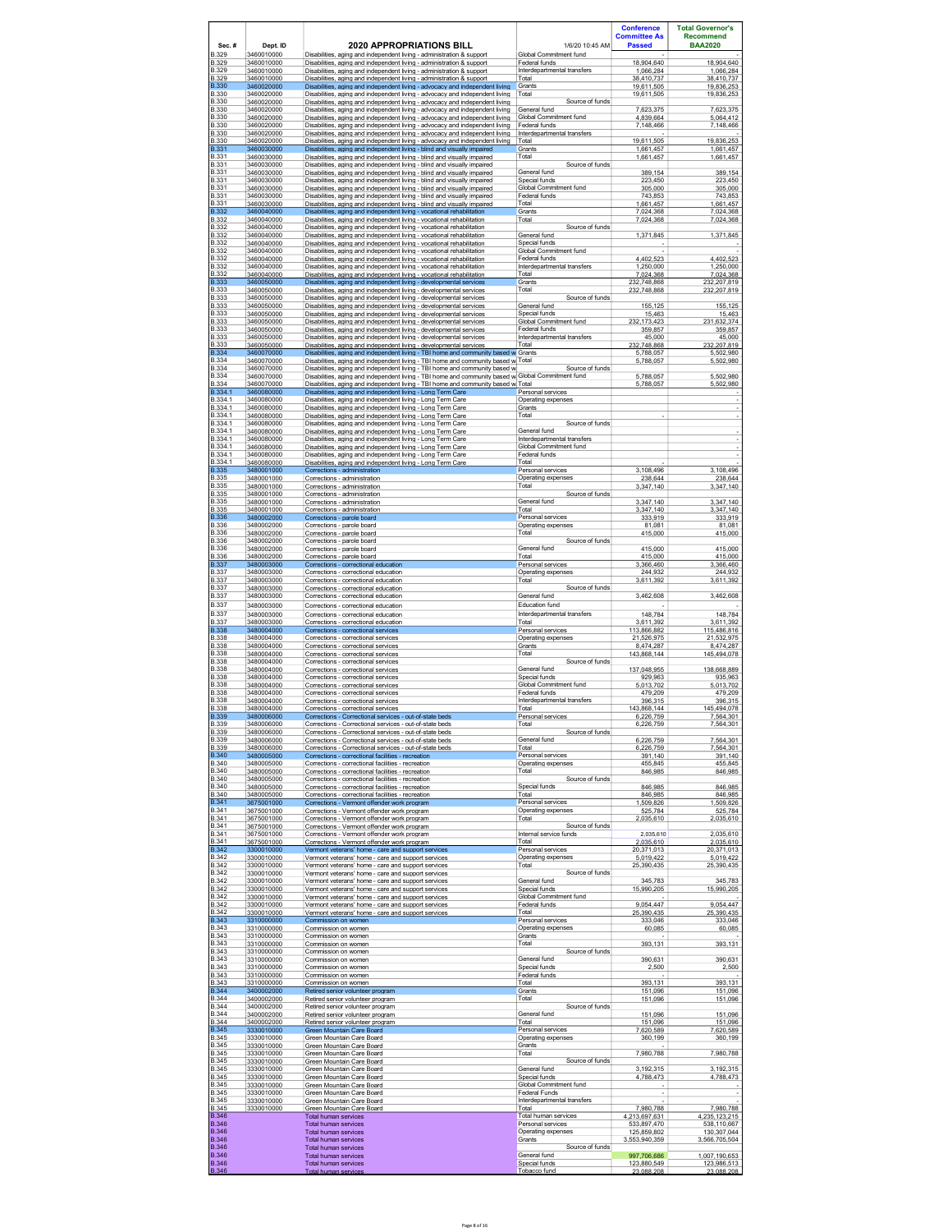| Sec. # | Dept. ID | 2020 APPROPRIATIONS BILL | 1/6/20 10:45 AM | Conference Committee As Passed | Total Governor's Recommend BAA2020 |
|---|---|---|---|---|---|
| B.329 | 3460010000 | Disabilities, aging and independent living - administration & support | Global Commitment fund | - | - |
| B.329 | 3460010000 | Disabilities, aging and independent living - administration & support | Federal funds | 18,904,640 | 18,904,640 |
| B.329 | 3460010000 | Disabilities, aging and independent living - administration & support | Interdepartmental transfers | 1,066,284 | 1,066,284 |
| B.329 | 3460010000 | Disabilities, aging and independent living - administration & support | Total | 38,410,737 | 38,410,737 |
| B.330 | 3460020000 | Disabilities, aging and independent living - advocacy and independent living | Grants | 19,611,505 | 19,836,253 |
| B.330 | 3460020000 | Disabilities, aging and independent living - advocacy and independent living | Total | 19,611,505 | 19,836,253 |
| B.330 | 3460020000 | Disabilities, aging and independent living - advocacy and independent living | Source of funds | | |
| B.330 | 3460020000 | Disabilities, aging and independent living - advocacy and independent living | General fund | 7,623,375 | 7,623,375 |
| B.330 | 3460020000 | Disabilities, aging and independent living - advocacy and independent living | Global Commitment fund | 4,839,664 | 5,064,412 |
| B.330 | 3460020000 | Disabilities, aging and independent living - advocacy and independent living | Federal funds | 7,148,466 | 7,148,466 |
| B.330 | 3460020000 | Disabilities, aging and independent living - advocacy and independent living | Interdepartmental transfers | - | - |
| B.330 | 3460020000 | Disabilities, aging and independent living - advocacy and independent living | Total | 19,611,505 | 19,836,253 |
| B.331 | 3460030000 | Disabilities, aging and independent living - blind and visually impaired | Grants | 1,661,457 | 1,661,457 |
| B.331 | 3460030000 | Disabilities, aging and independent living - blind and visually impaired | Total | 1,661,457 | 1,661,457 |
| B.331 | 3460030000 | Disabilities, aging and independent living - blind and visually impaired | Source of funds | | |
| B.331 | 3460030000 | Disabilities, aging and independent living - blind and visually impaired | General fund | 389,154 | 389,154 |
| B.331 | 3460030000 | Disabilities, aging and independent living - blind and visually impaired | Special funds | 223,450 | 223,450 |
| B.331 | 3460030000 | Disabilities, aging and independent living - blind and visually impaired | Global Commitment fund | 305,000 | 305,000 |
| B.331 | 3460030000 | Disabilities, aging and independent living - blind and visually impaired | Federal funds | 743,853 | 743,853 |
| B.331 | 3460030000 | Disabilities, aging and independent living - blind and visually impaired | Total | 1,661,457 | 1,661,457 |
| B.332 | 3460040000 | Disabilities, aging and independent living - vocational rehabilitation | Grants | 7,024,368 | 7,024,368 |
| B.332 | 3460040000 | Disabilities, aging and independent living - vocational rehabilitation | Total | 7,024,368 | 7,024,368 |
| B.332 | 3460040000 | Disabilities, aging and independent living - vocational rehabilitation | Source of funds | | |
| B.332 | 3460040000 | Disabilities, aging and independent living - vocational rehabilitation | General fund | 1,371,845 | 1,371,845 |
| B.332 | 3460040000 | Disabilities, aging and independent living - vocational rehabilitation | Special funds | - | - |
| B.332 | 3460040000 | Disabilities, aging and independent living - vocational rehabilitation | Global Commitment fund | - | - |
| B.332 | 3460040000 | Disabilities, aging and independent living - vocational rehabilitation | Federal funds | 4,402,523 | 4,402,523 |
| B.332 | 3460040000 | Disabilities, aging and independent living - vocational rehabilitation | Interdepartmental transfers | 1,250,000 | 1,250,000 |
| B.332 | 3460040000 | Disabilities, aging and independent living - vocational rehabilitation | Total | 7,024,368 | 7,024,368 |
| B.333 | 3460050000 | Disabilities, aging and independent living - developmental services | Grants | 232,748,868 | 232,207,819 |
| B.333 | 3460050000 | Disabilities, aging and independent living - developmental services | Total | 232,748,868 | 232,207,819 |
| B.333 | 3460050000 | Disabilities, aging and independent living - developmental services | Source of funds | | |
| B.333 | 3460050000 | Disabilities, aging and independent living - developmental services | General fund | 155,125 | 155,125 |
| B.333 | 3460050000 | Disabilities, aging and independent living - developmental services | Special funds | 15,463 | 15,463 |
| B.333 | 3460050000 | Disabilities, aging and independent living - developmental services | Global Commitment fund | 232,173,423 | 231,632,374 |
| B.333 | 3460050000 | Disabilities, aging and independent living - developmental services | Federal funds | 359,857 | 359,857 |
| B.333 | 3460050000 | Disabilities, aging and independent living - developmental services | Interdepartmental transfers | 45,000 | 45,000 |
| B.333 | 3460050000 | Disabilities, aging and independent living - developmental services | Total | 232,748,868 | 232,207,819 |
| B.334 | 3460070000 | Disabilities, aging and independent living - TBI home and community based w | Grants | 5,788,057 | 5,502,980 |
| B.334 | 3460070000 | Disabilities, aging and independent living - TBI home and community based w | Total | 5,788,057 | 5,502,980 |
| B.334 | 3460070000 | Disabilities, aging and independent living - TBI home and community based w | Source of funds | | |
| B.334 | 3460070000 | Disabilities, aging and independent living - TBI home and community based w | Global Commitment fund | 5,788,057 | 5,502,980 |
| B.334 | 3460070000 | Disabilities, aging and independent living - TBI home and community based w | Total | 5,788,057 | 5,502,980 |
| B.334.1 | 3460080000 | Disabilities, aging and independent living - Long Term Care | Personal services | | - |
| B.334.1 | 3460080000 | Disabilities, aging and independent living - Long Term Care | Operating expenses | | - |
| B.334.1 | 3460080000 | Disabilities, aging and independent living - Long Term Care | Grants | | - |
| B.334.1 | 3460080000 | Disabilities, aging and independent living - Long Term Care | Total | - | - |
| B.334.1 | 3460080000 | Disabilities, aging and independent living - Long Term Care | Source of funds | | |
| B.334.1 | 3460080000 | Disabilities, aging and independent living - Long Term Care | General fund | | - |
| B.334.1 | 3460080000 | Disabilities, aging and independent living - Long Term Care | Interdepartmental transfers | | - |
| B.334.1 | 3460080000 | Disabilities, aging and independent living - Long Term Care | Global Commitment fund | | - |
| B.334.1 | 3460080000 | Disabilities, aging and independent living - Long Term Care | Federal funds | | - |
| B.334.1 | 3460080000 | Disabilities, aging and independent living - Long Term Care | Total | - | - |
| B.335 | 3480001000 | Corrections - administration | Personal services | 3,108,496 | 3,108,496 |
| B.335 | 3480001000 | Corrections - administration | Operating expenses | 238,644 | 238,644 |
| B.335 | 3480001000 | Corrections - administration | Total | 3,347,140 | 3,347,140 |
| B.335 | 3480001000 | Corrections - administration | Source of funds | | |
| B.335 | 3480001000 | Corrections - administration | General fund | 3,347,140 | 3,347,140 |
| B.335 | 3480001000 | Corrections - administration | Total | 3,347,140 | 3,347,140 |
| B.336 | 3480002000 | Corrections - parole board | Personal services | 333,919 | 333,919 |
| B.336 | 3480002000 | Corrections - parole board | Operating expenses | 81,081 | 81,081 |
| B.336 | 3480002000 | Corrections - parole board | Total | 415,000 | 415,000 |
| B.336 | 3480002000 | Corrections - parole board | Source of funds | | |
| B.336 | 3480002000 | Corrections - parole board | General fund | 415,000 | 415,000 |
| B.336 | 3480002000 | Corrections - parole board | Total | 415,000 | 415,000 |
| B.337 | 3480003000 | Corrections - correctional education | Personal services | 3,366,460 | 3,366,460 |
| B.337 | 3480003000 | Corrections - correctional education | Operating expenses | 244,932 | 244,932 |
| B.337 | 3480003000 | Corrections - correctional education | Total | 3,611,392 | 3,611,392 |
| B.337 | 3480003000 | Corrections - correctional education | Source of funds | | |
| B.337 | 3480003000 | Corrections - correctional education | General fund | 3,462,608 | 3,462,608 |
| B.337 | 3480003000 | Corrections - correctional education | Education fund | - | - |
| B.337 | 3480003000 | Corrections - correctional education | Interdepartmental transfers | 148,784 | 148,784 |
| B.337 | 3480003000 | Corrections - correctional education | Total | 3,611,392 | 3,611,392 |
| B.338 | 3480004000 | Corrections - correctional services | Personal services | 113,866,882 | 115,486,816 |
| B.338 | 3480004000 | Corrections - correctional services | Operating expenses | 21,526,975 | 21,532,975 |
| B.338 | 3480004000 | Corrections - correctional services | Grants | 8,474,287 | 8,474,287 |
| B.338 | 3480004000 | Corrections - correctional services | Total | 143,868,144 | 145,494,078 |
| B.338 | 3480004000 | Corrections - correctional services | Source of funds | | |
| B.338 | 3480004000 | Corrections - correctional services | General fund | 137,048,955 | 138,668,889 |
| B.338 | 3480004000 | Corrections - correctional services | Special funds | 929,963 | 935,963 |
| B.338 | 3480004000 | Corrections - correctional services | Global Commitment fund | 5,013,702 | 5,013,702 |
| B.338 | 3480004000 | Corrections - correctional services | Federal funds | 479,209 | 479,209 |
| B.338 | 3480004000 | Corrections - correctional services | Interdepartmental transfers | 396,315 | 396,315 |
| B.338 | 3480004000 | Corrections - correctional services | Total | 143,868,144 | 145,494,078 |
| B.339 | 3480006000 | Corrections - Correctional services - out-of-state beds | Personal services | 6,226,759 | 7,564,301 |
| B.339 | 3480006000 | Corrections - Correctional services - out-of-state beds | Total | 6,226,759 | 7,564,301 |
| B.339 | 3480006000 | Corrections - Correctional services - out-of-state beds | Source of funds | | |
| B.339 | 3480006000 | Corrections - Correctional services - out-of-state beds | General fund | 6,226,759 | 7,564,301 |
| B.339 | 3480006000 | Corrections - Correctional services - out-of-state beds | Total | 6,226,759 | 7,564,301 |
| B.340 | 3480005000 | Corrections - correctional facilities - recreation | Personal services | 391,140 | 391,140 |
| B.340 | 3480005000 | Corrections - correctional facilities - recreation | Operating expenses | 455,845 | 455,845 |
| B.340 | 3480005000 | Corrections - correctional facilities - recreation | Total | 846,985 | 846,985 |
| B.340 | 3480005000 | Corrections - correctional facilities - recreation | Source of funds | | |
| B.340 | 3480005000 | Corrections - correctional facilities - recreation | Special funds | 846,985 | 846,985 |
| B.340 | 3480005000 | Corrections - correctional facilities - recreation | Total | 846,985 | 846,985 |
| B.341 | 3675001000 | Corrections - Vermont offender work program | Personal services | 1,509,826 | 1,509,826 |
| B.341 | 3675001000 | Corrections - Vermont offender work program | Operating expenses | 525,784 | 525,784 |
| B.341 | 3675001000 | Corrections - Vermont offender work program | Total | 2,035,610 | 2,035,610 |
| B.341 | 3675001000 | Corrections - Vermont offender work program | Source of funds | | |
| B.341 | 3675001000 | Corrections - Vermont offender work program | Internal service funds | 2,035,610 | 2,035,610 |
| B.341 | 3675001000 | Corrections - Vermont offender work program | Total | 2,035,610 | 2,035,610 |
| B.342 | 3300010000 | Vermont veterans' home - care and support services | Personal services | 20,371,013 | 20,371,013 |
| B.342 | 3300010000 | Vermont veterans' home - care and support services | Operating expenses | 5,019,422 | 5,019,422 |
| B.342 | 3300010000 | Vermont veterans' home - care and support services | Total | 25,390,435 | 25,390,435 |
| B.342 | 3300010000 | Vermont veterans' home - care and support services | Source of funds | | |
| B.342 | 3300010000 | Vermont veterans' home - care and support services | General fund | 345,783 | 345,783 |
| B.342 | 3300010000 | Vermont veterans' home - care and support services | Special funds | 15,990,205 | 15,990,205 |
| B.342 | 3300010000 | Vermont veterans' home - care and support services | Global Commitment fund | - | - |
| B.342 | 3300010000 | Vermont veterans' home - care and support services | Federal funds | 9,054,447 | 9,054,447 |
| B.342 | 3300010000 | Vermont veterans' home - care and support services | Total | 25,390,435 | 25,390,435 |
| B.343 | 3310000000 | Commission on women | Personal services | 333,046 | 333,046 |
| B.343 | 3310000000 | Commission on women | Operating expenses | 60,085 | 60,085 |
| B.343 | 3310000000 | Commission on women | Grants | - | - |
| B.343 | 3310000000 | Commission on women | Total | 393,131 | 393,131 |
| B.343 | 3310000000 | Commission on women | Source of funds | | |
| B.343 | 3310000000 | Commission on women | General fund | 390,631 | 390,631 |
| B.343 | 3310000000 | Commission on women | Special funds | 2,500 | 2,500 |
| B.343 | 3310000000 | Commission on women | Federal funds | - | - |
| B.343 | 3310000000 | Commission on women | Total | 393,131 | 393,131 |
| B.344 | 3400002000 | Retired senior volunteer program | Grants | 151,096 | 151,096 |
| B.344 | 3400002000 | Retired senior volunteer program | Total | 151,096 | 151,096 |
| B.344 | 3400002000 | Retired senior volunteer program | Source of funds | | |
| B.344 | 3400002000 | Retired senior volunteer program | General fund | 151,096 | 151,096 |
| B.344 | 3400002000 | Retired senior volunteer program | Total | 151,096 | 151,096 |
| B.345 | 3330010000 | Green Mountain Care Board | Personal services | 7,620,589 | 7,620,589 |
| B.345 | 3330010000 | Green Mountain Care Board | Operating expenses | 360,199 | 360,199 |
| B.345 | 3330010000 | Green Mountain Care Board | Grants | - | - |
| B.345 | 3330010000 | Green Mountain Care Board | Total | 7,980,788 | 7,980,788 |
| B.345 | 3330010000 | Green Mountain Care Board | Source of funds | | |
| B.345 | 3330010000 | Green Mountain Care Board | General fund | 3,192,315 | 3,192,315 |
| B.345 | 3330010000 | Green Mountain Care Board | Special funds | 4,788,473 | 4,788,473 |
| B.345 | 3330010000 | Green Mountain Care Board | Global Commitment fund | - | - |
| B.345 | 3330010000 | Green Mountain Care Board | Federal Funds | - | - |
| B.345 | 3330010000 | Green Mountain Care Board | Interdepartmental transfers | - | - |
| B.345 | 3330010000 | Green Mountain Care Board | Total | 7,980,788 | 7,980,788 |
| B.346 | | Total human services | Total human services | 4,213,697,631 | 4,235,123,215 |
| B.346 | | Total human services | Personal services | 533,897,470 | 538,110,667 |
| B.346 | | Total human services | Operating expenses | 125,859,802 | 130,307,044 |
| B.346 | | Total human services | Grants | 3,553,940,359 | 3,566,705,504 |
| B.346 | | Total human services | Source of funds | | |
| B.346 | | Total human services | General fund | 997,706,686 | 1,007,190,653 |
| B.346 | | Total human services | Special funds | 123,880,549 | 123,986,513 |
| B.346 | | Total human services | Tobacco fund | 23,088,208 | 23,088,208 |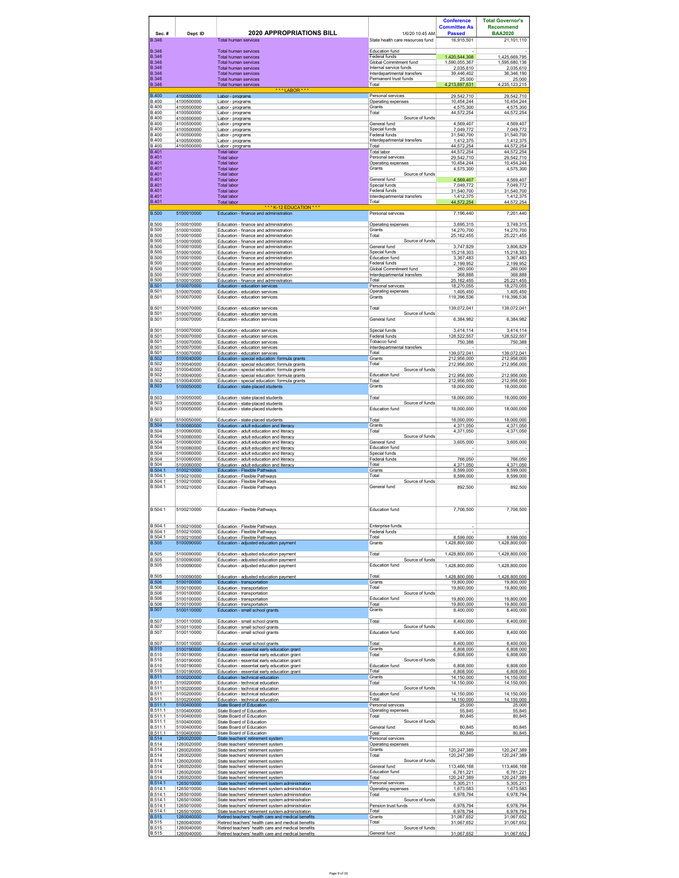| Sec. # | Dept. ID | 2020 APPROPRIATIONS BILL | 1/6/20 10:45 AM | Conference Committee As Passed | Total Governor's Recommend BAA2020 |
|---|---|---|---|---|---|
| B.346 | | Total human services | State health care resources fund | 16,915,501 | 21,101,110 |
| B.346 | | Total human services | Education fund | - | - |
| B.346 | | Total human services | Federal funds | 1,420,544,308 | 1,425,669,795 |
| B.346 | | Total human services | Global Commitment fund | 1,590,055,367 | 1,595,680,136 |
| B.346 | | Total human services | Internal service funds | 2,035,610 | 2,035,610 |
| B.346 | | Total human services | Interdepartmental transfers | 39,446,402 | 36,346,190 |
| B.346 | | Total human services | Permanent trust funds | 25,000 | 25,000 |
| B.346 | | Total human services | Total | 4,213,697,631 | 4,235,123,215 |
| | | *** LABOR *** | | | |
| B.400 | 4100500000 | Labor - programs | Personal services | 29,542,710 | 29,542,710 |
| B.400 | 4100500000 | Labor - programs | Operating expenses | 10,454,244 | 10,454,244 |
| B.400 | 4100500000 | Labor - programs | Grants | 4,575,300 | 4,575,300 |
| B.400 | 4100500000 | Labor - programs | Total | 44,572,254 | 44,572,254 |
| B.400 | 4100500000 | Labor - programs | Source of funds | | |
| B.400 | 4100500000 | Labor - programs | General fund | 4,569,407 | 4,569,407 |
| B.400 | 4100500000 | Labor - programs | Special funds | 7,049,772 | 7,049,772 |
| B.400 | 4100500000 | Labor - programs | Federal funds | 31,540,700 | 31,540,700 |
| B.400 | 4100500000 | Labor - programs | Interdepartmental transfers | 1,412,375 | 1,412,375 |
| B.400 | 4100500000 | Labor - programs | Total | 44,572,254 | 44,572,254 |
| B.401 | | Total labor | Total labor | 44,572,254 | 44,572,254 |
| B.401 | | Total labor | Personal services | 29,542,710 | 29,542,710 |
| B.401 | | Total labor | Operating expenses | 10,454,244 | 10,454,244 |
| B.401 | | Total labor | Grants | 4,575,300 | 4,575,300 |
| B.401 | | Total labor | Source of funds | | |
| B.401 | | Total labor | General fund | 4,569,407 | 4,569,407 |
| B.401 | | Total labor | Special funds | 7,049,772 | 7,049,772 |
| B.401 | | Total labor | Federal funds | 31,540,700 | 31,540,700 |
| B.401 | | Total labor | Interdepartmental transfers | 1,412,375 | 1,412,375 |
| B.401 | | Total labor | Total | 44,572,254 | 44,572,254 |
| | | *** K-12 EDUCATION *** | | | |
| B.500 | 5100010000 | Education - finance and administration | Personal services | 7,196,440 | 7,201,440 |
| B.500 | 5100010000 | Education - finance and administration | Operating expenses | 3,695,315 | 3,749,315 |
| B.500 | 5100010000 | Education - finance and administration | Grants | 14,270,700 | 14,270,700 |
| B.500 | 5100010000 | Education - finance and administration | Total | 25,162,455 | 25,221,455 |
| B.500 | 5100010000 | Education - finance and administration | Source of funds | | |
| B.500 | 5100010000 | Education - finance and administration | General fund | 3,747,829 | 3,806,829 |
| B.500 | 5100010000 | Education - finance and administration | Special funds | 15,218,303 | 15,218,303 |
| B.500 | 5100010000 | Education - finance and administration | Education fund | 3,367,483 | 3,367,483 |
| B.500 | 5100010000 | Education - finance and administration | Federal funds | 2,199,952 | 2,199,952 |
| B.500 | 5100010000 | Education - finance and administration | Global Commitment fund | 260,000 | 260,000 |
| B.500 | 5100010000 | Education - finance and administration | Interdepartmental transfers | 368,888 | 368,888 |
| B.500 | 5100010000 | Education - finance and administration | Total | 25,162,455 | 25,221,455 |
| B.501 | 5100070000 | Education - education services | Personal services | 18,270,055 | 18,270,055 |
| B.501 | 5100070000 | Education - education services | Operating expenses | 1,405,450 | 1,405,450 |
| B.501 | 5100070000 | Education - education services | Grants | 119,396,536 | 119,396,536 |
| B.501 | 5100070000 | Education - education services | Total | 139,072,041 | 139,072,041 |
| B.501 | 5100070000 | Education - education services | Source of funds | | |
| B.501 | 5100070000 | Education - education services | General fund | 6,384,982 | 6,384,982 |
| B.501 | 5100070000 | Education - education services | Special funds | 3,414,114 | 3,414,114 |
| B.501 | 5100070000 | Education - education services | Federal funds | 128,522,557 | 128,522,557 |
| B.501 | 5100070000 | Education - education services | Tobacco fund | 750,388 | 750,388 |
| B.501 | 5100070000 | Education - education services | Interdepartmental transfers | - | - |
| B.501 | 5100070000 | Education - education services | Total | 139,072,041 | 139,072,041 |
| B.502 | 5100040000 | Education - special education: formula grants | Grants | 212,956,000 | 212,956,000 |
| B.502 | 5100040000 | Education - special education: formula grants | Total | 212,956,000 | 212,956,000 |
| B.502 | 5100040000 | Education - special education: formula grants | Source of funds | | |
| B.502 | 5100040000 | Education - special education: formula grants | Education fund | 212,956,000 | 212,956,000 |
| B.502 | 5100040000 | Education - special education: formula grants | Total | 212,956,000 | 212,956,000 |
| B.503 | 5100050000 | Education - state-placed students | Grants | 18,000,000 | 18,000,000 |
| B.503 | 5100050000 | Education - state-placed students | Total | 18,000,000 | 18,000,000 |
| B.503 | 5100050000 | Education - state-placed students | Source of funds | | |
| B.503 | 5100050000 | Education - state-placed students | Education fund | 18,000,000 | 18,000,000 |
| B.503 | 5100050000 | Education - state-placed students | Total | 18,000,000 | 18,000,000 |
| B.504 | 5100060000 | Education - adult education and literacy | Grants | 4,371,050 | 4,371,050 |
| B.504 | 5100060000 | Education - adult education and literacy | Total | 4,371,050 | 4,371,050 |
| B.504 | 5100060000 | Education - adult education and literacy | Source of funds | | |
| B.504 | 5100060000 | Education - adult education and literacy | General fund | 3,605,000 | 3,605,000 |
| B.504 | 5100060000 | Education - adult education and literacy | Education fund | - | - |
| B.504 | 5100060000 | Education - adult education and literacy | Special funds | - | |
| B.504 | 5100060000 | Education - adult education and literacy | Federal funds | 766,050 | 766,050 |
| B.504 | 5100060000 | Education - adult education and literacy | Total | 4,371,050 | 4,371,050 |
| B.504.1 | 5100210000 | Education - Flexible Pathways | Grants | 8,599,000 | 8,599,000 |
| B.504.1 | 5100210000 | Education - Flexible Pathways | Total | 8,599,000 | 8,599,000 |
| B.504.1 | 5100210000 | Education - Flexible Pathways | Source of funds | | |
| B.504.1 | 5100210000 | Education - Flexible Pathways | General fund | 892,500 | 892,500 |
| B.504.1 | 5100210000 | Education - Flexible Pathways | Education fund | 7,706,500 | 7,706,500 |
| B.504.1 | 5100210000 | Education - Flexible Pathways | Enterprise funds | - | |
| B.504.1 | 5100210000 | Education - Flexible Pathways | Federal funds | - | - |
| B.504.1 | 5100210000 | Education - Flexible Pathways | Total | 8,599,000 | 8,599,000 |
| B.505 | 5100090000 | Education - adjusted education payment | Grants | 1,428,800,000 | 1,428,800,000 |
| B.505 | 5100090000 | Education - adjusted education payment | Total | 1,428,800,000 | 1,428,800,000 |
| B.505 | 5100090000 | Education - adjusted education payment | Source of funds | | |
| B.505 | 5100090000 | Education - adjusted education payment | Education fund | 1,428,800,000 | 1,428,800,000 |
| B.505 | 5100090000 | Education - adjusted education payment | Total | 1,428,800,000 | 1,428,800,000 |
| B.506 | 5100100000 | Education - transportation | Grants | 19,800,000 | 19,800,000 |
| B.506 | 5100100000 | Education - transportation | Total | 19,800,000 | 19,800,000 |
| B.506 | 5100100000 | Education - transportation | Source of funds | | |
| B.506 | 5100100000 | Education - transportation | Education fund | 19,800,000 | 19,800,000 |
| B.506 | 5100100000 | Education - transportation | Total | 19,800,000 | 19,800,000 |
| B.507 | 5100110000 | Education - small school grants | Grants | 8,400,000 | 8,400,000 |
| B.507 | 5100110000 | Education - small school grants | Total | 8,400,000 | 8,400,000 |
| B.507 | 5100110000 | Education - small school grants | Source of funds | | |
| B.507 | 5100110000 | Education - small school grants | Education fund | 8,400,000 | 8,400,000 |
| B.507 | 5100110000 | Education - small school grants | Total | 8,400,000 | 8,400,000 |
| B.510 | 5100190000 | Education - essential early education grant | Grants | 6,808,000 | 6,808,000 |
| B.510 | 5100190000 | Education - essential early education grant | Total | 6,808,000 | 6,808,000 |
| B.510 | 5100190000 | Education - essential early education grant | Source of funds | | |
| B.510 | 5100190000 | Education - essential early education grant | Education fund | 6,808,000 | 6,808,000 |
| B.510 | 5100190000 | Education - essential early education grant | Total | 6,808,000 | 6,808,000 |
| B.511 | 5100200000 | Education - technical education | Grants | 14,150,000 | 14,150,000 |
| B.511 | 5100200000 | Education - technical education | Total | 14,150,000 | 14,150,000 |
| B.511 | 5100200000 | Education - technical education | Source of funds | | |
| B.511 | 5100200000 | Education - technical education | Education fund | 14,150,000 | 14,150,000 |
| B.511 | 5100200000 | Education - technical education | Total | 14,150,000 | 14,150,000 |
| B.511.1 | 5100400000 | State Board of Education | Personal services | 25,000 | 25,000 |
| B.511.1 | 5100400000 | State Board of Education | Operating expenses | 55,845 | 55,845 |
| B.511.1 | 5100400000 | State Board of Education | Total | 80,845 | 80,845 |
| B.511.1 | 5100400000 | State Board of Education | Source of funds | | |
| B.511.1 | 5100400000 | State Board of Education | General fund | 80,845 | 80,845 |
| B.511.1 | 5100400000 | State Board of Education | Total | 80,845 | 80,845 |
| B.514 | 1260020000 | State teachers' retirement system | Personal services | | |
| B.514 | 1260020000 | State teachers' retirement system | Operating expenses | | |
| B.514 | 1260020000 | State teachers' retirement system | Grants | 120,247,389 | 120,247,389 |
| B.514 | 1260020000 | State teachers' retirement system | Total | 120,247,389 | 120,247,389 |
| B.514 | 1260020000 | State teachers' retirement system | Source of funds | | |
| B.514 | 1260020000 | State teachers' retirement system | General fund | 113,466,168 | 113,466,168 |
| B.514 | 1260020000 | State teachers' retirement system | Education fund | 6,781,221 | 6,781,221 |
| B.514 | 1260020000 | State teachers' retirement system | Total | 120,247,389 | 120,247,389 |
| B.514.1 | 1265010000 | State teachers' retirement system administration | Personal services | 5,305,211 | 5,305,211 |
| B.514.1 | 1265010000 | State teachers' retirement system administration | Operating expenses | 1,673,583 | 1,673,583 |
| B.514.1 | 1265010000 | State teachers' retirement system administration | Total | 6,978,794 | 6,978,794 |
| B.514.1 | 1265010000 | State teachers' retirement system administration | Source of funds | | |
| B.514.1 | 1265010000 | State teachers' retirement system administration | Pension trust funds | 6,978,794 | 6,978,794 |
| B.514.1 | 1265010000 | State teachers' retirement system administration | Total | 6,978,794 | 6,978,794 |
| B.515 | 1260040000 | Retired teachers' health care and medical benefits | Grants | 31,067,652 | 31,067,652 |
| B.515 | 1260040000 | Retired teachers' health care and medical benefits | Total | 31,067,652 | 31,067,652 |
| B.515 | 1260040000 | Retired teachers' health care and medical benefits | Source of funds | | |
| B.515 | 1260040000 | Retired teachers' health care and medical benefits | General fund | 31,067,652 | 31,067,652 |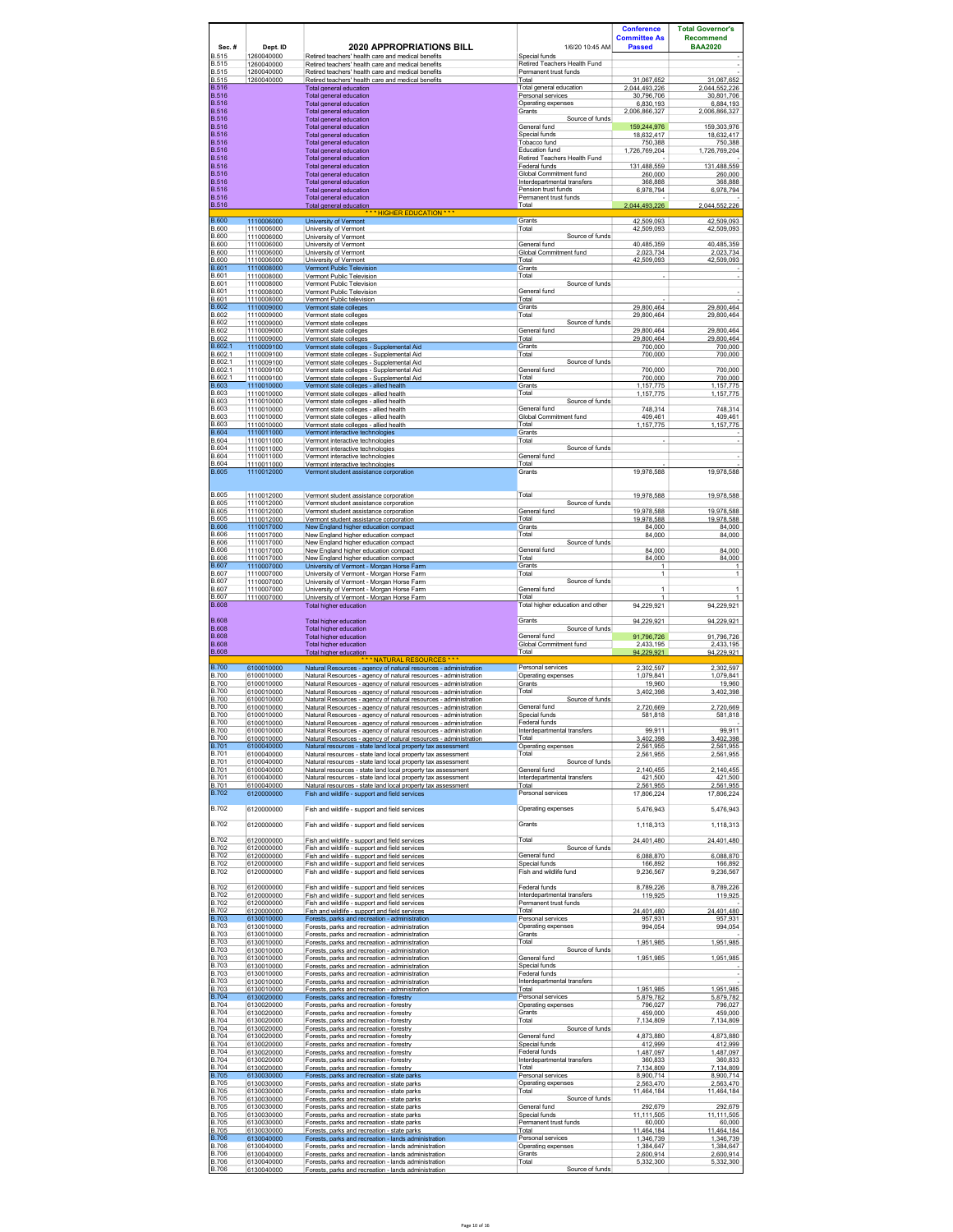| Sec. # | Dept. ID | 2020 APPROPRIATIONS BILL | 1/6/20 10:45 AM | Conference Committee As Passed | Total Governor's Recommend BAA2020 |
|---|---|---|---|---|---|
| B.515 | 1260040000 | Retired teachers' health care and medical benefits | Special funds | | - |
| B.515 | 1260040000 | Retired teachers' health care and medical benefits | Retired Teachers Health Fund | | - |
| B.515 | 1260040000 | Retired teachers' health care and medical benefits | Permanent trust funds | | - |
| B.515 | 1260040000 | Retired teachers' health care and medical benefits | Total | 31,067,652 | 31,067,652 |
| B.516 | | Total general education | Total general education | 2,044,493,226 | 2,044,552,226 |
| B.516 | | Total general education | Personal services | 30,796,706 | 30,801,706 |
| B.516 | | Total general education | Operating expenses | 6,830,193 | 6,884,193 |
| B.516 | | Total general education | Grants | 2,006,866,327 | 2,006,866,327 |
| B.516 | | Total general education | Source of funds | | |
| B.516 | | Total general education | General fund | 159,244,976 | 159,303,976 |
| B.516 | | Total general education | Special funds | 18,632,417 | 18,632,417 |
| B.516 | | Total general education | Tobacco fund | 750,388 | 750,388 |
| B.516 | | Total general education | Education fund | 1,726,769,204 | 1,726,769,204 |
| B.516 | | Total general education | Retired Teachers Health Fund | - | - |
| B.516 | | Total general education | Federal funds | 131,488,559 | 131,488,559 |
| B.516 | | Total general education | Global Commitment fund | 260,000 | 260,000 |
| B.516 | | Total general education | Interdepartmental transfers | 368,888 | 368,888 |
| B.516 | | Total general education | Pension trust funds | 6,978,794 | 6,978,794 |
| B.516 | | Total general education | Permanent trust funds | - | - |
| B.516 | | Total general education | Total | 2,044,493,226 | 2,044,552,226 |
| | | *** HIGHER EDUCATION *** | | | |
| B.600 | 1110006000 | University of Vermont | Grants | 42,509,093 | 42,509,093 |
| B.600 | 1110006000 | University of Vermont | Total | 42,509,093 | 42,509,093 |
| B.600 | 1110006000 | University of Vermont | Source of funds | | |
| B.600 | 1110006000 | University of Vermont | General fund | 40,485,359 | 40,485,359 |
| B.600 | 1110006000 | University of Vermont | Global Commitment fund | 2,023,734 | 2,023,734 |
| B.600 | 1110006000 | University of Vermont | Total | 42,509,093 | 42,509,093 |
| B.601 | 1110008000 | Vermont Public Television | Grants | | - |
| B.601 | 1110008000 | Vermont Public Television | Total | - | - |
| B.601 | 1110008000 | Vermont Public Television | Source of funds | | |
| B.601 | 1110008000 | Vermont Public Television | General fund | | - |
| B.601 | 1110008000 | Vermont Public television | Total | - | - |
| B.602 | 1110009000 | Vermont state colleges | Grants | 29,800,464 | 29,800,464 |
| B.602 | 1110009000 | Vermont state colleges | Total | 29,800,464 | 29,800,464 |
| B.602 | 1110009000 | Vermont state colleges | Source of funds | | |
| B.602 | 1110009000 | Vermont state colleges | General fund | 29,800,464 | 29,800,464 |
| B.602 | 1110009000 | Vermont state colleges | Total | 29,800,464 | 29,800,464 |
| B.602.1 | 1110009100 | Vermont state colleges - Supplemental Aid | Grants | 700,000 | 700,000 |
| B.602.1 | 1110009100 | Vermont state colleges - Supplemental Aid | Total | 700,000 | 700,000 |
| B.602.1 | 1110009100 | Vermont state colleges - Supplemental Aid | Source of funds | | |
| B.602.1 | 1110009100 | Vermont state colleges - Supplemental Aid | General fund | 700,000 | 700,000 |
| B.602.1 | 1110009100 | Vermont state colleges - Supplemental Aid | Total | 700,000 | 700,000 |
| B.603 | 1110010000 | Vermont state colleges - allied health | Grants | 1,157,775 | 1,157,775 |
| B.603 | 1110010000 | Vermont state colleges - allied health | Total | 1,157,775 | 1,157,775 |
| B.603 | 1110010000 | Vermont state colleges - allied health | Source of funds | | |
| B.603 | 1110010000 | Vermont state colleges - allied health | General fund | 748,314 | 748,314 |
| B.603 | 1110010000 | Vermont state colleges - allied health | Global Commitment fund | 409,461 | 409,461 |
| B.603 | 1110010000 | Vermont state colleges - allied health | Total | 1,157,775 | 1,157,775 |
| B.604 | 1110011000 | Vermont interactive technologies | Grants | | - |
| B.604 | 1110011000 | Vermont interactive technologies | Total | - | - |
| B.604 | 1110011000 | Vermont interactive technologies | Source of funds | | |
| B.604 | 1110011000 | Vermont interactive technologies | General fund | | - |
| B.604 | 1110011000 | Vermont interactive technologies | Total | - | - |
| B.605 | 1110012000 | Vermont student assistance corporation | Grants | 19,978,588 | 19,978,588 |
| B.605 | 1110012000 | Vermont student assistance corporation | Total | 19,978,588 | 19,978,588 |
| B.605 | 1110012000 | Vermont student assistance corporation | Source of funds | | |
| B.605 | 1110012000 | Vermont student assistance corporation | General fund | 19,978,588 | 19,978,588 |
| B.605 | 1110012000 | Vermont student assistance corporation | Total | 19,978,588 | 19,978,588 |
| B.606 | 1110017000 | New England higher education compact | Grants | 84,000 | 84,000 |
| B.606 | 1110017000 | New England higher education compact | Total | 84,000 | 84,000 |
| B.606 | 1110017000 | New England higher education compact | Source of funds | | |
| B.606 | 1110017000 | New England higher education compact | General fund | 84,000 | 84,000 |
| B.606 | 1110017000 | New England higher education compact | Total | 84,000 | 84,000 |
| B.607 | 1110007000 | University of Vermont - Morgan Horse Farm | Grants | 1 | 1 |
| B.607 | 1110007000 | University of Vermont - Morgan Horse Farm | Total | 1 | 1 |
| B.607 | 1110007000 | University of Vermont - Morgan Horse Farm | Source of funds | | |
| B.607 | 1110007000 | University of Vermont - Morgan Horse Farm | General fund | 1 | 1 |
| B.607 | 1110007000 | University of Vermont - Morgan Horse Farm | Total | 1 | 1 |
| B.608 | | Total higher education | Total higher education and other | 94,229,921 | 94,229,921 |
| B.608 | | Total higher education | Grants | 94,229,921 | 94,229,921 |
| B.608 | | Total higher education | Source of funds | | |
| B.608 | | Total higher education | General fund | 91,796,726 | 91,796,726 |
| B.608 | | Total higher education | Global Commitment fund | 2,433,195 | 2,433,195 |
| B.608 | | Total higher education | Total | 94,229,921 | 94,229,921 |
| | | *** NATURAL RESOURCES *** | | | |
| B.700 | 6100010000 | Natural Resources - agency of natural resources - administration | Personal services | 2,302,597 | 2,302,597 |
| B.700 | 6100010000 | Natural Resources - agency of natural resources - administration | Operating expenses | 1,079,841 | 1,079,841 |
| B.700 | 6100010000 | Natural Resources - agency of natural resources - administration | Grants | 19,960 | 19,960 |
| B.700 | 6100010000 | Natural Resources - agency of natural resources - administration | Total | 3,402,398 | 3,402,398 |
| B.700 | 6100010000 | Natural Resources - agency of natural resources - administration | Source of funds | | |
| B.700 | 6100010000 | Natural Resources - agency of natural resources - administration | General fund | 2,720,669 | 2,720,669 |
| B.700 | 6100010000 | Natural Resources - agency of natural resources - administration | Special funds | 581,818 | 581,818 |
| B.700 | 6100010000 | Natural Resources - agency of natural resources - administration | Federal funds | | - |
| B.700 | 6100010000 | Natural Resources - agency of natural resources - administration | Interdepartmental transfers | 99,911 | 99,911 |
| B.700 | 6100010000 | Natural Resources - agency of natural resources - administration | Total | 3,402,398 | 3,402,398 |
| B.701 | 6100040000 | Natural resources - state land local property tax assessment | Operating expenses | 2,561,955 | 2,561,955 |
| B.701 | 6100040000 | Natural resources - state land local property tax assessment | Total | 2,561,955 | 2,561,955 |
| B.701 | 6100040000 | Natural resources - state land local property tax assessment | Source of funds | | |
| B.701 | 6100040000 | Natural resources - state land local property tax assessment | General fund | 2,140,455 | 2,140,455 |
| B.701 | 6100040000 | Natural resources - state land local property tax assessment | Interdepartmental transfers | 421,500 | 421,500 |
| B.701 | 6100040000 | Natural resources - state land local property tax assessment | Total | 2,561,955 | 2,561,955 |
| B.702 | 6120000000 | Fish and wildlife - support and field services | Personal services | 17,806,224 | 17,806,224 |
| B.702 | 6120000000 | Fish and wildlife - support and field services | Operating expenses | 5,476,943 | 5,476,943 |
| B.702 | 6120000000 | Fish and wildlife - support and field services | Grants | 1,118,313 | 1,118,313 |
| B.702 | 6120000000 | Fish and wildlife - support and field services | Total | 24,401,480 | 24,401,480 |
| B.702 | 6120000000 | Fish and wildlife - support and field services | Source of funds | | |
| B.702 | 6120000000 | Fish and wildlife - support and field services | General fund | 6,088,870 | 6,088,870 |
| B.702 | 6120000000 | Fish and wildlife - support and field services | Special funds | 166,892 | 166,892 |
| B.702 | 6120000000 | Fish and wildlife - support and field services | Fish and wildlife fund | 9,236,567 | 9,236,567 |
| B.702 | 6120000000 | Fish and wildlife - support and field services | Federal funds | 8,789,226 | 8,789,226 |
| B.702 | 6120000000 | Fish and wildlife - support and field services | Interdepartmental transfers | 119,925 | 119,925 |
| B.702 | 6120000000 | Fish and wildlife - support and field services | Permanent trust funds | | - |
| B.702 | 6120000000 | Fish and wildlife - support and field services | Total | 24,401,480 | 24,401,480 |
| B.703 | 6130010000 | Forests, parks and recreation - administration | Personal services | 957,931 | 957,931 |
| B.703 | 6130010000 | Forests, parks and recreation - administration | Operating expenses | 994,054 | 994,054 |
| B.703 | 6130010000 | Forests, parks and recreation - administration | Grants | | - |
| B.703 | 6130010000 | Forests, parks and recreation - administration | Total | 1,951,985 | 1,951,985 |
| B.703 | 6130010000 | Forests, parks and recreation - administration | Source of funds | | |
| B.703 | 6130010000 | Forests, parks and recreation - administration | General fund | 1,951,985 | 1,951,985 |
| B.703 | 6130010000 | Forests, parks and recreation - administration | Special funds | | - |
| B.703 | 6130010000 | Forests, parks and recreation - administration | Federal funds | | - |
| B.703 | 6130010000 | Forests, parks and recreation - administration | Interdepartmental transfers | | - |
| B.703 | 6130010000 | Forests, parks and recreation - administration | Total | 1,951,985 | 1,951,985 |
| B.704 | 6130020000 | Forests, parks and recreation - forestry | Personal services | 5,879,782 | 5,879,782 |
| B.704 | 6130020000 | Forests, parks and recreation - forestry | Operating expenses | 796,027 | 796,027 |
| B.704 | 6130020000 | Forests, parks and recreation - forestry | Grants | 459,000 | 459,000 |
| B.704 | 6130020000 | Forests, parks and recreation - forestry | Total | 7,134,809 | 7,134,809 |
| B.704 | 6130020000 | Forests, parks and recreation - forestry | Source of funds | | |
| B.704 | 6130020000 | Forests, parks and recreation - forestry | General fund | 4,873,880 | 4,873,880 |
| B.704 | 6130020000 | Forests, parks and recreation - forestry | Special funds | 412,999 | 412,999 |
| B.704 | 6130020000 | Forests, parks and recreation - forestry | Federal funds | 1,487,097 | 1,487,097 |
| B.704 | 6130020000 | Forests, parks and recreation - forestry | Interdepartmental transfers | 360,833 | 360,833 |
| B.704 | 6130020000 | Forests, parks and recreation - forestry | Total | 7,134,809 | 7,134,809 |
| B.705 | 6130030000 | Forests, parks and recreation - state parks | Personal services | 8,900,714 | 8,900,714 |
| B.705 | 6130030000 | Forests, parks and recreation - state parks | Operating expenses | 2,563,470 | 2,563,470 |
| B.705 | 6130030000 | Forests, parks and recreation - state parks | Total | 11,464,184 | 11,464,184 |
| B.705 | 6130030000 | Forests, parks and recreation - state parks | Source of funds | | |
| B.705 | 6130030000 | Forests, parks and recreation - state parks | General fund | 292,679 | 292,679 |
| B.705 | 6130030000 | Forests, parks and recreation - state parks | Special funds | 11,111,505 | 11,111,505 |
| B.705 | 6130030000 | Forests, parks and recreation - state parks | Permanent trust funds | 60,000 | 60,000 |
| B.705 | 6130030000 | Forests, parks and recreation - state parks | Total | 11,464,184 | 11,464,184 |
| B.706 | 6130040000 | Forests, parks and recreation - lands administration | Personal services | 1,346,739 | 1,346,739 |
| B.706 | 6130040000 | Forests, parks and recreation - lands administration | Operating expenses | 1,384,647 | 1,384,647 |
| B.706 | 6130040000 | Forests, parks and recreation - lands administration | Grants | 2,600,914 | 2,600,914 |
| B.706 | 6130040000 | Forests, parks and recreation - lands administration | Total | 5,332,300 | 5,332,300 |
| B.706 | 6130040000 | Forests, parks and recreation - lands administration | Source of funds | | |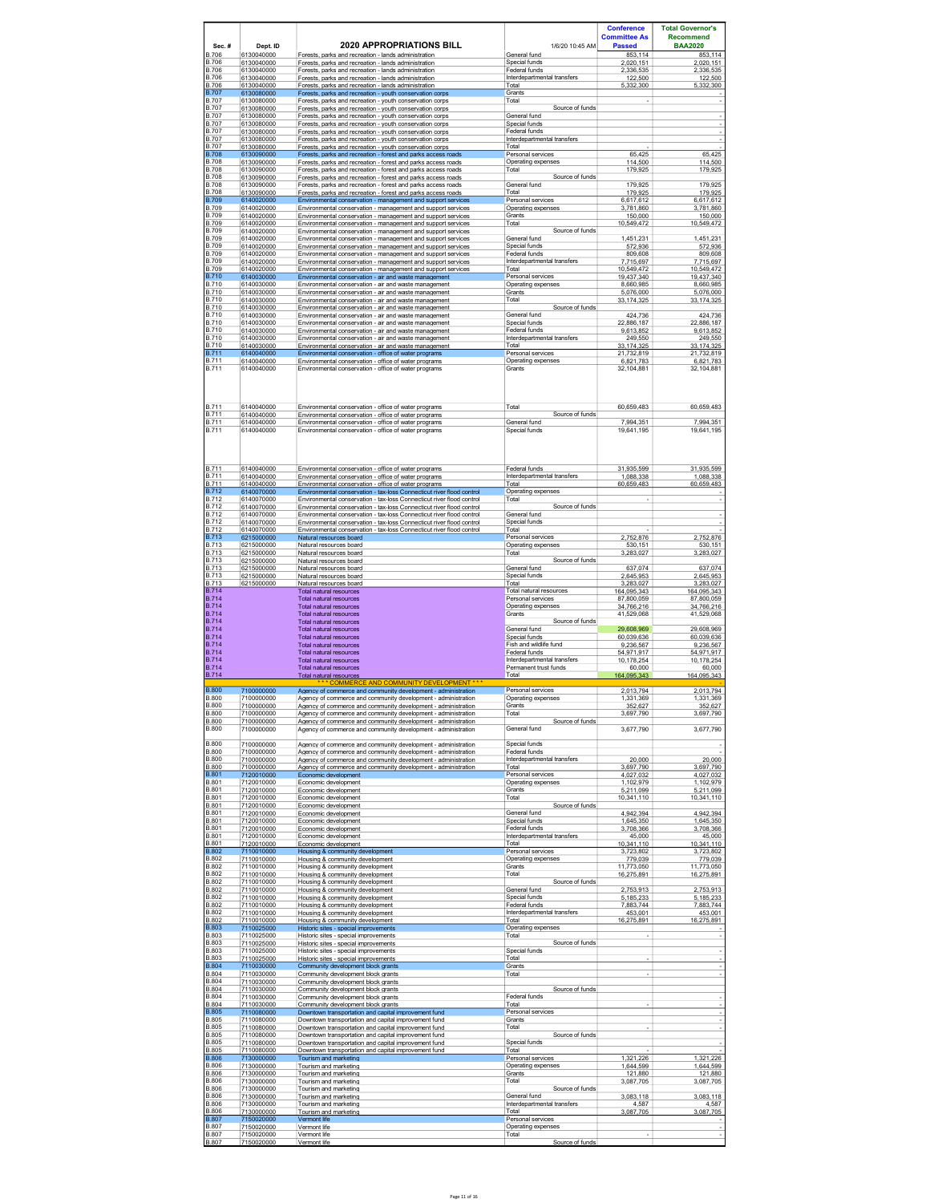| Sec. # | Dept. ID | 2020 APPROPRIATIONS BILL | 1/6/20 10:45 AM | Conference Committee As Passed | Total Governor's Recommend BAA2020 |
|---|---|---|---|---|---|
| B.706 | 6130040000 | Forests, parks and recreation - lands administration | General fund | 853,114 | 853,114 |
| B.706 | 6130040000 | Forests, parks and recreation - lands administration | Special funds | 2,020,151 | 2,020,151 |
| B.706 | 6130040000 | Forests, parks and recreation - lands administration | Federal funds | 2,336,535 | 2,336,535 |
| B.706 | 6130040000 | Forests, parks and recreation - lands administration | Interdepartmental transfers | 122,500 | 122,500 |
| B.706 | 6130040000 | Forests, parks and recreation - lands administration | Total | 5,332,300 | 5,332,300 |
| B.707 | 6130080000 | Forests, parks and recreation - youth conservation corps | Grants | | - |
| B.707 | 6130080000 | Forests, parks and recreation - youth conservation corps | Total | - | - |
| B.707 | 6130080000 | Forests, parks and recreation - youth conservation corps | Source of funds | | |
| B.707 | 6130080000 | Forests, parks and recreation - youth conservation corps | General fund | | - |
| B.707 | 6130080000 | Forests, parks and recreation - youth conservation corps | Special funds | | - |
| B.707 | 6130080000 | Forests, parks and recreation - youth conservation corps | Federal funds | | - |
| B.707 | 6130080000 | Forests, parks and recreation - youth conservation corps | Interdepartmental transfers | | - |
| B.707 | 6130080000 | Forests, parks and recreation - youth conservation corps | Total | - | - |
| B.708 | 6130090000 | Forests, parks and recreation - forest and parks access roads | Personal services | 65,425 | 65,425 |
| B.708 | 6130090000 | Forests, parks and recreation - forest and parks access roads | Operating expenses | 114,500 | 114,500 |
| B.708 | 6130090000 | Forests, parks and recreation - forest and parks access roads | Total | 179,925 | 179,925 |
| B.708 | 6130090000 | Forests, parks and recreation - forest and parks access roads | Source of funds | | |
| B.708 | 6130090000 | Forests, parks and recreation - forest and parks access roads | General fund | 179,925 | 179,925 |
| B.708 | 6130090000 | Forests, parks and recreation - forest and parks access roads | Total | 179,925 | 179,925 |
| B.709 | 6140020000 | Environmental conservation - management and support services | Personal services | 6,617,612 | 6,617,612 |
| B.709 | 6140020000 | Environmental conservation - management and support services | Operating expenses | 3,781,860 | 3,781,860 |
| B.709 | 6140020000 | Environmental conservation - management and support services | Grants | 150,000 | 150,000 |
| B.709 | 6140020000 | Environmental conservation - management and support services | Total | 10,549,472 | 10,549,472 |
| B.709 | 6140020000 | Environmental conservation - management and support services | Source of funds | | |
| B.709 | 6140020000 | Environmental conservation - management and support services | General fund | 1,451,231 | 1,451,231 |
| B.709 | 6140020000 | Environmental conservation - management and support services | Special funds | 572,936 | 572,936 |
| B.709 | 6140020000 | Environmental conservation - management and support services | Federal funds | 809,608 | 809,608 |
| B.709 | 6140020000 | Environmental conservation - management and support services | Interdepartmental transfers | 7,715,697 | 7,715,697 |
| B.709 | 6140020000 | Environmental conservation - management and support services | Total | 10,549,472 | 10,549,472 |
| B.710 | 6140030000 | Environmental conservation - air and waste management | Personal services | 19,437,340 | 19,437,340 |
| B.710 | 6140030000 | Environmental conservation - air and waste management | Operating expenses | 8,660,985 | 8,660,985 |
| B.710 | 6140030000 | Environmental conservation - air and waste management | Grants | 5,076,000 | 5,076,000 |
| B.710 | 6140030000 | Environmental conservation - air and waste management | Total | 33,174,325 | 33,174,325 |
| B.710 | 6140030000 | Environmental conservation - air and waste management | Source of funds | | |
| B.710 | 6140030000 | Environmental conservation - air and waste management | General fund | 424,736 | 424,736 |
| B.710 | 6140030000 | Environmental conservation - air and waste management | Special funds | 22,886,187 | 22,886,187 |
| B.710 | 6140030000 | Environmental conservation - air and waste management | Federal funds | 9,613,852 | 9,613,852 |
| B.710 | 6140030000 | Environmental conservation - air and waste management | Interdepartmental transfers | 249,550 | 249,550 |
| B.710 | 6140030000 | Environmental conservation - air and waste management | Total | 33,174,325 | 33,174,325 |
| B.711 | 6140040000 | Environmental conservation - office of water programs | Personal services | 21,732,819 | 21,732,819 |
| B.711 | 6140040000 | Environmental conservation - office of water programs | Operating expenses | 6,821,783 | 6,821,783 |
| B.711 | 6140040000 | Environmental conservation - office of water programs | Grants | 32,104,881 | 32,104,881 |
| B.711 | 6140040000 | Environmental conservation - office of water programs | Total | 60,659,483 | 60,659,483 |
| B.711 | 6140040000 | Environmental conservation - office of water programs | Source of funds | | |
| B.711 | 6140040000 | Environmental conservation - office of water programs | General fund | 7,994,351 | 7,994,351 |
| B.711 | 6140040000 | Environmental conservation - office of water programs | Special funds | 19,641,195 | 19,641,195 |
| B.711 | 6140040000 | Environmental conservation - office of water programs | Federal funds | 31,935,599 | 31,935,599 |
| B.711 | 6140040000 | Environmental conservation - office of water programs | Interdepartmental transfers | 1,088,338 | 1,088,338 |
| B.711 | 6140040000 | Environmental conservation - office of water programs | Total | 60,659,483 | 60,659,483 |
| B.712 | 6140070000 | Environmental conservation - tax-loss Connecticut river flood control | Operating expenses | | - |
| B.712 | 6140070000 | Environmental conservation - tax-loss Connecticut river flood control | Total | - | - |
| B.712 | 6140070000 | Environmental conservation - tax-loss Connecticut river flood control | Source of funds | | |
| B.712 | 6140070000 | Environmental conservation - tax-loss Connecticut river flood control | General fund | | - |
| B.712 | 6140070000 | Environmental conservation - tax-loss Connecticut river flood control | Special funds | | - |
| B.712 | 6140070000 | Environmental conservation - tax-loss Connecticut river flood control | Total | - | - |
| B.713 | 6215000000 | Natural resources board | Personal services | 2,752,876 | 2,752,876 |
| B.713 | 6215000000 | Natural resources board | Operating expenses | 530,151 | 530,151 |
| B.713 | 6215000000 | Natural resources board | Total | 3,283,027 | 3,283,027 |
| B.713 | 6215000000 | Natural resources board | Source of funds | | |
| B.713 | 6215000000 | Natural resources board | General fund | 637,074 | 637,074 |
| B.713 | 6215000000 | Natural resources board | Special funds | 2,645,953 | 2,645,953 |
| B.713 | 6215000000 | Natural resources board | Total | 3,283,027 | 3,283,027 |
| B.714 | | Total natural resources | Total natural resources | 164,095,343 | 164,095,343 |
| B.714 | | Total natural resources | Personal services | 87,800,059 | 87,800,059 |
| B.714 | | Total natural resources | Operating expenses | 34,766,216 | 34,766,216 |
| B.714 | | Total natural resources | Grants | 41,529,068 | 41,529,068 |
| B.714 | | Total natural resources | Source of funds | | |
| B.714 | | Total natural resources | General fund | 29,608,969 | 29,608,969 |
| B.714 | | Total natural resources | Special funds | 60,039,636 | 60,039,636 |
| B.714 | | Total natural resources | Fish and wildlife fund | 9,236,567 | 9,236,567 |
| B.714 | | Total natural resources | Federal funds | 54,971,917 | 54,971,917 |
| B.714 | | Total natural resources | Interdepartmental transfers | 10,178,254 | 10,178,254 |
| B.714 | | Total natural resources | Permanent trust funds | 60,000 | 60,000 |
| B.714 | | Total natural resources | Total | 164,095,343 | 164,095,343 |
| | | *** COMMERCE AND COMMUNITY DEVELOPMENT *** | | | - |
| B.800 | 7100000000 | Agency of commerce and community development - administration | Personal services | 2,013,794 | 2,013,794 |
| B.800 | 7100000000 | Agency of commerce and community development - administration | Operating expenses | 1,331,369 | 1,331,369 |
| B.800 | 7100000000 | Agency of commerce and community development - administration | Grants | 352,627 | 352,627 |
| B.800 | 7100000000 | Agency of commerce and community development - administration | Total | 3,697,790 | 3,697,790 |
| B.800 | 7100000000 | Agency of commerce and community development - administration | Source of funds | | |
| B.800 | 7100000000 | Agency of commerce and community development - administration | General fund | 3,677,790 | 3,677,790 |
| B.800 | 7100000000 | Agency of commerce and community development - administration | Special funds | | - |
| B.800 | 7100000000 | Agency of commerce and community development - administration | Federal funds | | - |
| B.800 | 7100000000 | Agency of commerce and community development - administration | Interdepartmental transfers | 20,000 | 20,000 |
| B.800 | 7100000000 | Agency of commerce and community development - administration | Total | 3,697,790 | 3,697,790 |
| B.801 | 7120010000 | Economic development | Personal services | 4,027,032 | 4,027,032 |
| B.801 | 7120010000 | Economic development | Operating expenses | 1,102,979 | 1,102,979 |
| B.801 | 7120010000 | Economic development | Grants | 5,211,099 | 5,211,099 |
| B.801 | 7120010000 | Economic development | Total | 10,341,110 | 10,341,110 |
| B.801 | 7120010000 | Economic development | Source of funds | | |
| B.801 | 7120010000 | Economic development | General fund | 4,942,394 | 4,942,394 |
| B.801 | 7120010000 | Economic development | Special funds | 1,645,350 | 1,645,350 |
| B.801 | 7120010000 | Economic development | Federal funds | 3,708,366 | 3,708,366 |
| B.801 | 7120010000 | Economic development | Interdepartmental transfers | 45,000 | 45,000 |
| B.801 | 7120010000 | Economic development | Total | 10,341,110 | 10,341,110 |
| B.802 | 7110010000 | Housing & community development | Personal services | 3,723,802 | 3,723,802 |
| B.802 | 7110010000 | Housing & community development | Operating expenses | 779,039 | 779,039 |
| B.802 | 7110010000 | Housing & community development | Grants | 11,773,050 | 11,773,050 |
| B.802 | 7110010000 | Housing & community development | Total | 16,275,891 | 16,275,891 |
| B.802 | 7110010000 | Housing & community development | Source of funds | | |
| B.802 | 7110010000 | Housing & community development | General fund | 2,753,913 | 2,753,913 |
| B.802 | 7110010000 | Housing & community development | Special funds | 5,185,233 | 5,185,233 |
| B.802 | 7110010000 | Housing & community development | Federal funds | 7,883,744 | 7,883,744 |
| B.802 | 7110010000 | Housing & community development | Interdepartmental transfers | 453,001 | 453,001 |
| B.802 | 7110010000 | Housing & community development | Total | 16,275,891 | 16,275,891 |
| B.803 | 7110025000 | Historic sites - special improvements | Operating expenses | | - |
| B.803 | 7110025000 | Historic sites - special improvements | Total | - | - |
| B.803 | 7110025000 | Historic sites - special improvements | Source of funds | | |
| B.803 | 7110025000 | Historic sites - special improvements | Special funds | | - |
| B.803 | 7110025000 | Historic sites - special improvements | Total | - | - |
| B.804 | 7110030000 | Community development block grants | Grants | | - |
| B.804 | 7110030000 | Community development block grants | Total | - | - |
| B.804 | 7110030000 | Community development block grants | | | |
| B.804 | 7110030000 | Community development block grants | Source of funds | | |
| B.804 | 7110030000 | Community development block grants | Federal funds | | - |
| B.804 | 7110030000 | Community development block grants | Total | - | - |
| B.805 | 7110080000 | Downtown transportation and capital improvement fund | Personal services | | - |
| B.805 | 7110080000 | Downtown transportation and capital improvement fund | Grants | | - |
| B.805 | 7110080000 | Downtown transportation and capital improvement fund | Total | - | - |
| B.805 | 7110080000 | Downtown transportation and capital improvement fund | Source of funds | | |
| B.805 | 7110080000 | Downtown transportation and capital improvement fund | Special funds | | - |
| B.805 | 7110080000 | Downtown transportation and capital improvement fund | Total | - | - |
| B.806 | 7130000000 | Tourism and marketing | Personal services | 1,321,226 | 1,321,226 |
| B.806 | 7130000000 | Tourism and marketing | Operating expenses | 1,644,599 | 1,644,599 |
| B.806 | 7130000000 | Tourism and marketing | Grants | 121,880 | 121,880 |
| B.806 | 7130000000 | Tourism and marketing | Total | 3,087,705 | 3,087,705 |
| B.806 | 7130000000 | Tourism and marketing | Source of funds | | |
| B.806 | 7130000000 | Tourism and marketing | General fund | 3,083,118 | 3,083,118 |
| B.806 | 7130000000 | Tourism and marketing | Interdepartmental transfers | 4,587 | 4,587 |
| B.806 | 7130000000 | Tourism and marketing | Total | 3,087,705 | 3,087,705 |
| B.807 | 7150020000 | Vermont life | Personal services | | - |
| B.807 | 7150020000 | Vermont life | Operating expenses | | - |
| B.807 | 7150020000 | Vermont life | Total | - | - |
| B.807 | 7150020000 | Vermont life | Source of funds | | |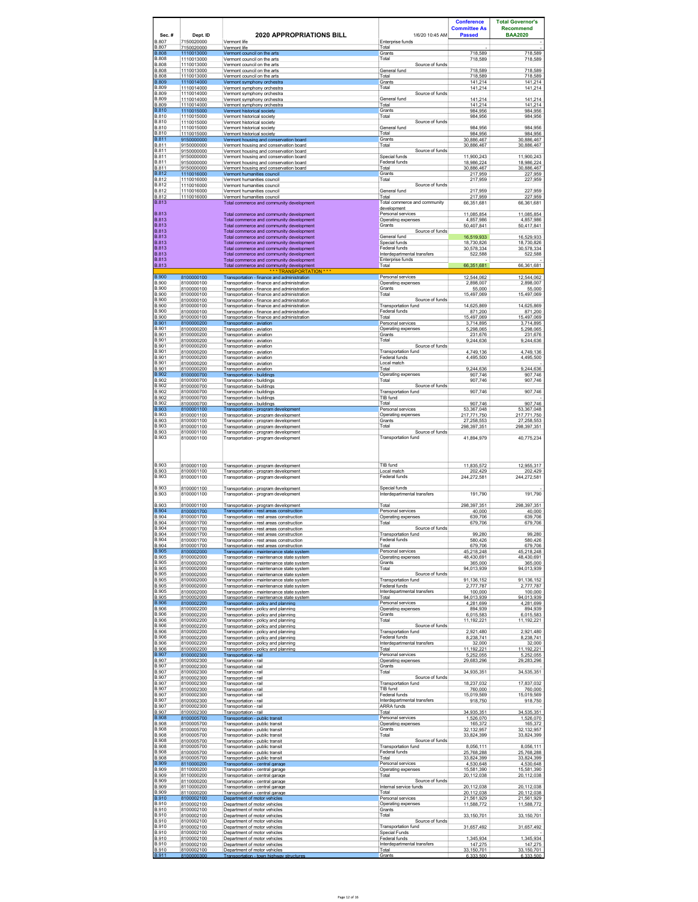| Sec. # | Dept. ID | 2020 APPROPRIATIONS BILL | 1/6/20 10:45 AM | Conference Committee As Passed | Total Governor's Recommend BAA2020 |
|---|---|---|---|---|---|
| B.807 | 7150020000 | Vermont life | Enterprise funds | | - |
| B.807 | 7150020000 | Vermont life | Total | - | - |
| B.808 | 1110013000 | Vermont council on the arts | Grants | 718,589 | 718,589 |
| B.808 | 1110013000 | Vermont council on the arts | Total | 718,589 | 718,589 |
| B.808 | 1110013000 | Vermont council on the arts | Source of funds | | |
| B.808 | 1110013000 | Vermont council on the arts | General fund | 718,589 | 718,589 |
| B.808 | 1110013000 | Vermont council on the arts | Total | 718,589 | 718,589 |
| B.809 | 1110014000 | Vermont symphony orchestra | Grants | 141,214 | 141,214 |
| B.809 | 1110014000 | Vermont symphony orchestra | Total | 141,214 | 141,214 |
| B.809 | 1110014000 | Vermont symphony orchestra | Source of funds | | |
| B.809 | 1110014000 | Vermont symphony orchestra | General fund | 141,214 | 141,214 |
| B.809 | 1110014000 | Vermont symphony orchestra | Total | 141,214 | 141,214 |
| B.810 | 1110015000 | Vermont historical society | Grants | 984,956 | 984,956 |
| B.810 | 1110015000 | Vermont historical society | Total | 984,956 | 984,956 |
| B.810 | 1110015000 | Vermont historical society | Source of funds | | |
| B.810 | 1110015000 | Vermont historical society | General fund | 984,956 | 984,956 |
| B.810 | 1110015000 | Vermont historical society | Total | 984,956 | 984,956 |
| B.811 | 9150000000 | Vermont housing and conservation board | Grants | 30,886,467 | 30,886,467 |
| B.811 | 9150000000 | Vermont housing and conservation board | Total | 30,886,467 | 30,886,467 |
| B.811 | 9150000000 | Vermont housing and conservation board | Source of funds | | |
| B.811 | 9150000000 | Vermont housing and conservation board | Special funds | 11,900,243 | 11,900,243 |
| B.811 | 9150000000 | Vermont housing and conservation board | Federal funds | 18,986,224 | 18,986,224 |
| B.811 | 9150000000 | Vermont housing and conservation board | Total | 30,886,467 | 30,886,467 |
| B.812 | 1110016000 | Vermont humanities council | Grants | 217,959 | 227,959 |
| B.812 | 1110016000 | Vermont humanities council | Total | 217,959 | 227,959 |
| B.812 | 1110016000 | Vermont humanities council | Source of funds | | |
| B.812 | 1110016000 | Vermont humanities council | General fund | 217,959 | 227,959 |
| B.812 | 1110016000 | Vermont humanities council | Total | 217,959 | 227,959 |
| B.813 | | Total commerce and community development | Total commerce and community development | 66,351,681 | 66,361,681 |
| B.813 | | Total commerce and community development | Personal services | 11,085,854 | 11,085,854 |
| B.813 | | Total commerce and community development | Operating expenses | 4,857,986 | 4,857,986 |
| B.813 | | Total commerce and community development | Grants | 50,407,841 | 50,417,841 |
| B.813 | | Total commerce and community development | Source of funds | | |
| B.813 | | Total commerce and community development | General fund | 16,519,933 | 16,529,933 |
| B.813 | | Total commerce and community development | Special funds | 18,730,826 | 18,730,826 |
| B.813 | | Total commerce and community development | Federal funds | 30,578,334 | 30,578,334 |
| B.813 | | Total commerce and community development | Interdepartmental transfers | 522,588 | 522,588 |
| B.813 | | Total commerce and community development | Enterprise funds | - | - |
| B.813 | | Total commerce and community development | Total | 66,351,681 | 66,361,681 |
| | | *** TRANSPORTATION *** | | | |
| B.900 | 8100000100 | Transportation - finance and administration | Personal services | 12,544,062 | 12,544,062 |
| B.900 | 8100000100 | Transportation - finance and administration | Operating expenses | 2,898,007 | 2,898,007 |
| B.900 | 8100000100 | Transportation - finance and administration | Grants | 55,000 | 55,000 |
| B.900 | 8100000100 | Transportation - finance and administration | Total | 15,497,069 | 15,497,069 |
| B.900 | 8100000100 | Transportation - finance and administration | Source of funds | | |
| B.900 | 8100000100 | Transportation - finance and administration | Transportation fund | 14,625,869 | 14,625,869 |
| B.900 | 8100000100 | Transportation - finance and administration | Federal funds | 871,200 | 871,200 |
| B.900 | 8100000100 | Transportation - finance and administration | Total | 15,497,069 | 15,497,069 |
| B.901 | 8100000200 | Transportation - aviation | Personal services | 3,714,895 | 3,714,895 |
| B.901 | 8100000200 | Transportation - aviation | Operating expenses | 5,298,065 | 5,298,065 |
| B.901 | 8100000200 | Transportation - aviation | Grants | 231,676 | 231,676 |
| B.901 | 8100000200 | Transportation - aviation | Total | 9,244,636 | 9,244,636 |
| B.901 | 8100000200 | Transportation - aviation | Source of funds | | |
| B.901 | 8100000200 | Transportation - aviation | Transportation fund | 4,749,136 | 4,749,136 |
| B.901 | 8100000200 | Transportation - aviation | Federal funds | 4,495,500 | 4,495,500 |
| B.901 | 8100000200 | Transportation - aviation | Local match | | - |
| B.901 | 8100000200 | Transportation - aviation | Total | 9,244,636 | 9,244,636 |
| B.902 | 8100000700 | Transportation - buildings | Operating expenses | 907,746 | 907,746 |
| B.902 | 8100000700 | Transportation - buildings | Total | 907,746 | 907,746 |
| B.902 | 8100000700 | Transportation - buildings | Source of funds | | |
| B.902 | 8100000700 | Transportation - buildings | Transportation fund | 907,746 | 907,746 |
| B.902 | 8100000700 | Transportation - buildings | TIB fund | | - |
| B.902 | 8100000700 | Transportation - buildings | Total | 907,746 | 907,746 |
| B.903 | 8100001100 | Transportation - program development | Personal services | 53,367,048 | 53,367,048 |
| B.903 | 8100001100 | Transportation - program development | Operating expenses | 217,771,750 | 217,771,750 |
| B.903 | 8100001100 | Transportation - program development | Grants | 27,258,553 | 27,258,553 |
| B.903 | 8100001100 | Transportation - program development | Total | 298,397,351 | 298,397,351 |
| B.903 | 8100001100 | Transportation - program development | Source of funds | | |
| B.903 | 8100001100 | Transportation - program development | Transportation fund | 41,894,979 | 40,775,234 |
| B.903 | 8100001100 | Transportation - program development | TIB fund | 11,835,572 | 12,955,317 |
| B.903 | 8100001100 | Transportation - program development | Local match | 202,429 | 202,429 |
| B.903 | 8100001100 | Transportation - program development | Federal funds | 244,272,581 | 244,272,581 |
| B.903 | 8100001100 | Transportation - program development | Special funds | | - |
| B.903 | 8100001100 | Transportation - program development | Interdepartmental transfers | 191,790 | 191,790 |
| B.903 | 8100001100 | Transportation - program development | Total | 298,397,351 | 298,397,351 |
| B.904 | 8100001700 | Transportation - rest areas construction | Personal services | 40,000 | 40,000 |
| B.904 | 8100001700 | Transportation - rest areas construction | Operating expenses | 639,706 | 639,706 |
| B.904 | 8100001700 | Transportation - rest areas construction | Total | 679,706 | 679,706 |
| B.904 | 8100001700 | Transportation - rest areas construction | Source of funds | | |
| B.904 | 8100001700 | Transportation - rest areas construction | Transportation fund | 99,280 | 99,280 |
| B.904 | 8100001700 | Transportation - rest areas construction | Federal funds | 580,426 | 580,426 |
| B.904 | 8100001700 | Transportation - rest areas construction | Total | 679,706 | 679,706 |
| B.905 | 8100002000 | Transportation - maintenance state system | Personal services | 45,218,248 | 45,218,248 |
| B.905 | 8100002000 | Transportation - maintenance state system | Operating expenses | 48,430,691 | 48,430,691 |
| B.905 | 8100002000 | Transportation - maintenance state system | Grants | 365,000 | 365,000 |
| B.905 | 8100002000 | Transportation - maintenance state system | Total | 94,013,939 | 94,013,939 |
| B.905 | 8100002000 | Transportation - maintenance state system | Source of funds | | |
| B.905 | 8100002000 | Transportation - maintenance state system | Transportation fund | 91,136,152 | 91,136,152 |
| B.905 | 8100002000 | Transportation - maintenance state system | Federal funds | 2,777,787 | 2,777,787 |
| B.905 | 8100002000 | Transportation - maintenance state system | Interdepartmental transfers | 100,000 | 100,000 |
| B.905 | 8100002000 | Transportation - maintenance state system | Total | 94,013,939 | 94,013,939 |
| B.906 | 8100002200 | Transportation - policy and planning | Personal services | 4,281,699 | 4,281,699 |
| B.906 | 8100002200 | Transportation - policy and planning | Operating expenses | 894,939 | 894,939 |
| B.906 | 8100002200 | Transportation - policy and planning | Grants | 6,015,583 | 6,015,583 |
| B.906 | 8100002200 | Transportation - policy and planning | Total | 11,192,221 | 11,192,221 |
| B.906 | 8100002200 | Transportation - policy and planning | Source of funds | | |
| B.906 | 8100002200 | Transportation - policy and planning | Transportation fund | 2,921,480 | 2,921,480 |
| B.906 | 8100002200 | Transportation - policy and planning | Federal funds | 8,238,741 | 8,238,741 |
| B.906 | 8100002200 | Transportation - policy and planning | Interdepartmental transfers | 32,000 | 32,000 |
| B.906 | 8100002200 | Transportation - policy and planning | Total | 11,192,221 | 11,192,221 |
| B.907 | 8100002300 | Transportation - rail | Personal services | 5,252,055 | 5,252,055 |
| B.907 | 8100002300 | Transportation - rail | Operating expenses | 29,683,296 | 29,283,296 |
| B.907 | 8100002300 | Transportation - rail | Grants | | - |
| B.907 | 8100002300 | Transportation - rail | Total | 34,935,351 | 34,535,351 |
| B.907 | 8100002300 | Transportation - rail | Source of funds | | |
| B.907 | 8100002300 | Transportation - rail | Transportation fund | 18,237,032 | 17,837,032 |
| B.907 | 8100002300 | Transportation - rail | TIB fund | 760,000 | 760,000 |
| B.907 | 8100002300 | Transportation - rail | Federal funds | 15,019,569 | 15,019,569 |
| B.907 | 8100002300 | Transportation - rail | Interdepartmental transfers | 918,750 | 918,750 |
| B.907 | 8100002300 | Transportation - rail | ARRA funds | | - |
| B.907 | 8100002300 | Transportation - rail | Total | 34,935,351 | 34,535,351 |
| B.908 | 8100005700 | Transportation - public transit | Personal services | 1,526,070 | 1,526,070 |
| B.908 | 8100005700 | Transportation - public transit | Operating expenses | 165,372 | 165,372 |
| B.908 | 8100005700 | Transportation - public transit | Grants | 32,132,957 | 32,132,957 |
| B.908 | 8100005700 | Transportation - public transit | Total | 33,824,399 | 33,824,399 |
| B.908 | 8100005700 | Transportation - public transit | Source of funds | | |
| B.908 | 8100005700 | Transportation - public transit | Transportation fund | 8,056,111 | 8,056,111 |
| B.908 | 8100005700 | Transportation - public transit | Federal funds | 25,768,288 | 25,768,288 |
| B.908 | 8100005700 | Transportation - public transit | Total | 33,824,399 | 33,824,399 |
| B.909 | 8110000200 | Transportation - central garage | Personal services | 4,530,648 | 4,530,648 |
| B.909 | 8110000200 | Transportation - central garage | Operating expenses | 15,581,390 | 15,581,390 |
| B.909 | 8110000200 | Transportation - central garage | Total | 20,112,038 | 20,112,038 |
| B.909 | 8110000200 | Transportation - central garage | Source of funds | | |
| B.909 | 8110000200 | Transportation - central garage | Internal service funds | 20,112,038 | 20,112,038 |
| B.909 | 8110000200 | Transportation - central garage | Total | 20,112,038 | 20,112,038 |
| B.910 | 8100002100 | Department of motor vehicles | Personal services | 21,561,929 | 21,561,929 |
| B.910 | 8100002100 | Department of motor vehicles | Operating expenses | 11,588,772 | 11,588,772 |
| B.910 | 8100002100 | Department of motor vehicles | Grants | | - |
| B.910 | 8100002100 | Department of motor vehicles | Total | 33,150,701 | 33,150,701 |
| B.910 | 8100002100 | Department of motor vehicles | Source of funds | | |
| B.910 | 8100002100 | Department of motor vehicles | Transportation fund | 31,657,492 | 31,657,492 |
| B.910 | 8100002100 | Department of motor vehicles | Special Funds | | - |
| B.910 | 8100002100 | Department of motor vehicles | Federal funds | 1,345,934 | 1,345,934 |
| B.910 | 8100002100 | Department of motor vehicles | Interdepartmental transfers | 147,275 | 147,275 |
| B.910 | 8100002100 | Department of motor vehicles | Total | 33,150,701 | 33,150,701 |
| B.911 | 8100000300 | Transportation - town highway structures | Grants | 6,333,500 | 6,333,500 |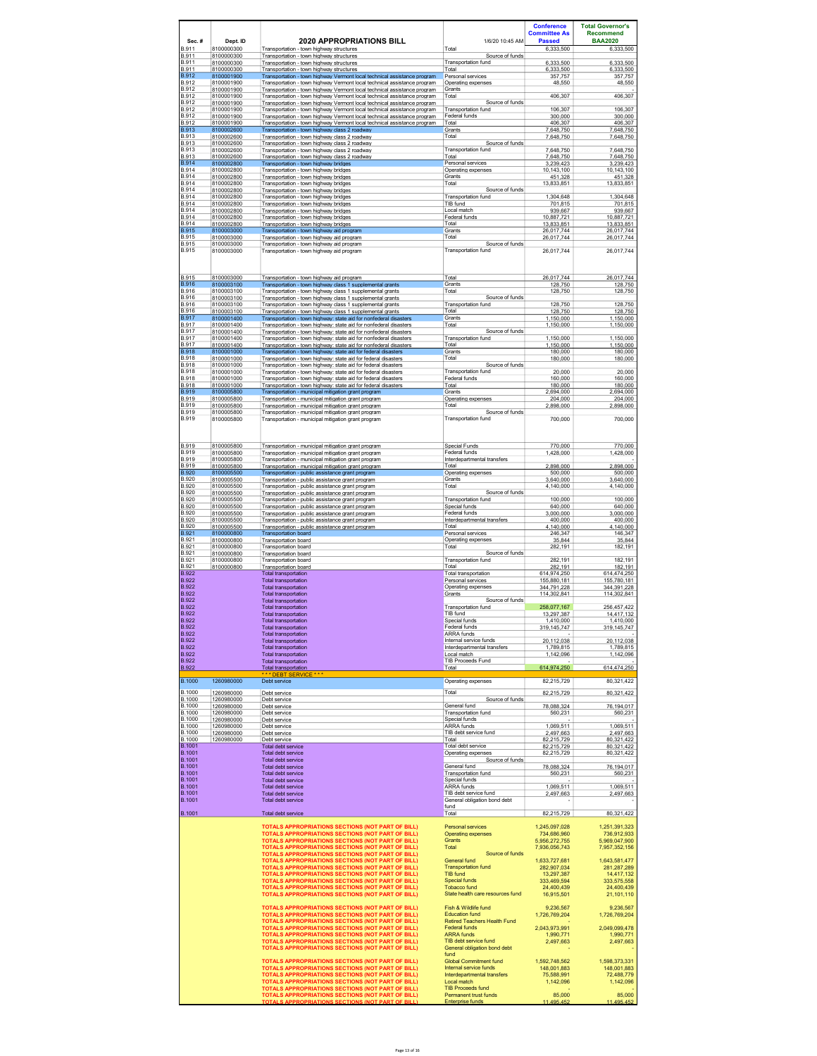| Sec. # | Dept. ID | 2020 APPROPRIATIONS BILL | 1/6/20 10:45 AM | Conference Committee As Passed | Total Governor's Recommend BAA2020 |
|---|---|---|---|---|---|
| B.911 | 8100000300 | Transportation - town highway structures | Total | 6,333,500 | 6,333,500 |
| B.911 | 8100000300 | Transportation - town highway structures | Source of funds | | |
| B.911 | 8100000300 | Transportation - town highway structures | Transportation fund | 6,333,500 | 6,333,500 |
| B.911 | 8100000300 | Transportation - town highway structures | Total | 6,333,500 | 6,333,500 |
| B.912 | 8100001900 | Transportation - town highway Vermont local technical assistance program | Personal services | 357,757 | 357,757 |
| B.912 | 8100001900 | Transportation - town highway Vermont local technical assistance program | Operating expenses | 48,550 | 48,550 |
| B.912 | 8100001900 | Transportation - town highway Vermont local technical assistance program | Grants | - | - |
| B.912 | 8100001900 | Transportation - town highway Vermont local technical assistance program | Total | 406,307 | 406,307 |
| B.912 | 8100001900 | Transportation - town highway Vermont local technical assistance program | Source of funds | | |
| B.912 | 8100001900 | Transportation - town highway Vermont local technical assistance program | Transportation fund | 106,307 | 106,307 |
| B.912 | 8100001900 | Transportation - town highway Vermont local technical assistance program | Federal funds | 300,000 | 300,000 |
| B.912 | 8100001900 | Transportation - town highway Vermont local technical assistance program | Total | 406,307 | 406,307 |
| B.913 | 8100002600 | Transportation - town highway class 2 roadway | Grants | 7,648,750 | 7,648,750 |
| B.913 | 8100002600 | Transportation - town highway class 2 roadway | Total | 7,648,750 | 7,648,750 |
| B.913 | 8100002600 | Transportation - town highway class 2 roadway | Source of funds | | |
| B.913 | 8100002600 | Transportation - town highway class 2 roadway | Transportation fund | 7,648,750 | 7,648,750 |
| B.913 | 8100002600 | Transportation - town highway class 2 roadway | Total | 7,648,750 | 7,648,750 |
| B.914 | 8100002800 | Transportation - town highway bridges | Personal services | 3,239,423 | 3,239,423 |
| B.914 | 8100002800 | Transportation - town highway bridges | Operating expenses | 10,143,100 | 10,143,100 |
| B.914 | 8100002800 | Transportation - town highway bridges | Grants | 451,328 | 451,328 |
| B.914 | 8100002800 | Transportation - town highway bridges | Total | 13,833,851 | 13,833,851 |
| B.914 | 8100002800 | Transportation - town highway bridges | Source of funds | | |
| B.914 | 8100002800 | Transportation - town highway bridges | Transportation fund | 1,304,648 | 1,304,648 |
| B.914 | 8100002800 | Transportation - town highway bridges | TIB fund | 701,815 | 701,815 |
| B.914 | 8100002800 | Transportation - town highway bridges | Local match | 939,667 | 939,667 |
| B.914 | 8100002800 | Transportation - town highway bridges | Federal funds | 10,887,721 | 10,887,721 |
| B.914 | 8100002800 | Transportation - town highway bridges | Total | 13,833,851 | 13,833,851 |
| B.915 | 8100003000 | Transportation - town highway aid program | Grants | 26,017,744 | 26,017,744 |
| B.915 | 8100003000 | Transportation - town highway aid program | Total | 26,017,744 | 26,017,744 |
| B.915 | 8100003000 | Transportation - town highway aid program | Source of funds | | |
| B.915 | 8100003000 | Transportation - town highway aid program | Transportation fund | 26,017,744 | 26,017,744 |
| B.915 | 8100003000 | Transportation - town highway aid program | Total | 26,017,744 | 26,017,744 |
| B.916 | 8100003100 | Transportation - town highway class 1 supplemental grants | Grants | 128,750 | 128,750 |
| B.916 | 8100003100 | Transportation - town highway class 1 supplemental grants | Total | 128,750 | 128,750 |
| B.916 | 8100003100 | Transportation - town highway class 1 supplemental grants | Source of funds | | |
| B.916 | 8100003100 | Transportation - town highway class 1 supplemental grants | Transportation fund | 128,750 | 128,750 |
| B.916 | 8100003100 | Transportation - town highway class 1 supplemental grants | Total | 128,750 | 128,750 |
| B.917 | 8100001400 | Transportation - town highway: state aid for nonfederal disasters | Grants | 1,150,000 | 1,150,000 |
| B.917 | 8100001400 | Transportation - town highway: state aid for nonfederal disasters | Total | 1,150,000 | 1,150,000 |
| B.917 | 8100001400 | Transportation - town highway: state aid for nonfederal disasters | Source of funds | | |
| B.917 | 8100001400 | Transportation - town highway: state aid for nonfederal disasters | Transportation fund | 1,150,000 | 1,150,000 |
| B.917 | 8100001400 | Transportation - town highway: state aid for nonfederal disasters | Total | 1,150,000 | 1,150,000 |
| B.918 | 8100001000 | Transportation - town highway: state aid for federal disasters | Grants | 180,000 | 180,000 |
| B.918 | 8100001000 | Transportation - town highway: state aid for federal disasters | Total | 180,000 | 180,000 |
| B.918 | 8100001000 | Transportation - town highway: state aid for federal disasters | Source of funds | | |
| B.918 | 8100001000 | Transportation - town highway: state aid for federal disasters | Transportation fund | 20,000 | 20,000 |
| B.918 | 8100001000 | Transportation - town highway: state aid for federal disasters | Federal funds | 160,000 | 160,000 |
| B.918 | 8100001000 | Transportation - town highway: state aid for federal disasters | Total | 180,000 | 180,000 |
| B.919 | 8100005800 | Transportation - municipal mitigation grant program | Grants | 2,694,000 | 2,694,000 |
| B.919 | 8100005800 | Transportation - municipal mitigation grant program | Operating expenses | 204,000 | 204,000 |
| B.919 | 8100005800 | Transportation - municipal mitigation grant program | Total | 2,898,000 | 2,898,000 |
| B.919 | 8100005800 | Transportation - municipal mitigation grant program | Source of funds | | |
| B.919 | 8100005800 | Transportation - municipal mitigation grant program | Transportation fund | 700,000 | 700,000 |
| B.919 | 8100005800 | Transportation - municipal mitigation grant program | Special Funds | 770,000 | 770,000 |
| B.919 | 8100005800 | Transportation - municipal mitigation grant program | Federal funds | 1,428,000 | 1,428,000 |
| B.919 | 8100005800 | Transportation - municipal mitigation grant program | Interdepartmental transfers | - | - |
| B.919 | 8100005800 | Transportation - municipal mitigation grant program | Total | 2,898,000 | 2,898,000 |
| B.920 | 8100005500 | Transportation - public assistance grant program | Operating expenses | 500,000 | 500,000 |
| B.920 | 8100005500 | Transportation - public assistance grant program | Grants | 3,640,000 | 3,640,000 |
| B.920 | 8100005500 | Transportation - public assistance grant program | Total | 4,140,000 | 4,140,000 |
| B.920 | 8100005500 | Transportation - public assistance grant program | Source of funds | | |
| B.920 | 8100005500 | Transportation - public assistance grant program | Transportation fund | 100,000 | 100,000 |
| B.920 | 8100005500 | Transportation - public assistance grant program | Special funds | 640,000 | 640,000 |
| B.920 | 8100005500 | Transportation - public assistance grant program | Federal funds | 3,000,000 | 3,000,000 |
| B.920 | 8100005500 | Transportation - public assistance grant program | Interdepartmental transfers | 400,000 | 400,000 |
| B.920 | 8100005500 | Transportation - public assistance grant program | Total | 4,140,000 | 4,140,000 |
| B.921 | 8100000800 | Transportation board | Personal services | 246,347 | 146,347 |
| B.921 | 8100000800 | Transportation board | Operating expenses | 35,844 | 35,844 |
| B.921 | 8100000800 | Transportation board | Total | 282,191 | 182,191 |
| B.921 | 8100000800 | Transportation board | Source of funds | | |
| B.921 | 8100000800 | Transportation board | Transportation fund | 282,191 | 182,191 |
| B.921 | 8100000800 | Transportation board | Total | 282,191 | 182,191 |
| B.922 | | Total transportation | Total transportation | 614,974,250 | 614,474,250 |
| B.922 | | Total transportation | Personal services | 155,880,181 | 155,780,181 |
| B.922 | | Total transportation | Operating expenses | 344,791,228 | 344,391,228 |
| B.922 | | Total transportation | Grants | 114,302,841 | 114,302,841 |
| B.922 | | Total transportation | Source of funds | | |
| B.922 | | Total transportation | Transportation fund | 258,077,167 | 256,457,422 |
| B.922 | | Total transportation | TIB fund | 13,297,387 | 14,417,132 |
| B.922 | | Total transportation | Special funds | 1,410,000 | 1,410,000 |
| B.922 | | Total transportation | Federal funds | 319,145,747 | 319,145,747 |
| B.922 | | Total transportation | ARRA funds | - | - |
| B.922 | | Total transportation | Internal service funds | 20,112,038 | 20,112,038 |
| B.922 | | Total transportation | Interdepartmental transfers | 1,789,815 | 1,789,815 |
| B.922 | | Total transportation | Local match | 1,142,096 | 1,142,096 |
| B.922 | | Total transportation | TIB Proceeds Fund | - | - |
| B.922 | | Total transportation | Total | 614,974,250 | 614,474,250 |
| | | *** DEBT SERVICE *** | | | |
| B.1000 | 1260980000 | Debt service | Operating expenses | 82,215,729 | 80,321,422 |
| B.1000 | 1260980000 | Debt service | Total | 82,215,729 | 80,321,422 |
| B.1000 | 1260980000 | Debt service | Source of funds | | |
| B.1000 | 1260980000 | Debt service | General fund | 78,088,324 | 76,194,017 |
| B.1000 | 1260980000 | Debt service | Transportation fund | 560,231 | 560,231 |
| B.1000 | 1260980000 | Debt service | Special funds | - | - |
| B.1000 | 1260980000 | Debt service | ARRA funds | 1,069,511 | 1,069,511 |
| B.1000 | 1260980000 | Debt service | TIB debt service fund | 2,497,663 | 2,497,663 |
| B.1000 | 1260980000 | Debt service | Total | 82,215,729 | 80,321,422 |
| B.1001 | | Total debt service | Total debt service | 82,215,729 | 80,321,422 |
| B.1001 | | Total debt service | Operating expenses | 82,215,729 | 80,321,422 |
| B.1001 | | Total debt service | Source of funds | | |
| B.1001 | | Total debt service | General fund | 78,088,324 | 76,194,017 |
| B.1001 | | Total debt service | Transportation fund | 560,231 | 560,231 |
| B.1001 | | Total debt service | Special funds | - | - |
| B.1001 | | Total debt service | ARRA funds | 1,069,511 | 1,069,511 |
| B.1001 | | Total debt service | TIB debt service fund | 2,497,663 | 2,497,663 |
| B.1001 | | Total debt service | General obligation bond debt fund | - | - |
| B.1001 | | Total debt service | Total | 82,215,729 | 80,321,422 |
| | | TOTALS APPROPRIATIONS SECTIONS (NOT PART OF BILL) | Personal services | 1,245,097,028 | 1,251,391,323 |
| | | TOTALS APPROPRIATIONS SECTIONS (NOT PART OF BILL) | Operating expenses | 734,686,960 | 736,912,933 |
| | | TOTALS APPROPRIATIONS SECTIONS (NOT PART OF BILL) | Grants | 5,956,272,755 | 5,969,047,900 |
| | | TOTALS APPROPRIATIONS SECTIONS (NOT PART OF BILL) | Total | 7,936,056,743 | 7,957,352,156 |
| | | TOTALS APPROPRIATIONS SECTIONS (NOT PART OF BILL) | Source of funds | | |
| | | TOTALS APPROPRIATIONS SECTIONS (NOT PART OF BILL) | General fund | 1,633,727,681 | 1,643,581,477 |
| | | TOTALS APPROPRIATIONS SECTIONS (NOT PART OF BILL) | Transportation fund | 282,907,034 | 281,287,289 |
| | | TOTALS APPROPRIATIONS SECTIONS (NOT PART OF BILL) | TIB fund | 13,297,387 | 14,417,132 |
| | | TOTALS APPROPRIATIONS SECTIONS (NOT PART OF BILL) | Special funds | 333,469,594 | 333,575,558 |
| | | TOTALS APPROPRIATIONS SECTIONS (NOT PART OF BILL) | Tobacco fund | 24,400,439 | 24,400,439 |
| | | TOTALS APPROPRIATIONS SECTIONS (NOT PART OF BILL) | State health care resources fund | 16,915,501 | 21,101,110 |
| | | TOTALS APPROPRIATIONS SECTIONS (NOT PART OF BILL) | Fish & Wildlife fund | 9,236,567 | 9,236,567 |
| | | TOTALS APPROPRIATIONS SECTIONS (NOT PART OF BILL) | Education fund | 1,726,769,204 | 1,726,769,204 |
| | | TOTALS APPROPRIATIONS SECTIONS (NOT PART OF BILL) | Retired Teachers Health Fund | - | - |
| | | TOTALS APPROPRIATIONS SECTIONS (NOT PART OF BILL) | Federal funds | 2,043,973,991 | 2,049,099,478 |
| | | TOTALS APPROPRIATIONS SECTIONS (NOT PART OF BILL) | ARRA funds | 1,990,771 | 1,990,771 |
| | | TOTALS APPROPRIATIONS SECTIONS (NOT PART OF BILL) | TIB debt service fund | 2,497,663 | 2,497,663 |
| | | TOTALS APPROPRIATIONS SECTIONS (NOT PART OF BILL) | General obligation bond debt fund | - | - |
| | | TOTALS APPROPRIATIONS SECTIONS (NOT PART OF BILL) | Global Commitment fund | 1,592,748,562 | 1,598,373,331 |
| | | TOTALS APPROPRIATIONS SECTIONS (NOT PART OF BILL) | Internal service funds | 148,001,883 | 148,001,883 |
| | | TOTALS APPROPRIATIONS SECTIONS (NOT PART OF BILL) | Interdepartmental transfers | 75,588,991 | 72,488,779 |
| | | TOTALS APPROPRIATIONS SECTIONS (NOT PART OF BILL) | Local match | 1,142,096 | 1,142,096 |
| | | TOTALS APPROPRIATIONS SECTIONS (NOT PART OF BILL) | TIB Proceeds fund | - | - |
| | | TOTALS APPROPRIATIONS SECTIONS (NOT PART OF BILL) | Permanent trust funds | 85,000 | 85,000 |
| | | TOTALS APPROPRIATIONS SECTIONS (NOT PART OF BILL) | Enterprise funds | 11,495,452 | 11,495,452 |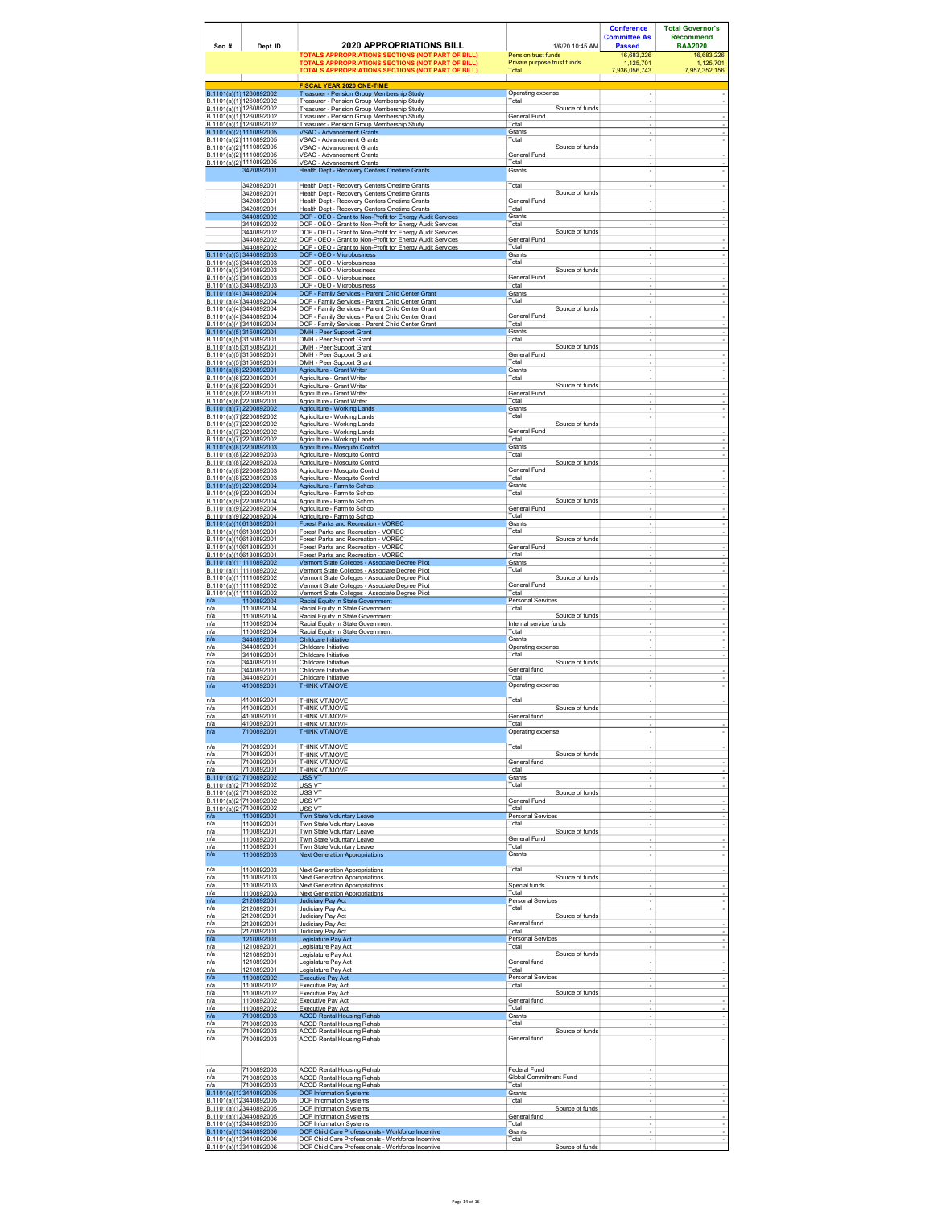| Sec. # | Dept. ID | 2020 APPROPRIATIONS BILL | 1/6/20 10:45 AM | Conference Committee As Passed | Total Governor's Recommend BAA2020 |
|---|---|---|---|---|---|
| | | TOTALS APPROPRIATIONS SECTIONS (NOT PART OF BILL) | Pension trust funds | 16,683,226 | 16,683,226 |
| | | TOTALS APPROPRIATIONS SECTIONS (NOT PART OF BILL) | Private purpose trust funds | 1,125,701 | 1,125,701 |
| | | TOTALS APPROPRIATIONS SECTIONS (NOT PART OF BILL) | Total | 7,936,056,743 | 7,957,352,156 |
| | | FISCAL YEAR 2020 ONE-TIME | | | |
| B.1101(a)(1) | 1260892002 | Treasurer - Pension Group Membership Study | Operating expense | - | - |
| B.1101(a)(1) | 1260892002 | Treasurer - Pension Group Membership Study | Total | - | - |
| B.1101(a)(1) | 1260892002 | Treasurer - Pension Group Membership Study | Source of funds | | |
| B.1101(a)(1) | 1260892002 | Treasurer - Pension Group Membership Study | General Fund | - | - |
| B.1101(a)(1) | 1260892002 | Treasurer - Pension Group Membership Study | Total | - | - |
| B.1101(a)(2) | 1110892005 | VSAC - Advancement Grants | Grants | - | - |
| B.1101(a)(2) | 1110892005 | VSAC - Advancement Grants | Total | - | - |
| B.1101(a)(2) | 1110892005 | VSAC - Advancement Grants | Source of funds | | |
| B.1101(a)(2) | 1110892005 | VSAC - Advancement Grants | General Fund | - | - |
| B.1101(a)(2) | 1110892005 | VSAC - Advancement Grants | Total | - | - |
| | 3420892001 | Health Dept - Recovery Centers Onetime Grants | Grants | - | - |
| | 3420892001 | Health Dept - Recovery Centers Onetime Grants | Total | - | - |
| | 3420892001 | Health Dept - Recovery Centers Onetime Grants | Source of funds | | |
| | 3420892001 | Health Dept - Recovery Centers Onetime Grants | General Fund | - | - |
| | 3420892001 | Health Dept - Recovery Centers Onetime Grants | Total | - | - |
| | 3440892002 | DCF - OEO - Grant to Non-Profit for Energy Audit Services | Grants | | - |
| | 3440892002 | DCF - OEO - Grant to Non-Profit for Energy Audit Services | Total | - | - |
| | 3440892002 | DCF - OEO - Grant to Non-Profit for Energy Audit Services | Source of funds | | |
| | 3440892002 | DCF - OEO - Grant to Non-Profit for Energy Audit Services | General Fund | | - |
| | 3440892002 | DCF - OEO - Grant to Non-Profit for Energy Audit Services | Total | - | - |
| B.1101(a)(3) | 3440892003 | DCF - OEO - Microbusiness | Grants | - | - |
| B.1101(a)(3) | 3440892003 | DCF - OEO - Microbusiness | Total | - | - |
| B.1101(a)(3) | 3440892003 | DCF - OEO - Microbusiness | Source of funds | | |
| B.1101(a)(3) | 3440892003 | DCF - OEO - Microbusiness | General Fund | - | - |
| B.1101(a)(3) | 3440892003 | DCF - OEO - Microbusiness | Total | - | - |
| B.1101(a)(4) | 3440892004 | DCF - Family Services - Parent Child Center Grant | Grants | - | - |
| B.1101(a)(4) | 3440892004 | DCF - Family Services - Parent Child Center Grant | Total | - | - |
| B.1101(a)(4) | 3440892004 | DCF - Family Services - Parent Child Center Grant | Source of funds | | |
| B.1101(a)(4) | 3440892004 | DCF - Family Services - Parent Child Center Grant | General Fund | - | - |
| B.1101(a)(4) | 3440892004 | DCF - Family Services - Parent Child Center Grant | Total | - | - |
| B.1101(a)(5) | 3150892001 | DMH - Peer Support Grant | Grants | - | - |
| B.1101(a)(5) | 3150892001 | DMH - Peer Support Grant | Total | - | - |
| B.1101(a)(5) | 3150892001 | DMH - Peer Support Grant | Source of funds | | |
| B.1101(a)(5) | 3150892001 | DMH - Peer Support Grant | General Fund | - | - |
| B.1101(a)(5) | 3150892001 | DMH - Peer Support Grant | Total | - | - |
| B.1101(a)(6) | 2200892001 | Agriculture - Grant Writer | Grants | - | - |
| B.1101(a)(6) | 2200892001 | Agriculture - Grant Writer | Total | - | - |
| B.1101(a)(6) | 2200892001 | Agriculture - Grant Writer | Source of funds | | |
| B.1101(a)(6) | 2200892001 | Agriculture - Grant Writer | General Fund | - | - |
| B.1101(a)(6) | 2200892001 | Agriculture - Grant Writer | Total | - | - |
| B.1101(a)(7) | 2200892002 | Agriculture - Working Lands | Grants | - | - |
| B.1101(a)(7) | 2200892002 | Agriculture - Working Lands | Total | - | - |
| B.1101(a)(7) | 2200892002 | Agriculture - Working Lands | Source of funds | | |
| B.1101(a)(7) | 2200892002 | Agriculture - Working Lands | General Fund | | - |
| B.1101(a)(7) | 2200892002 | Agriculture - Working Lands | Total | - | - |
| B.1101(a)(8) | 2200892003 | Agriculture - Mosquito Control | Grants | - | - |
| B.1101(a)(8) | 2200892003 | Agriculture - Mosquito Control | Total | - | - |
| B.1101(a)(8) | 2200892003 | Agriculture - Mosquito Control | Source of funds | | |
| B.1101(a)(8) | 2200892003 | Agriculture - Mosquito Control | General Fund | - | - |
| B.1101(a)(8) | 2200892003 | Agriculture - Mosquito Control | Total | - | - |
| B.1101(a)(9) | 2200892004 | Agriculture - Farm to School | Grants | - | - |
| B.1101(a)(9) | 2200892004 | Agriculture - Farm to School | Total | - | - |
| B.1101(a)(9) | 2200892004 | Agriculture - Farm to School | Source of funds | | |
| B.1101(a)(9) | 2200892004 | Agriculture - Farm to School | General Fund | - | - |
| B.1101(a)(9) | 2200892004 | Agriculture - Farm to School | Total | - | - |
| B.1101(a)(10) | 6130892001 | Forest Parks and Recreation - VOREC | Grants | - | - |
| B.1101(a)(10) | 6130892001 | Forest Parks and Recreation - VOREC | Total | - | - |
| B.1101(a)(10) | 6130892001 | Forest Parks and Recreation - VOREC | Source of funds | | |
| B.1101(a)(10) | 6130892001 | Forest Parks and Recreation - VOREC | General Fund | - | - |
| B.1101(a)(10) | 6130892001 | Forest Parks and Recreation - VOREC | Total | - | - |
| B.1101(a)(11) | 1110892002 | Vermont State Colleges - Associate Degree Pilot | Grants | - | - |
| B.1101(a)(11) | 1110892002 | Vermont State Colleges - Associate Degree Pilot | Total | - | - |
| B.1101(a)(11) | 1110892002 | Vermont State Colleges - Associate Degree Pilot | Source of funds | | |
| B.1101(a)(11) | 1110892002 | Vermont State Colleges - Associate Degree Pilot | General Fund | - | - |
| B.1101(a)(11) | 1110892002 | Vermont State Colleges - Associate Degree Pilot | Total | - | - |
| n/a | 1100892004 | Racial Equity in State Government | Personal Services | - | - |
| n/a | 1100892004 | Racial Equity in State Government | Total | - | - |
| n/a | 1100892004 | Racial Equity in State Government | Source of funds | | |
| n/a | 1100892004 | Racial Equity in State Government | Internal service funds | - | - |
| n/a | 1100892004 | Racial Equity in State Government | Total | - | - |
| n/a | 3440892001 | Childcare Initiative | Grants | - | - |
| n/a | 3440892001 | Childcare Initiative | Operating expense | - | - |
| n/a | 3440892001 | Childcare Initiative | Total | - | - |
| n/a | 3440892001 | Childcare Initiative | Source of funds | | |
| n/a | 3440892001 | Childcare Initiative | General fund | - | - |
| n/a | 3440892001 | Childcare Initiative | Total | - | - |
| n/a | 4100892001 | THINK VT/MOVE | Operating expense | - | - |
| n/a | 4100892001 | THINK VT/MOVE | Total | - | - |
| n/a | 4100892001 | THINK VT/MOVE | Source of funds | | |
| n/a | 4100892001 | THINK VT/MOVE | General fund | - | |
| n/a | 4100892001 | THINK VT/MOVE | Total | - | - |
| n/a | 7100892001 | THINK VT/MOVE | Operating expense | - | - |
| n/a | 7100892001 | THINK VT/MOVE | Total | - | - |
| n/a | 7100892001 | THINK VT/MOVE | Source of funds | | |
| n/a | 7100892001 | THINK VT/MOVE | General fund | - | - |
| n/a | 7100892001 | THINK VT/MOVE | Total | - | - |
| B.1101(a)(2) | 7100892002 | USS VT | Grants | - | - |
| B.1101(a)(2) | 7100892002 | USS VT | Total | - | - |
| B.1101(a)(2) | 7100892002 | USS VT | Source of funds | | |
| B.1101(a)(2) | 7100892002 | USS VT | General Fund | - | - |
| B.1101(a)(2) | 7100892002 | USS VT | Total | - | - |
| n/a | 1100892001 | Twin State Voluntary Leave | Personal Services | - | - |
| n/a | 1100892001 | Twin State Voluntary Leave | Total | - | - |
| n/a | 1100892001 | Twin State Voluntary Leave | Source of funds | | |
| n/a | 1100892001 | Twin State Voluntary Leave | General Fund | - | - |
| n/a | 1100892001 | Twin State Voluntary Leave | Total | - | - |
| n/a | 1100892003 | Next Generation Appropriations | Grants | - | - |
| n/a | 1100892003 | Next Generation Appropriations | Total | - | - |
| n/a | 1100892003 | Next Generation Appropriations | Source of funds | | |
| n/a | 1100892003 | Next Generation Appropriations | Special funds | - | - |
| n/a | 1100892003 | Next Generation Appropriations | Total | - | - |
| n/a | 2120892001 | Judiciary Pay Act | Personal Services | - | - |
| n/a | 2120892001 | Judiciary Pay Act | Total | - | - |
| n/a | 2120892001 | Judiciary Pay Act | Source of funds | | |
| n/a | 2120892001 | Judiciary Pay Act | General fund | - | - |
| n/a | 2120892001 | Judiciary Pay Act | Total | - | - |
| n/a | 1210892001 | Legislature Pay Act | Personal Services | - | - |
| n/a | 1210892001 | Legislature Pay Act | Total | - | - |
| n/a | 1210892001 | Legislature Pay Act | Source of funds | | |
| n/a | 1210892001 | Legislature Pay Act | General fund | - | - |
| n/a | 1210892001 | Legislature Pay Act | Total | - | - |
| n/a | 1100892002 | Executive Pay Act | Personal Services | - | - |
| n/a | 1100892002 | Executive Pay Act | Total | - | - |
| n/a | 1100892002 | Executive Pay Act | Source of funds | | |
| n/a | 1100892002 | Executive Pay Act | General fund | - | - |
| n/a | 1100892002 | Executive Pay Act | Total | - | - |
| n/a | 7100892003 | ACCD Rental Housing Rehab | Grants | - | - |
| n/a | 7100892003 | ACCD Rental Housing Rehab | Total | - | - |
| n/a | 7100892003 | ACCD Rental Housing Rehab | Source of funds | | |
| n/a | 7100892003 | ACCD Rental Housing Rehab | General fund | - | - |
| n/a | 7100892003 | ACCD Rental Housing Rehab | Federal Fund | - | |
| n/a | 7100892003 | ACCD Rental Housing Rehab | Global Commitment Fund | - | |
| n/a | 7100892003 | ACCD Rental Housing Rehab | Total | - | - |
| B.1101(a)(12) | 3440892005 | DCF Information Systems | Grants | - | - |
| B.1101(a)(12) | 3440892005 | DCF Information Systems | Total | - | - |
| B.1101(a)(12) | 3440892005 | DCF Information Systems | Source of funds | | |
| B.1101(a)(12) | 3440892005 | DCF Information Systems | General fund | - | - |
| B.1101(a)(12) | 3440892005 | DCF Information Systems | Total | - | - |
| B.1101(a)(13) | 3440892006 | DCF Child Care Professionals - Workforce Incentive | Grants | - | - |
| B.1101(a)(13) | 3440892006 | DCF Child Care Professionals - Workforce Incentive | Total | - | - |
| B.1101(a)(13) | 3440892006 | DCF Child Care Professionals - Workforce Incentive | Source of funds | | |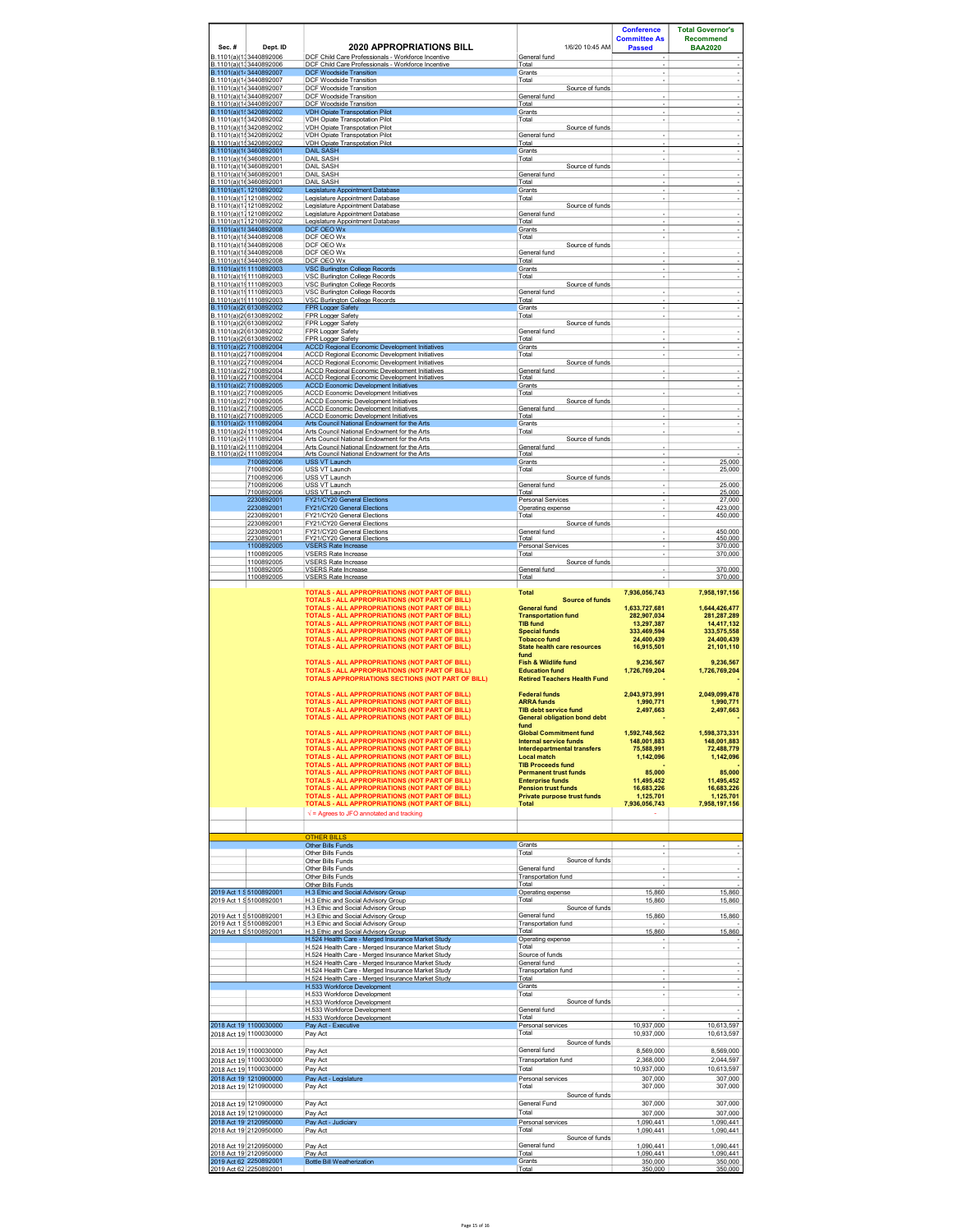| Sec. # | Dept. ID | 2020 APPROPRIATIONS BILL | 1/6/20 10:45 AM | Conference Committee As Passed | Total Governor's Recommend BAA2020 |
|---|---|---|---|---|---|
| B.1101(a)(1 | 3440892006 | DCF Child Care Professionals - Workforce Incentive | General fund | - | - |
| B.1101(a)(1 | 3440892006 | DCF Child Care Professionals - Workforce Incentive | Total | - | - |
| B.1101(a)(1 | 3440892007 | DCF Woodside Transition | Grants | - | - |
| B.1101(a)(1 | 3440892007 | DCF Woodside Transition | Total | - | - |
| B.1101(a)(1 | 3440892007 | DCF Woodside Transition | Source of funds | | |
| B.1101(a)(1 | 3440892007 | DCF Woodside Transition | General fund | - | - |
| B.1101(a)(1 | 3440892007 | DCF Woodside Transition | Total | - | - |
| B.1101(a)(1 | 3420892002 | VDH Opiate Transpotation Pilot | Grants | - | - |
| B.1101(a)(1 | 3420892002 | VDH Opiate Transpotation Pilot | Total | - | - |
| B.1101(a)(1 | 3420892002 | VDH Opiate Transpotation Pilot | Source of funds | | |
| B.1101(a)(1 | 3420892002 | VDH Opiate Transpotation Pilot | General fund | - | - |
| B.1101(a)(1 | 3420892002 | VDH Opiate Transpotation Pilot | Total | - | - |
| B.1101(a)(1 | 3460892001 | DAIL SASH | Grants | - | - |
| B.1101(a)(1 | 3460892001 | DAIL SASH | Total | - | - |
| B.1101(a)(1 | 3460892001 | DAIL SASH | Source of funds | | |
| B.1101(a)(1 | 3460892001 | DAIL SASH | General fund | - | - |
| B.1101(a)(1 | 3460892001 | DAIL SASH | Total | - | - |
| B.1101(a)(1 | 1210892002 | Legislature Appointment Database | Grants | - | - |
| B.1101(a)(1 | 1210892002 | Legislature Appointment Database | Total | - | - |
| B.1101(a)(1 | 1210892002 | Legislature Appointment Database | Source of funds | | |
| B.1101(a)(1 | 1210892002 | Legislature Appointment Database | General fund | - | - |
| B.1101(a)(1 | 1210892002 | Legislature Appointment Database | Total | - | - |
| B.1101(a)(1 | 3440892008 | DCF OEO Wx | Grants | - | - |
| B.1101(a)(1 | 3440892008 | DCF OEO Wx | Total | - | - |
| B.1101(a)(1 | 3440892008 | DCF OEO Wx | Source of funds | | |
| B.1101(a)(1 | 3440892008 | DCF OEO Wx | General fund | - | - |
| B.1101(a)(1 | 3440892008 | DCF OEO Wx | Total | - | - |
| B.1101(a)(1 | 1110892003 | VSC Burlington College Records | Grants | - | - |
| B.1101(a)(1 | 1110892003 | VSC Burlington College Records | Total | - | - |
| B.1101(a)(1 | 1110892003 | VSC Burlington College Records | Source of funds | | |
| B.1101(a)(1 | 1110892003 | VSC Burlington College Records | General fund | - | - |
| B.1101(a)(1 | 1110892003 | VSC Burlington College Records | Total | - | - |
| B.1101(a)(2 | 6130892002 | FPR Logger Safety | Grants | - | - |
| B.1101(a)(2 | 6130892002 | FPR Logger Safety | Total | - | - |
| B.1101(a)(2 | 6130892002 | FPR Logger Safety | Source of funds | | |
| B.1101(a)(2 | 6130892002 | FPR Logger Safety | General fund | - | - |
| B.1101(a)(2 | 6130892002 | FPR Logger Safety | Total | - | - |
| B.1101(a)(2 | 7100892004 | ACCD Regional Economic Development Initiatives | Grants | - | - |
| B.1101(a)(2 | 7100892004 | ACCD Regional Economic Development Initiatives | Total | - | - |
| B.1101(a)(2 | 7100892004 | ACCD Regional Economic Development Initiatives | Source of funds | | |
| B.1101(a)(2 | 7100892004 | ACCD Regional Economic Development Initiatives | General fund | - | - |
| B.1101(a)(2 | 7100892004 | ACCD Regional Economic Development Initiatives | Total | - | - |
| B.1101(a)(2 | 7100892005 | ACCD Economic Development Initiatives | Grants | - | - |
| B.1101(a)(2 | 7100892005 | ACCD Economic Development Initiatives | Total | - | - |
| B.1101(a)(2 | 7100892005 | ACCD Economic Development Initiatives | Source of funds | | |
| B.1101(a)(2 | 7100892005 | ACCD Economic Development Initiatives | General fund | - | - |
| B.1101(a)(2 | 7100892005 | ACCD Economic Development Initiatives | Total | - | - |
| B.1101(a)(2 | 1110892004 | Arts Council National Endowment for the Arts | Grants | - | - |
| B.1101(a)(2 | 1110892004 | Arts Council National Endowment for the Arts | Total | - | - |
| B.1101(a)(2 | 1110892004 | Arts Council National Endowment for the Arts | Source of funds | | |
| B.1101(a)(2 | 1110892004 | Arts Council National Endowment for the Arts | General fund | - | - |
| B.1101(a)(2 | 1110892004 | Arts Council National Endowment for the Arts | Total | - | - |
| | 7100892006 | USS VT Launch | Grants | - | 25,000 |
| | 7100892006 | USS VT Launch | Total | - | 25,000 |
| | 7100892006 | USS VT Launch | Source of funds | | |
| | 7100892006 | USS VT Launch | General fund | - | 25,000 |
| | 7100892006 | USS VT Launch | Total | - | 25,000 |
| | 2230892001 | FY21/CY20 General Elections | Personal Services | - | 27,000 |
| | 2230892001 | FY21/CY20 General Elections | Operating expense | - | 423,000 |
| | 2230892001 | FY21/CY20 General Elections | Total | - | 450,000 |
| | 2230892001 | FY21/CY20 General Elections | Source of funds | | |
| | 2230892001 | FY21/CY20 General Elections | General fund | - | 450,000 |
| | 2230892001 | FY21/CY20 General Elections | Total | - | 450,000 |
| | 1100892005 | VSERS Rate Increase | Personal Services | - | 370,000 |
| | 1100892005 | VSERS Rate Increase | Total | - | 370,000 |
| | 1100892005 | VSERS Rate Increase | Source of funds | | |
| | 1100892005 | VSERS Rate Increase | General fund | - | 370,000 |
| | 1100892005 | VSERS Rate Increase | Total | - | 370,000 |
| | | TOTALS - ALL APPROPRIATIONS (NOT PART OF BILL) | Total | 7,936,056,743 | 7,958,197,156 |
| | | TOTALS - ALL APPROPRIATIONS (NOT PART OF BILL) | Source of funds | | |
| | | TOTALS - ALL APPROPRIATIONS (NOT PART OF BILL) | General fund | 1,633,727,681 | 1,644,426,477 |
| | | TOTALS - ALL APPROPRIATIONS (NOT PART OF BILL) | Transportation fund | 282,907,034 | 281,287,289 |
| | | TOTALS - ALL APPROPRIATIONS (NOT PART OF BILL) | TIB fund | 13,297,387 | 14,417,132 |
| | | TOTALS - ALL APPROPRIATIONS (NOT PART OF BILL) | Special funds | 333,469,594 | 333,575,558 |
| | | TOTALS - ALL APPROPRIATIONS (NOT PART OF BILL) | Tobacco fund | 24,400,439 | 24,400,439 |
| | | TOTALS - ALL APPROPRIATIONS (NOT PART OF BILL) | State health care resources fund | 16,915,501 | 21,101,110 |
| | | TOTALS - ALL APPROPRIATIONS (NOT PART OF BILL) | Fish & Wildlife fund | 9,236,567 | 9,236,567 |
| | | TOTALS - ALL APPROPRIATIONS (NOT PART OF BILL) | Education fund | 1,726,769,204 | 1,726,769,204 |
| | | TOTALS APPROPRIATIONS SECTIONS (NOT PART OF BILL) | Retired Teachers Health Fund | - | - |
| | | TOTALS - ALL APPROPRIATIONS (NOT PART OF BILL) | Federal funds | 2,043,973,991 | 2,049,099,478 |
| | | TOTALS - ALL APPROPRIATIONS (NOT PART OF BILL) | ARRA funds | 1,990,771 | 1,990,771 |
| | | TOTALS - ALL APPROPRIATIONS (NOT PART OF BILL) | TIB debt service fund | 2,497,663 | 2,497,663 |
| | | TOTALS - ALL APPROPRIATIONS (NOT PART OF BILL) | General obligation bond debt fund | - | - |
| | | TOTALS - ALL APPROPRIATIONS (NOT PART OF BILL) | Global Commitment fund | 1,592,748,562 | 1,598,373,331 |
| | | TOTALS - ALL APPROPRIATIONS (NOT PART OF BILL) | Internal service funds | 148,001,883 | 148,001,883 |
| | | TOTALS - ALL APPROPRIATIONS (NOT PART OF BILL) | Interdepartmental transfers | 75,588,991 | 72,488,779 |
| | | TOTALS - ALL APPROPRIATIONS (NOT PART OF BILL) | Local match | 1,142,096 | 1,142,096 |
| | | TOTALS - ALL APPROPRIATIONS (NOT PART OF BILL) | TIB Proceeds fund | - | - |
| | | TOTALS - ALL APPROPRIATIONS (NOT PART OF BILL) | Permanent trust funds | 85,000 | 85,000 |
| | | TOTALS - ALL APPROPRIATIONS (NOT PART OF BILL) | Enterprise funds | 11,495,452 | 11,495,452 |
| | | TOTALS - ALL APPROPRIATIONS (NOT PART OF BILL) | Pension trust funds | 16,683,226 | 16,683,226 |
| | | TOTALS - ALL APPROPRIATIONS (NOT PART OF BILL) | Private purpose trust funds | 1,125,701 | 1,125,701 |
| | | TOTALS - ALL APPROPRIATIONS (NOT PART OF BILL) | Total | 7,936,056,743 | 7,958,197,156 |
| | | √ = Agrees to JFO annotated and tracking | | - | |
| | | OTHER BILLS | | | |
| | | Other Bills Funds | Grants | - | - |
| | | Other Bills Funds | Total | - | - |
| | | Other Bills Funds | Source of funds | | |
| | | Other Bills Funds | General fund | - | - |
| | | Other Bills Funds | Transportation fund | - | - |
| | | Other Bills Funds | Total | - | - |
| 2019 Act 1 S | 5100892001 | H.3 Ethic and Social Advisory Group | Operating expense | 15,860 | 15,860 |
| 2019 Act 1 S | 5100892001 | H.3 Ethic and Social Advisory Group | Total | 15,860 | 15,860 |
| | | H.3 Ethic and Social Advisory Group | Source of funds | | |
| 2019 Act 1 S | 5100892001 | H.3 Ethic and Social Advisory Group | General fund | 15,860 | 15,860 |
| 2019 Act 1 S | 5100892001 | H.3 Ethic and Social Advisory Group | Transportation fund | - | - |
| 2019 Act 1 S | 5100892001 | H.3 Ethic and Social Advisory Group | Total | 15,860 | 15,860 |
| | | H.524 Health Care - Merged Insurance Market Study | Operating expense | - | - |
| | | H.524 Health Care - Merged Insurance Market Study | Total | - | - |
| | | H.524 Health Care - Merged Insurance Market Study | Source of funds | | |
| | | H.524 Health Care - Merged Insurance Market Study | General fund | - | - |
| | | H.524 Health Care - Merged Insurance Market Study | Transportation fund | - | - |
| | | H.524 Health Care - Merged Insurance Market Study | Total | - | - |
| | | H.533 Workforce Development | Grants | - | - |
| | | H.533 Workforce Development | Total | - | - |
| | | H.533 Workforce Development | Source of funds | | |
| | | H.533 Workforce Development | General fund | - | - |
| | | H.533 Workforce Development | Total | - | - |
| 2018 Act 19 | 1100030000 | Pay Act - Executive | Personal services | 10,937,000 | 10,613,597 |
| 2018 Act 19 | 1100030000 | Pay Act | Total | 10,937,000 | 10,613,597 |
| | | | Source of funds | | |
| 2018 Act 19 | 1100030000 | Pay Act | General fund | 8,569,000 | 8,569,000 |
| 2018 Act 19 | 1100030000 | Pay Act | Transportation fund | 2,368,000 | 2,044,597 |
| 2018 Act 19 | 1100030000 | Pay Act | Total | 10,937,000 | 10,613,597 |
| 2018 Act 19 | 1210900000 | Pay Act - Legislature | Personal services | 307,000 | 307,000 |
| 2018 Act 19 | 1210900000 | Pay Act | Total | 307,000 | 307,000 |
| | | | Source of funds | | |
| 2018 Act 19 | 1210900000 | Pay Act | General Fund | 307,000 | 307,000 |
| 2018 Act 19 | 1210900000 | Pay Act | Total | 307,000 | 307,000 |
| 2018 Act 19 | 2120950000 | Pay Act - Judiciary | Personal services | 1,090,441 | 1,090,441 |
| 2018 Act 19 | 2120950000 | Pay Act | Total | 1,090,441 | 1,090,441 |
| | | | Source of funds | | |
| 2018 Act 19 | 2120950000 | Pay Act | General fund | 1,090,441 | 1,090,441 |
| 2018 Act 19 | 2120950000 | Pay Act | Total | 1,090,441 | 1,090,441 |
| 2019 Act 62 | 2250892001 | Bottle Bill Weatherization | Grants | 350,000 | 350,000 |
| 2019 Act 62 | 2250892001 | | Total | 350,000 | 350,000 |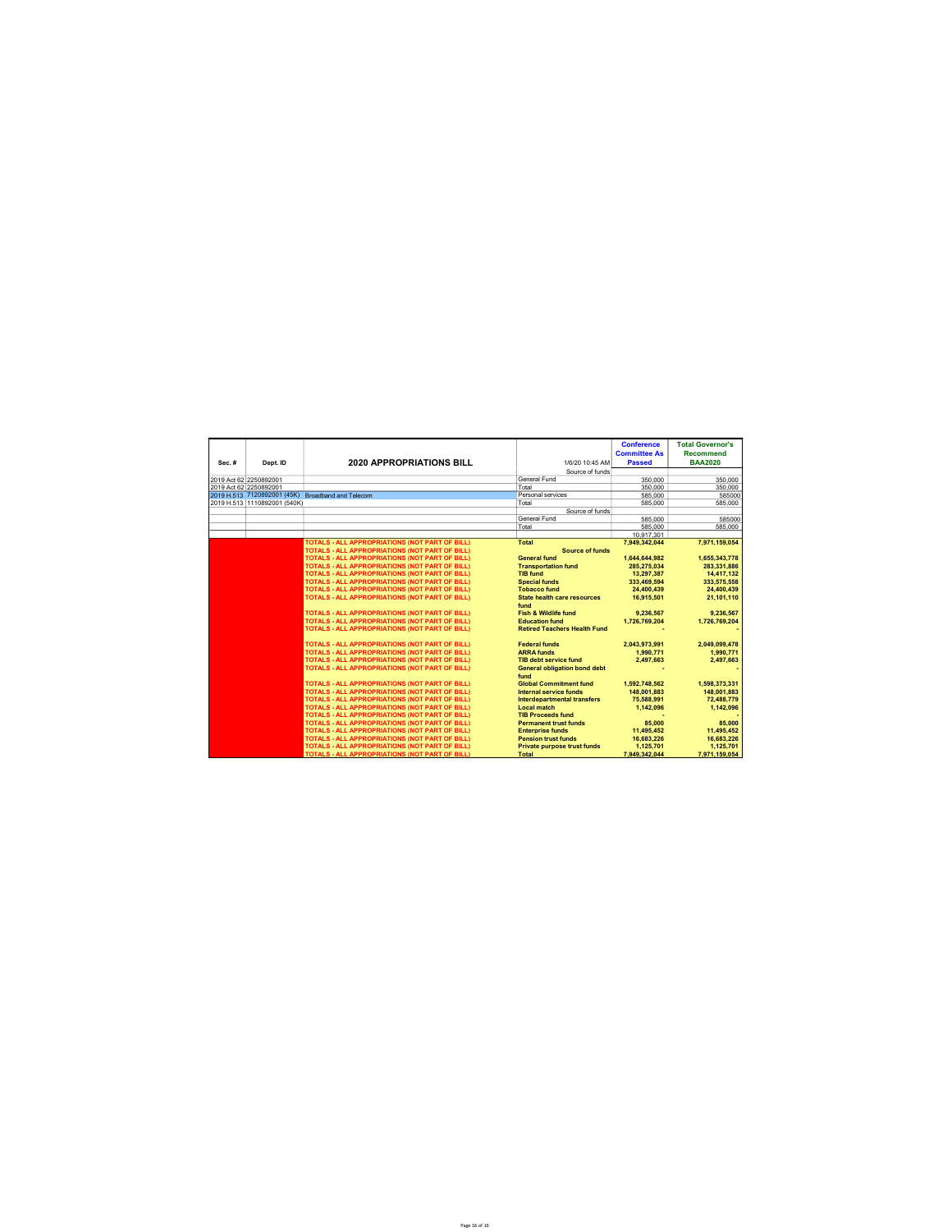| Sec. # | Dept. ID | 2020 APPROPRIATIONS BILL | 1/6/20 10:45 AM | Conference Committee As Passed | Total Governor's Recommend BAA2020 |
|---|---|---|---|---|---|
| | | | Source of funds | | |
| 2019 Act 62 | 2250892001 | | General Fund | 350,000 | 350,000 |
| 2019 Act 62 | 2250892001 | | Total | 350,000 | 350,000 |
| 2019 H.513 | 7120892001 (45K) | Broadband and Telecom | Personal services | 585,000 | 585000 |
| 2019 H.513 | 1110892001 (540K) | | Total | 585,000 | 585,000 |
| | | | Source of funds | | |
| | | | General Fund | 585,000 | 585000 |
| | | | Total | 585,000 | 585,000 |
| | | | | 10,917,301 | |
| | | TOTALS - ALL APPROPRIATIONS (NOT PART OF BILL) | **Total** | **7,949,342,044** | **7,971,159,054** |
| | | TOTALS - ALL APPROPRIATIONS (NOT PART OF BILL) | **Source of funds** | | |
| | | TOTALS - ALL APPROPRIATIONS (NOT PART OF BILL) | **General fund** | **1,644,644,982** | **1,655,343,778** |
| | | TOTALS - ALL APPROPRIATIONS (NOT PART OF BILL) | **Transportation fund** | **285,275,034** | **283,331,886** |
| | | TOTALS - ALL APPROPRIATIONS (NOT PART OF BILL) | **TIB fund** | **13,297,387** | **14,417,132** |
| | | TOTALS - ALL APPROPRIATIONS (NOT PART OF BILL) | **Special funds** | **333,469,594** | **333,575,558** |
| | | TOTALS - ALL APPROPRIATIONS (NOT PART OF BILL) | **Tobacco fund** | **24,400,439** | **24,400,439** |
| | | TOTALS - ALL APPROPRIATIONS (NOT PART OF BILL) | **State health care resources fund** | **16,915,501** | **21,101,110** |
| | | TOTALS - ALL APPROPRIATIONS (NOT PART OF BILL) | **Fish & Wildlife fund** | **9,236,567** | **9,236,567** |
| | | TOTALS - ALL APPROPRIATIONS (NOT PART OF BILL) | **Education fund** | **1,726,769,204** | **1,726,769,204** |
| | | TOTALS - ALL APPROPRIATIONS (NOT PART OF BILL) | **Retired Teachers Health Fund** | **-** | **-** |
| | | TOTALS - ALL APPROPRIATIONS (NOT PART OF BILL) | **Federal funds** | **2,043,973,991** | **2,049,099,478** |
| | | TOTALS - ALL APPROPRIATIONS (NOT PART OF BILL) | **ARRA funds** | **1,990,771** | **1,990,771** |
| | | TOTALS - ALL APPROPRIATIONS (NOT PART OF BILL) | **TIB debt service fund** | **2,497,663** | **2,497,663** |
| | | TOTALS - ALL APPROPRIATIONS (NOT PART OF BILL) | **General obligation bond debt fund** | **-** | **-** |
| | | TOTALS - ALL APPROPRIATIONS (NOT PART OF BILL) | **Global Commitment fund** | **1,592,748,562** | **1,598,373,331** |
| | | TOTALS - ALL APPROPRIATIONS (NOT PART OF BILL) | **Internal service funds** | **148,001,883** | **148,001,883** |
| | | TOTALS - ALL APPROPRIATIONS (NOT PART OF BILL) | **Interdepartmental transfers** | **75,588,991** | **72,488,779** |
| | | TOTALS - ALL APPROPRIATIONS (NOT PART OF BILL) | **Local match** | **1,142,096** | **1,142,096** |
| | | TOTALS - ALL APPROPRIATIONS (NOT PART OF BILL) | **TIB Proceeds fund** | **-** | **-** |
| | | TOTALS - ALL APPROPRIATIONS (NOT PART OF BILL) | **Permanent trust funds** | **85,000** | **85,000** |
| | | TOTALS - ALL APPROPRIATIONS (NOT PART OF BILL) | **Enterprise funds** | **11,495,452** | **11,495,452** |
| | | TOTALS - ALL APPROPRIATIONS (NOT PART OF BILL) | **Pension trust funds** | **16,683,226** | **16,683,226** |
| | | TOTALS - ALL APPROPRIATIONS (NOT PART OF BILL) | **Private purpose trust funds** | **1,125,701** | **1,125,701** |
| | | TOTALS - ALL APPROPRIATIONS (NOT PART OF BILL) | **Total** | **7,949,342,044** | **7,971,159,054** |